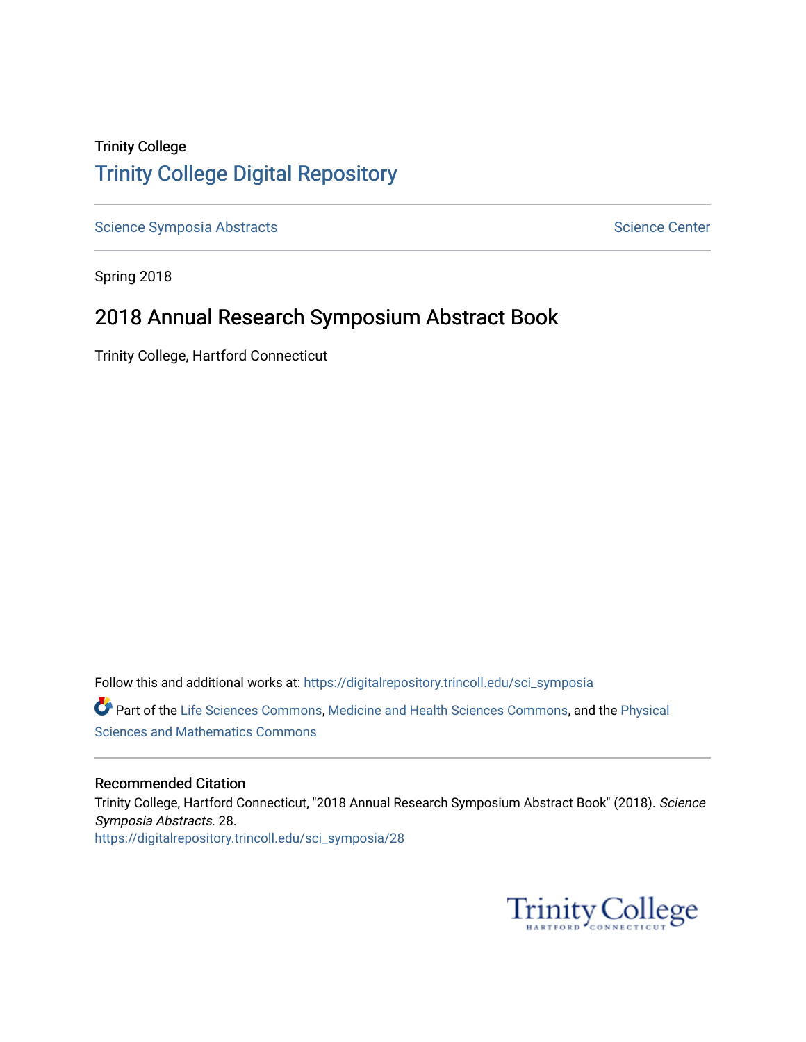Trinity College

# Trinity College Digital Repository

Science Symposia Abstracts

Science Center

Spring 2018

## 2018 Annual Research Symposium Abstract Book

Trinity College, Hartford Connecticut

Follow this and additional works at: https://digitalrepository.trincoll.edu/sci_symposia

Part of the Life Sciences Commons, Medicine and Health Sciences Commons, and the Physical Sciences and Mathematics Commons

### Recommended Citation

Trinity College, Hartford Connecticut, "2018 Annual Research Symposium Abstract Book" (2018). *Science Symposia Abstracts*. 28.
https://digitalrepository.trincoll.edu/sci_symposia/28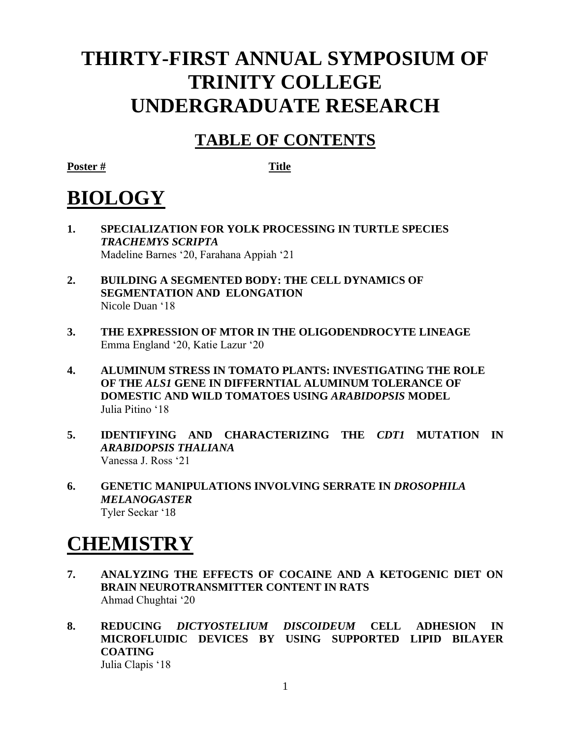# THIRTY-FIRST ANNUAL SYMPOSIUM OF TRINITY COLLEGE UNDERGRADUATE RESEARCH

## TABLE OF CONTENTS

**Poster #** **Title**

# BIOLOGY

**1. SPECIALIZATION FOR YOLK PROCESSING IN TURTLE SPECIES *TRACHEMYS SCRIPTA***
Madeline Barnes '20, Farahana Appiah '21

**2. BUILDING A SEGMENTED BODY: THE CELL DYNAMICS OF SEGMENTATION AND ELONGATION**
Nicole Duan '18

**3. THE EXPRESSION OF MTOR IN THE OLIGODENDROCYTE LINEAGE**
Emma England '20, Katie Lazur '20

**4. ALUMINUM STRESS IN TOMATO PLANTS: INVESTIGATING THE ROLE OF THE *ALS1* GENE IN DIFFERNTIAL ALUMINUM TOLERANCE OF DOMESTIC AND WILD TOMATOES USING *ARABIDOPSIS* MODEL**
Julia Pitino '18

**5. IDENTIFYING AND CHARACTERIZING THE *CDT1* MUTATION IN *ARABIDOPSIS THALIANA***
Vanessa J. Ross '21

**6. GENETIC MANIPULATIONS INVOLVING SERRATE IN *DROSOPHILA MELANOGASTER***
Tyler Seckar '18

# CHEMISTRY

**7. ANALYZING THE EFFECTS OF COCAINE AND A KETOGENIC DIET ON BRAIN NEUROTRANSMITTER CONTENT IN RATS**
Ahmad Chughtai '20

**8. REDUCING *DICTYOSTELIUM DISCOIDEUM* CELL ADHESION IN MICROFLUIDIC DEVICES BY USING SUPPORTED LIPID BILAYER COATING**
Julia Clapis '18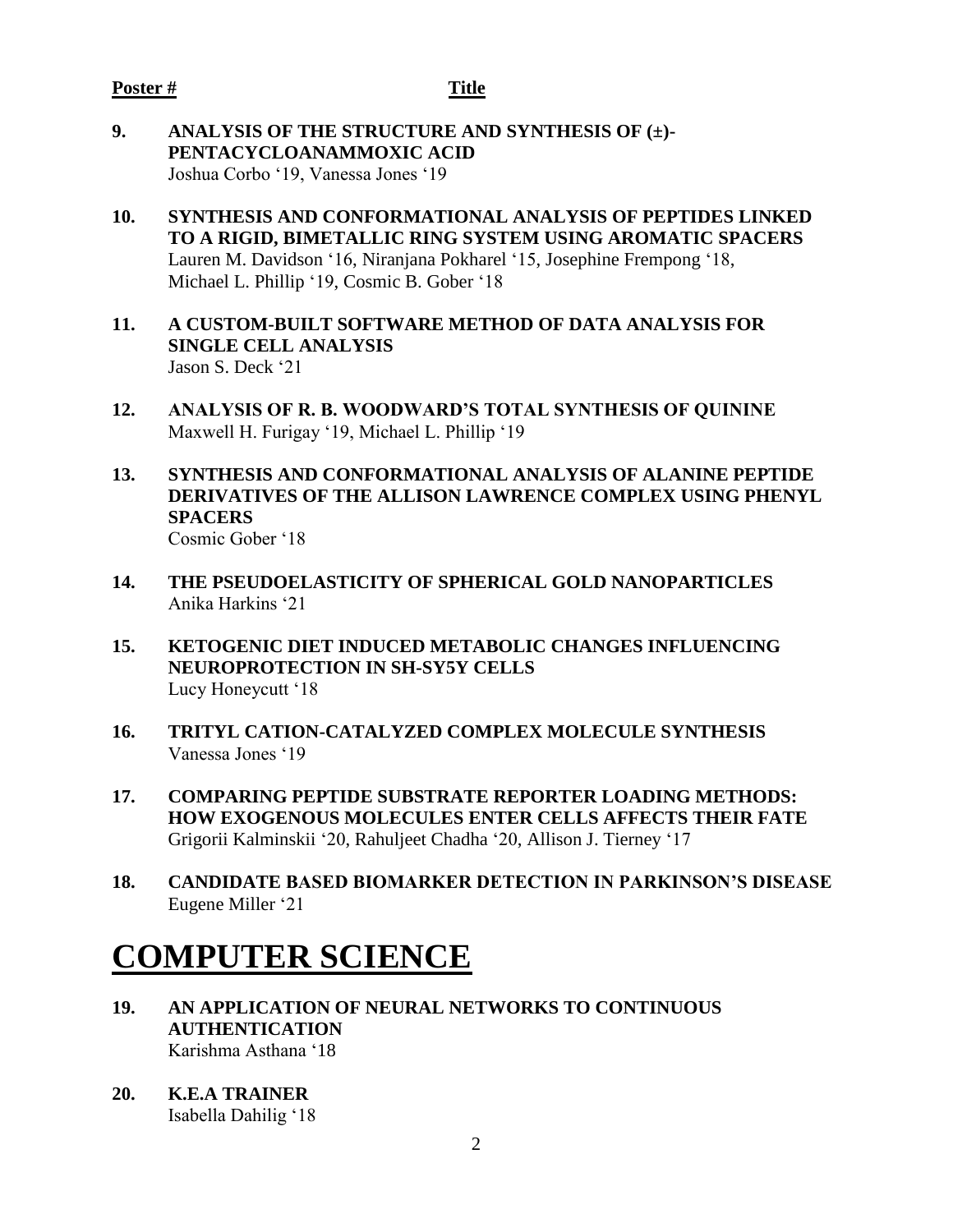**Poster #** **Title**

**9. ANALYSIS OF THE STRUCTURE AND SYNTHESIS OF (±)-PENTACYCLOANAMMOXIC ACID**
Joshua Corbo '19, Vanessa Jones '19

**10. SYNTHESIS AND CONFORMATIONAL ANALYSIS OF PEPTIDES LINKED TO A RIGID, BIMETALLIC RING SYSTEM USING AROMATIC SPACERS**
Lauren M. Davidson '16, Niranjana Pokharel '15, Josephine Frempong '18, Michael L. Phillip '19, Cosmic B. Gober '18

**11. A CUSTOM-BUILT SOFTWARE METHOD OF DATA ANALYSIS FOR SINGLE CELL ANALYSIS**
Jason S. Deck '21

**12. ANALYSIS OF R. B. WOODWARD'S TOTAL SYNTHESIS OF QUININE**
Maxwell H. Furigay '19, Michael L. Phillip '19

**13. SYNTHESIS AND CONFORMATIONAL ANALYSIS OF ALANINE PEPTIDE DERIVATIVES OF THE ALLISON LAWRENCE COMPLEX USING PHENYL SPACERS**
Cosmic Gober '18

**14. THE PSEUDOELASTICITY OF SPHERICAL GOLD NANOPARTICLES**
Anika Harkins '21

**15. KETOGENIC DIET INDUCED METABOLIC CHANGES INFLUENCING NEUROPROTECTION IN SH-SY5Y CELLS**
Lucy Honeycutt '18

**16. TRITYL CATION-CATALYZED COMPLEX MOLECULE SYNTHESIS**
Vanessa Jones '19

**17. COMPARING PEPTIDE SUBSTRATE REPORTER LOADING METHODS: HOW EXOGENOUS MOLECULES ENTER CELLS AFFECTS THEIR FATE**
Grigorii Kalminskii '20, Rahuljeet Chadha '20, Allison J. Tierney '17

**18. CANDIDATE BASED BIOMARKER DETECTION IN PARKINSON'S DISEASE**
Eugene Miller '21

# COMPUTER SCIENCE

**19. AN APPLICATION OF NEURAL NETWORKS TO CONTINUOUS AUTHENTICATION**
Karishma Asthana '18

**20. K.E.A TRAINER**
Isabella Dahilig '18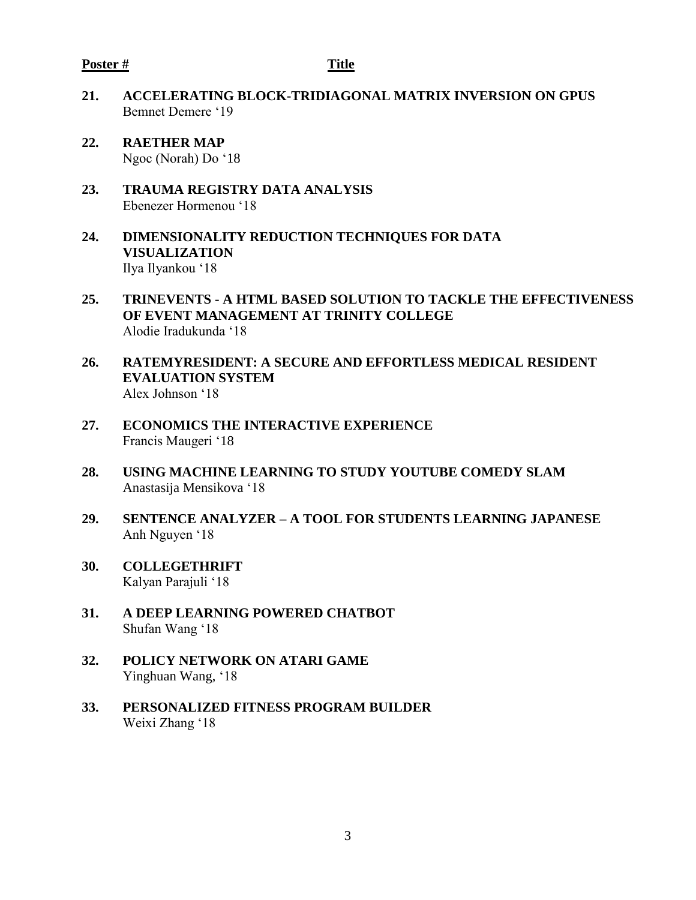**Poster #** **Title**

**21. ACCELERATING BLOCK-TRIDIAGONAL MATRIX INVERSION ON GPUS**
Bemnet Demere '19

**22. RAETHER MAP**
Ngoc (Norah) Do '18

**23. TRAUMA REGISTRY DATA ANALYSIS**
Ebenezer Hormenou '18

**24. DIMENSIONALITY REDUCTION TECHNIQUES FOR DATA VISUALIZATION**
Ilya Ilyankou '18

**25. TRINEVENTS - A HTML BASED SOLUTION TO TACKLE THE EFFECTIVENESS OF EVENT MANAGEMENT AT TRINITY COLLEGE**
Alodie Iradukunda '18

**26. RATEMYRESIDENT: A SECURE AND EFFORTLESS MEDICAL RESIDENT EVALUATION SYSTEM**
Alex Johnson '18

**27. ECONOMICS THE INTERACTIVE EXPERIENCE**
Francis Maugeri '18

**28. USING MACHINE LEARNING TO STUDY YOUTUBE COMEDY SLAM**
Anastasija Mensikova '18

**29. SENTENCE ANALYZER – A TOOL FOR STUDENTS LEARNING JAPANESE**
Anh Nguyen '18

**30. COLLEGETHRIFT**
Kalyan Parajuli '18

**31. A DEEP LEARNING POWERED CHATBOT**
Shufan Wang '18

**32. POLICY NETWORK ON ATARI GAME**
Yinghuan Wang, '18

**33. PERSONALIZED FITNESS PROGRAM BUILDER**
Weixi Zhang '18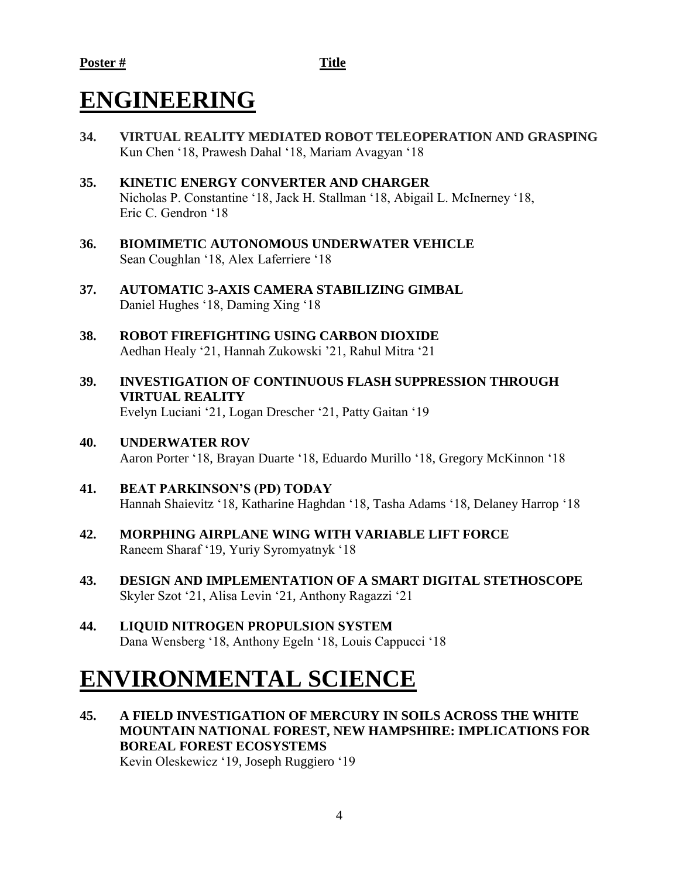**Poster #** **Title**

# ENGINEERING

**34. VIRTUAL REALITY MEDIATED ROBOT TELEOPERATION AND GRASPING**
Kun Chen '18, Prawesh Dahal '18, Mariam Avagyan '18

**35. KINETIC ENERGY CONVERTER AND CHARGER**
Nicholas P. Constantine '18, Jack H. Stallman '18, Abigail L. McInerney '18, Eric C. Gendron '18

**36. BIOMIMETIC AUTONOMOUS UNDERWATER VEHICLE**
Sean Coughlan '18, Alex Laferriere '18

**37. AUTOMATIC 3-AXIS CAMERA STABILIZING GIMBAL**
Daniel Hughes '18, Daming Xing '18

**38. ROBOT FIREFIGHTING USING CARBON DIOXIDE**
Aedhan Healy '21, Hannah Zukowski '21, Rahul Mitra '21

**39. INVESTIGATION OF CONTINUOUS FLASH SUPPRESSION THROUGH VIRTUAL REALITY**
Evelyn Luciani '21, Logan Drescher '21, Patty Gaitan '19

**40. UNDERWATER ROV**
Aaron Porter '18, Brayan Duarte '18, Eduardo Murillo '18, Gregory McKinnon '18

**41. BEAT PARKINSON'S (PD) TODAY**
Hannah Shaievitz '18, Katharine Haghdan '18, Tasha Adams '18, Delaney Harrop '18

**42. MORPHING AIRPLANE WING WITH VARIABLE LIFT FORCE**
Raneem Sharaf '19, Yuriy Syromyatnyk '18

**43. DESIGN AND IMPLEMENTATION OF A SMART DIGITAL STETHOSCOPE**
Skyler Szot '21, Alisa Levin '21, Anthony Ragazzi '21

**44. LIQUID NITROGEN PROPULSION SYSTEM**
Dana Wensberg '18, Anthony Egeln '18, Louis Cappucci '18

# ENVIRONMENTAL SCIENCE

**45. A FIELD INVESTIGATION OF MERCURY IN SOILS ACROSS THE WHITE MOUNTAIN NATIONAL FOREST, NEW HAMPSHIRE: IMPLICATIONS FOR BOREAL FOREST ECOSYSTEMS**
Kevin Oleskewicz '19, Joseph Ruggiero '19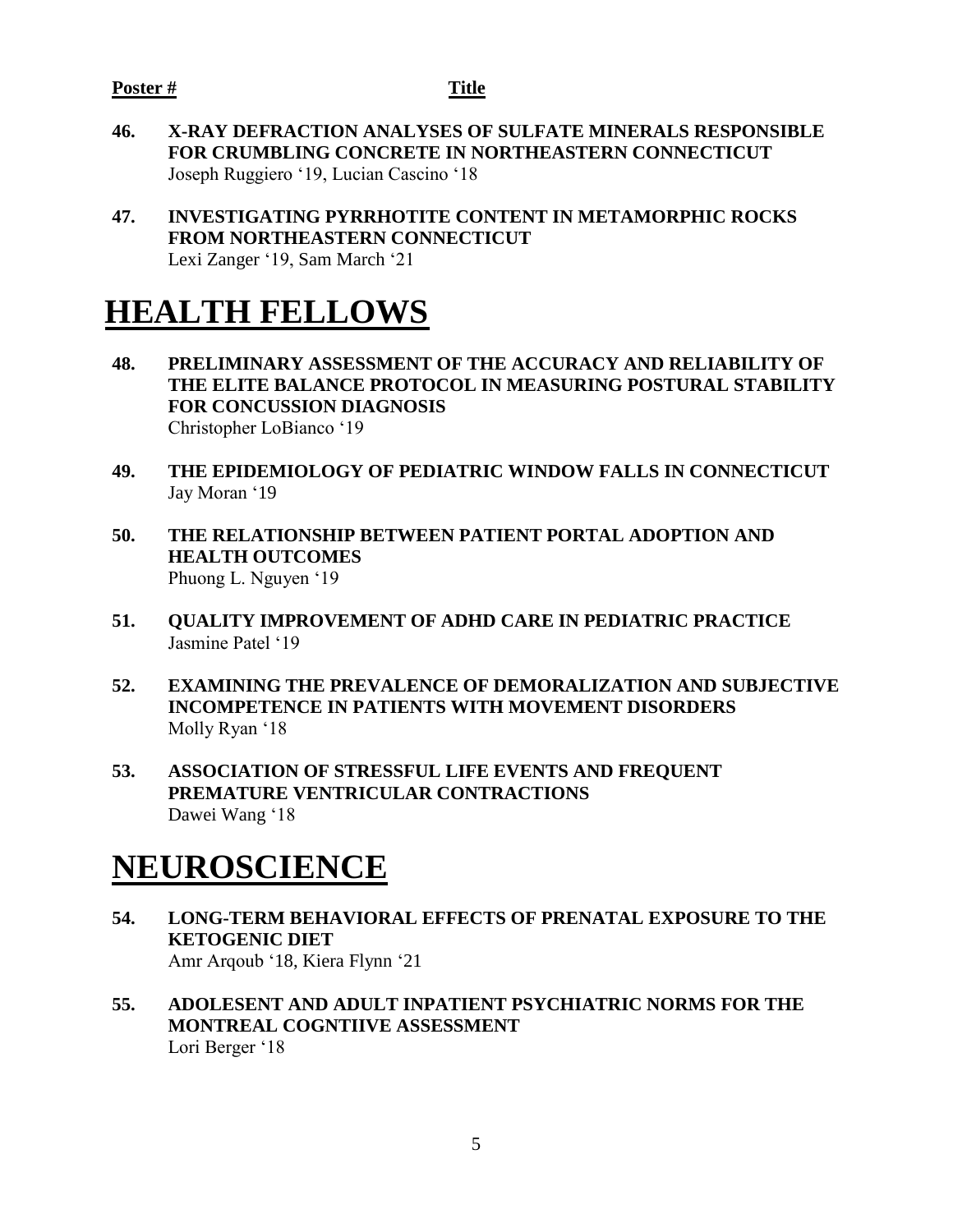**Poster #** **Title**

**46. X-RAY DEFRACTION ANALYSES OF SULFATE MINERALS RESPONSIBLE FOR CRUMBLING CONCRETE IN NORTHEASTERN CONNECTICUT**
Joseph Ruggiero '19, Lucian Cascino '18

**47. INVESTIGATING PYRRHOTITE CONTENT IN METAMORPHIC ROCKS FROM NORTHEASTERN CONNECTICUT**
Lexi Zanger '19, Sam March '21

# HEALTH FELLOWS

**48. PRELIMINARY ASSESSMENT OF THE ACCURACY AND RELIABILITY OF THE ELITE BALANCE PROTOCOL IN MEASURING POSTURAL STABILITY FOR CONCUSSION DIAGNOSIS**
Christopher LoBianco '19

**49. THE EPIDEMIOLOGY OF PEDIATRIC WINDOW FALLS IN CONNECTICUT**
Jay Moran '19

**50. THE RELATIONSHIP BETWEEN PATIENT PORTAL ADOPTION AND HEALTH OUTCOMES**
Phuong L. Nguyen '19

**51. QUALITY IMPROVEMENT OF ADHD CARE IN PEDIATRIC PRACTICE**
Jasmine Patel '19

**52. EXAMINING THE PREVALENCE OF DEMORALIZATION AND SUBJECTIVE INCOMPETENCE IN PATIENTS WITH MOVEMENT DISORDERS**
Molly Ryan '18

**53. ASSOCIATION OF STRESSFUL LIFE EVENTS AND FREQUENT PREMATURE VENTRICULAR CONTRACTIONS**
Dawei Wang '18

# NEUROSCIENCE

**54. LONG-TERM BEHAVIORAL EFFECTS OF PRENATAL EXPOSURE TO THE KETOGENIC DIET**
Amr Arqoub '18, Kiera Flynn '21

**55. ADOLESENT AND ADULT INPATIENT PSYCHIATRIC NORMS FOR THE MONTREAL COGNTIIVE ASSESSMENT**
Lori Berger '18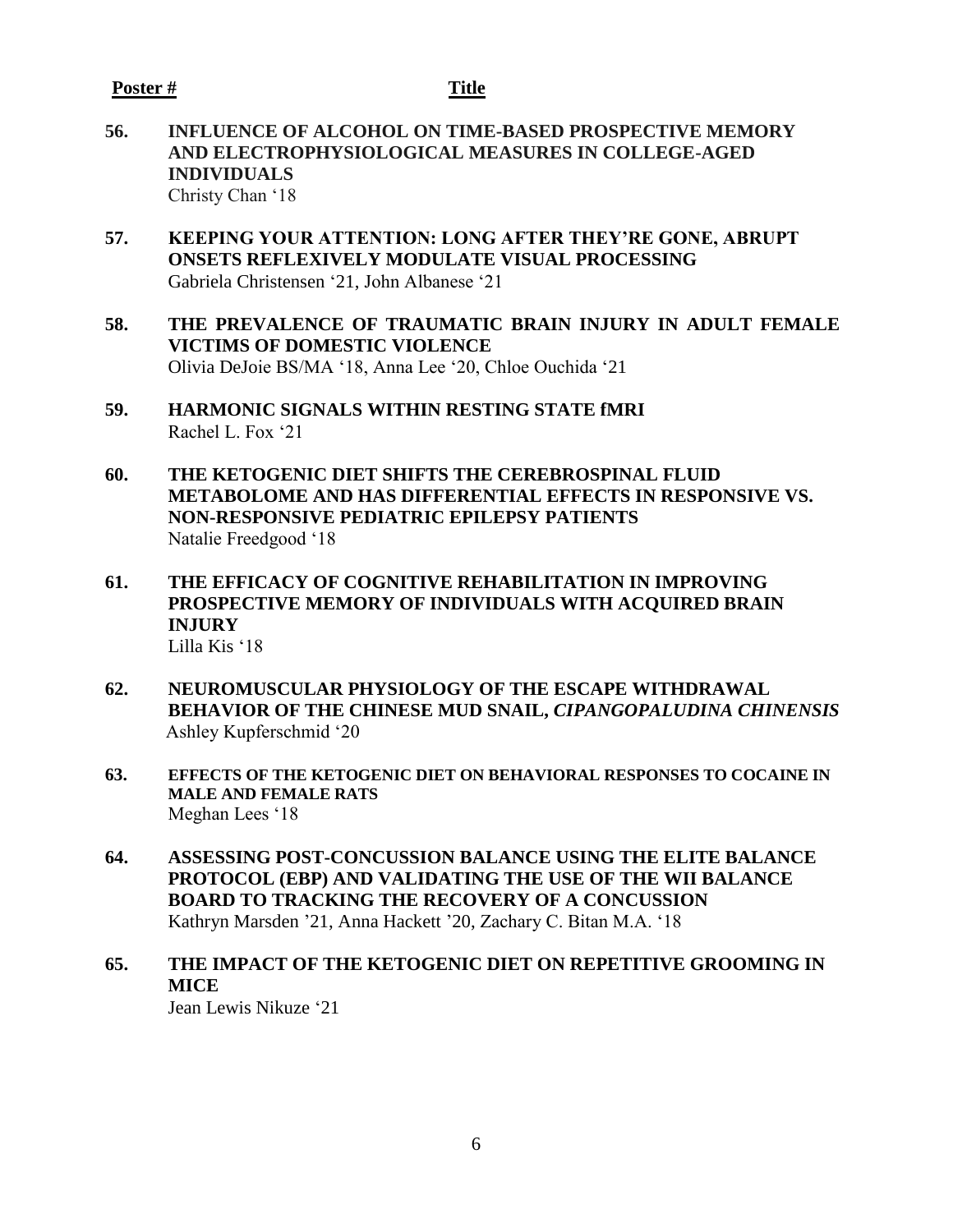**Poster #** **Title**

**56. INFLUENCE OF ALCOHOL ON TIME-BASED PROSPECTIVE MEMORY AND ELECTROPHYSIOLOGICAL MEASURES IN COLLEGE-AGED INDIVIDUALS**
Christy Chan '18

**57. KEEPING YOUR ATTENTION: LONG AFTER THEY'RE GONE, ABRUPT ONSETS REFLEXIVELY MODULATE VISUAL PROCESSING**
Gabriela Christensen '21, John Albanese '21

**58. THE PREVALENCE OF TRAUMATIC BRAIN INJURY IN ADULT FEMALE VICTIMS OF DOMESTIC VIOLENCE**
Olivia DeJoie BS/MA '18, Anna Lee '20, Chloe Ouchida '21

**59. HARMONIC SIGNALS WITHIN RESTING STATE fMRI**
Rachel L. Fox '21

**60. THE KETOGENIC DIET SHIFTS THE CEREBROSPINAL FLUID METABOLOME AND HAS DIFFERENTIAL EFFECTS IN RESPONSIVE VS. NON-RESPONSIVE PEDIATRIC EPILEPSY PATIENTS**
Natalie Freedgood '18

**61. THE EFFICACY OF COGNITIVE REHABILITATION IN IMPROVING PROSPECTIVE MEMORY OF INDIVIDUALS WITH ACQUIRED BRAIN INJURY**
Lilla Kis '18

**62. NEUROMUSCULAR PHYSIOLOGY OF THE ESCAPE WITHDRAWAL BEHAVIOR OF THE CHINESE MUD SNAIL, *CIPANGOPALUDINA CHINENSIS***
Ashley Kupferschmid '20

**63. EFFECTS OF THE KETOGENIC DIET ON BEHAVIORAL RESPONSES TO COCAINE IN MALE AND FEMALE RATS**
Meghan Lees '18

**64. ASSESSING POST-CONCUSSION BALANCE USING THE ELITE BALANCE PROTOCOL (EBP) AND VALIDATING THE USE OF THE WII BALANCE BOARD TO TRACKING THE RECOVERY OF A CONCUSSION**
Kathryn Marsden '21, Anna Hackett '20, Zachary C. Bitan M.A. '18

**65. THE IMPACT OF THE KETOGENIC DIET ON REPETITIVE GROOMING IN MICE**
Jean Lewis Nikuze '21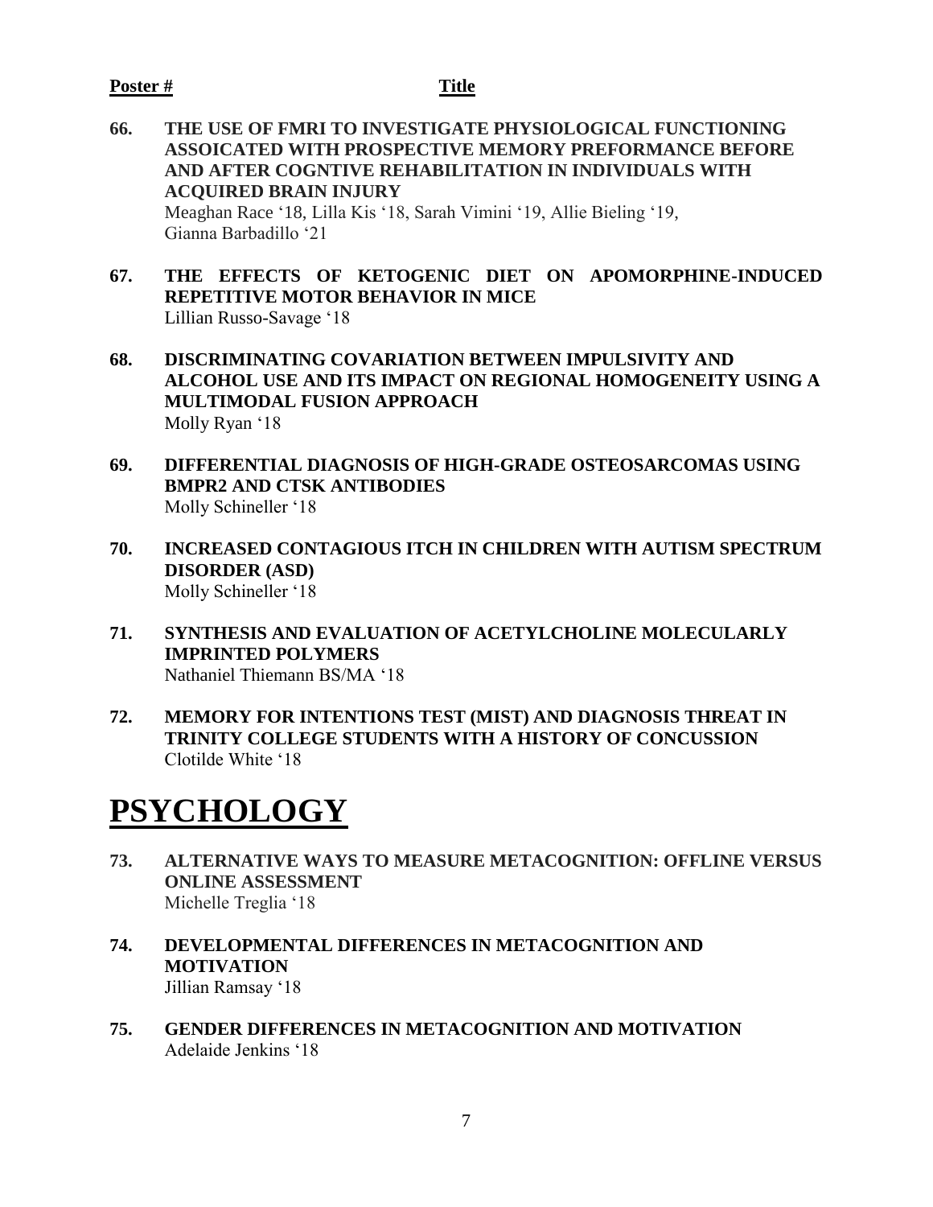**Poster #** **Title**

**66. THE USE OF FMRI TO INVESTIGATE PHYSIOLOGICAL FUNCTIONING ASSOICATED WITH PROSPECTIVE MEMORY PREFORMANCE BEFORE AND AFTER COGNTIVE REHABILITATION IN INDIVIDUALS WITH ACQUIRED BRAIN INJURY**
Meaghan Race '18, Lilla Kis '18, Sarah Vimini '19, Allie Bieling '19, Gianna Barbadillo '21

**67. THE EFFECTS OF KETOGENIC DIET ON APOMORPHINE-INDUCED REPETITIVE MOTOR BEHAVIOR IN MICE**
Lillian Russo-Savage '18

**68. DISCRIMINATING COVARIATION BETWEEN IMPULSIVITY AND ALCOHOL USE AND ITS IMPACT ON REGIONAL HOMOGENEITY USING A MULTIMODAL FUSION APPROACH**
Molly Ryan '18

**69. DIFFERENTIAL DIAGNOSIS OF HIGH-GRADE OSTEOSARCOMAS USING BMPR2 AND CTSK ANTIBODIES**
Molly Schineller '18

**70. INCREASED CONTAGIOUS ITCH IN CHILDREN WITH AUTISM SPECTRUM DISORDER (ASD)**
Molly Schineller '18

**71. SYNTHESIS AND EVALUATION OF ACETYLCHOLINE MOLECULARLY IMPRINTED POLYMERS**
Nathaniel Thiemann BS/MA '18

**72. MEMORY FOR INTENTIONS TEST (MIST) AND DIAGNOSIS THREAT IN TRINITY COLLEGE STUDENTS WITH A HISTORY OF CONCUSSION**
Clotilde White '18

# PSYCHOLOGY

**73. ALTERNATIVE WAYS TO MEASURE METACOGNITION: OFFLINE VERSUS ONLINE ASSESSMENT**
Michelle Treglia '18

**74. DEVELOPMENTAL DIFFERENCES IN METACOGNITION AND MOTIVATION**
Jillian Ramsay '18

**75. GENDER DIFFERENCES IN METACOGNITION AND MOTIVATION**
Adelaide Jenkins '18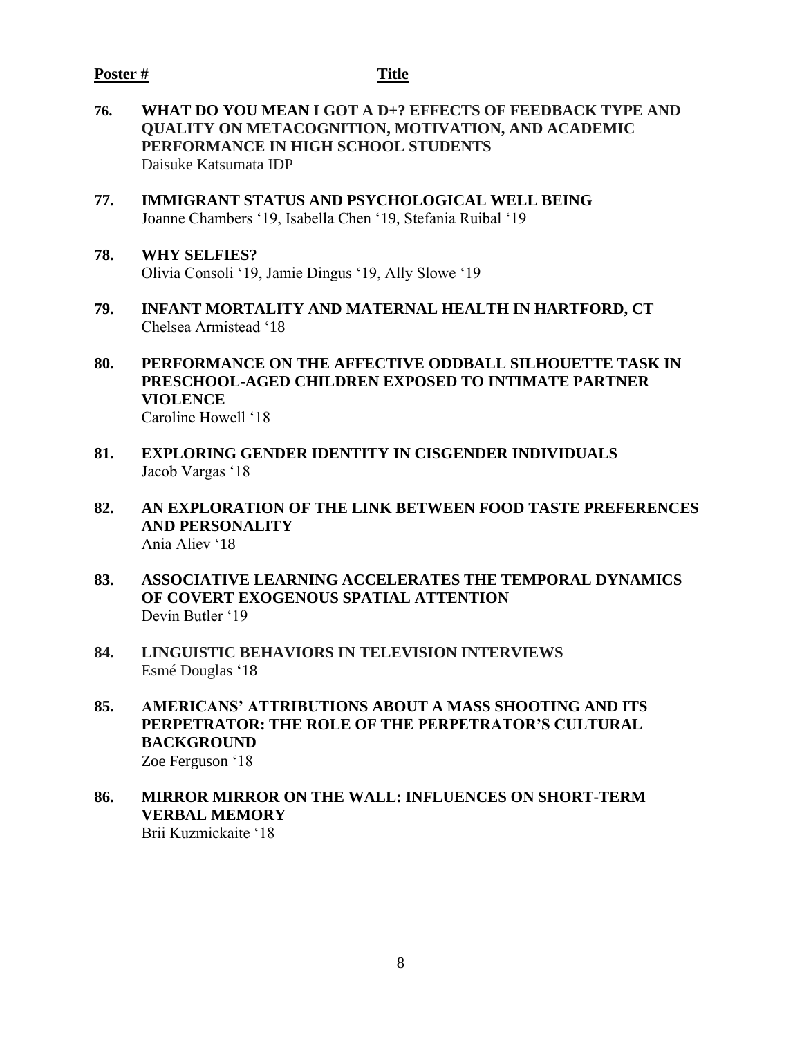**Poster #** **Title**

**76. WHAT DO YOU MEAN I GOT A D+? EFFECTS OF FEEDBACK TYPE AND QUALITY ON METACOGNITION, MOTIVATION, AND ACADEMIC PERFORMANCE IN HIGH SCHOOL STUDENTS**
Daisuke Katsumata IDP

**77. IMMIGRANT STATUS AND PSYCHOLOGICAL WELL BEING**
Joanne Chambers '19, Isabella Chen '19, Stefania Ruibal '19

**78. WHY SELFIES?**
Olivia Consoli '19, Jamie Dingus '19, Ally Slowe '19

**79. INFANT MORTALITY AND MATERNAL HEALTH IN HARTFORD, CT**
Chelsea Armistead '18

**80. PERFORMANCE ON THE AFFECTIVE ODDBALL SILHOUETTE TASK IN PRESCHOOL-AGED CHILDREN EXPOSED TO INTIMATE PARTNER VIOLENCE**
Caroline Howell '18

**81. EXPLORING GENDER IDENTITY IN CISGENDER INDIVIDUALS**
Jacob Vargas '18

**82. AN EXPLORATION OF THE LINK BETWEEN FOOD TASTE PREFERENCES AND PERSONALITY**
Ania Aliev '18

**83. ASSOCIATIVE LEARNING ACCELERATES THE TEMPORAL DYNAMICS OF COVERT EXOGENOUS SPATIAL ATTENTION**
Devin Butler '19

**84. LINGUISTIC BEHAVIORS IN TELEVISION INTERVIEWS**
Esmé Douglas '18

**85. AMERICANS' ATTRIBUTIONS ABOUT A MASS SHOOTING AND ITS PERPETRATOR: THE ROLE OF THE PERPETRATOR'S CULTURAL BACKGROUND**
Zoe Ferguson '18

**86. MIRROR MIRROR ON THE WALL: INFLUENCES ON SHORT-TERM VERBAL MEMORY**
Brii Kuzmickaite '18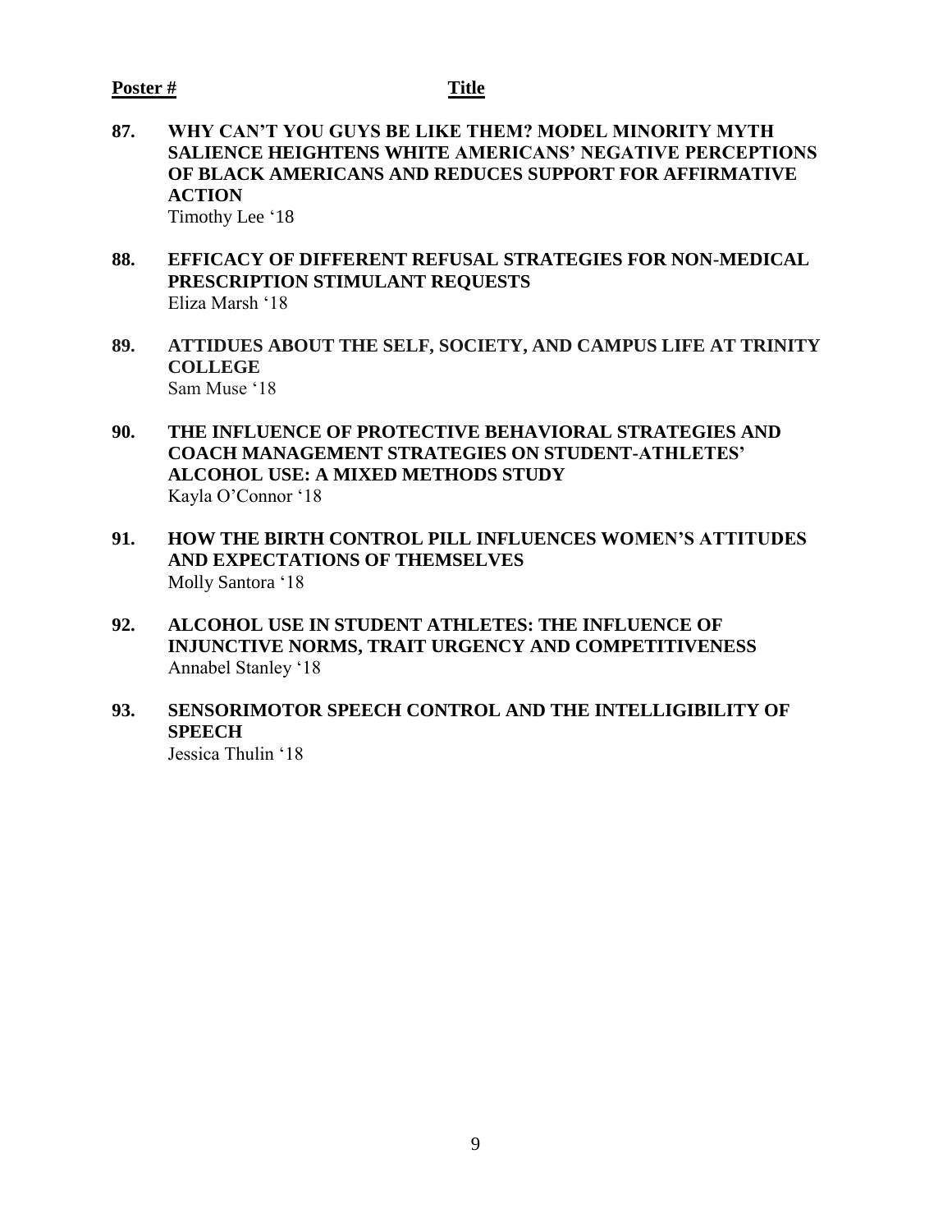**Poster #** **Title**

**87. WHY CAN'T YOU GUYS BE LIKE THEM? MODEL MINORITY MYTH SALIENCE HEIGHTENS WHITE AMERICANS' NEGATIVE PERCEPTIONS OF BLACK AMERICANS AND REDUCES SUPPORT FOR AFFIRMATIVE ACTION**
Timothy Lee '18

**88. EFFICACY OF DIFFERENT REFUSAL STRATEGIES FOR NON-MEDICAL PRESCRIPTION STIMULANT REQUESTS**
Eliza Marsh '18

**89. ATTIDUES ABOUT THE SELF, SOCIETY, AND CAMPUS LIFE AT TRINITY COLLEGE**
Sam Muse '18

**90. THE INFLUENCE OF PROTECTIVE BEHAVIORAL STRATEGIES AND COACH MANAGEMENT STRATEGIES ON STUDENT-ATHLETES' ALCOHOL USE: A MIXED METHODS STUDY**
Kayla O'Connor '18

**91. HOW THE BIRTH CONTROL PILL INFLUENCES WOMEN'S ATTITUDES AND EXPECTATIONS OF THEMSELVES**
Molly Santora '18

**92. ALCOHOL USE IN STUDENT ATHLETES: THE INFLUENCE OF INJUNCTIVE NORMS, TRAIT URGENCY AND COMPETITIVENESS**
Annabel Stanley '18

**93. SENSORIMOTOR SPEECH CONTROL AND THE INTELLIGIBILITY OF SPEECH**
Jessica Thulin '18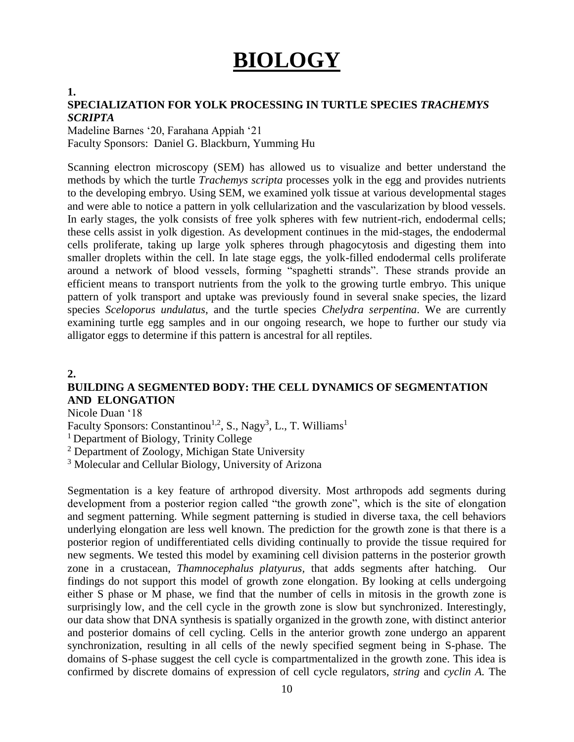# BIOLOGY

**1.**

**SPECIALIZATION FOR YOLK PROCESSING IN TURTLE SPECIES *TRACHEMYS SCRIPTA***

Madeline Barnes '20, Farahana Appiah '21
Faculty Sponsors: Daniel G. Blackburn, Yumming Hu

Scanning electron microscopy (SEM) has allowed us to visualize and better understand the methods by which the turtle *Trachemys scripta* processes yolk in the egg and provides nutrients to the developing embryo. Using SEM, we examined yolk tissue at various developmental stages and were able to notice a pattern in yolk cellularization and the vascularization by blood vessels. In early stages, the yolk consists of free yolk spheres with few nutrient-rich, endodermal cells; these cells assist in yolk digestion. As development continues in the mid-stages, the endodermal cells proliferate, taking up large yolk spheres through phagocytosis and digesting them into smaller droplets within the cell. In late stage eggs, the yolk-filled endodermal cells proliferate around a network of blood vessels, forming "spaghetti strands". These strands provide an efficient means to transport nutrients from the yolk to the growing turtle embryo. This unique pattern of yolk transport and uptake was previously found in several snake species, the lizard species *Sceloporus undulatus*, and the turtle species *Chelydra serpentina*. We are currently examining turtle egg samples and in our ongoing research, we hope to further our study via alligator eggs to determine if this pattern is ancestral for all reptiles.

**2.**

**BUILDING A SEGMENTED BODY: THE CELL DYNAMICS OF SEGMENTATION AND ELONGATION**

Nicole Duan '18
Faculty Sponsors: Constantinou[1,2], S., Nagy[3], L., T. Williams[1]
[1] Department of Biology, Trinity College
[2] Department of Zoology, Michigan State University
[3] Molecular and Cellular Biology, University of Arizona

Segmentation is a key feature of arthropod diversity. Most arthropods add segments during development from a posterior region called "the growth zone", which is the site of elongation and segment patterning. While segment patterning is studied in diverse taxa, the cell behaviors underlying elongation are less well known. The prediction for the growth zone is that there is a posterior region of undifferentiated cells dividing continually to provide the tissue required for new segments. We tested this model by examining cell division patterns in the posterior growth zone in a crustacean, *Thamnocephalus platyurus,* that adds segments after hatching. Our findings do not support this model of growth zone elongation. By looking at cells undergoing either S phase or M phase, we find that the number of cells in mitosis in the growth zone is surprisingly low, and the cell cycle in the growth zone is slow but synchronized. Interestingly, our data show that DNA synthesis is spatially organized in the growth zone, with distinct anterior and posterior domains of cell cycling. Cells in the anterior growth zone undergo an apparent synchronization, resulting in all cells of the newly specified segment being in S-phase. The domains of S-phase suggest the cell cycle is compartmentalized in the growth zone. This idea is confirmed by discrete domains of expression of cell cycle regulators, *string* and *cyclin A.* The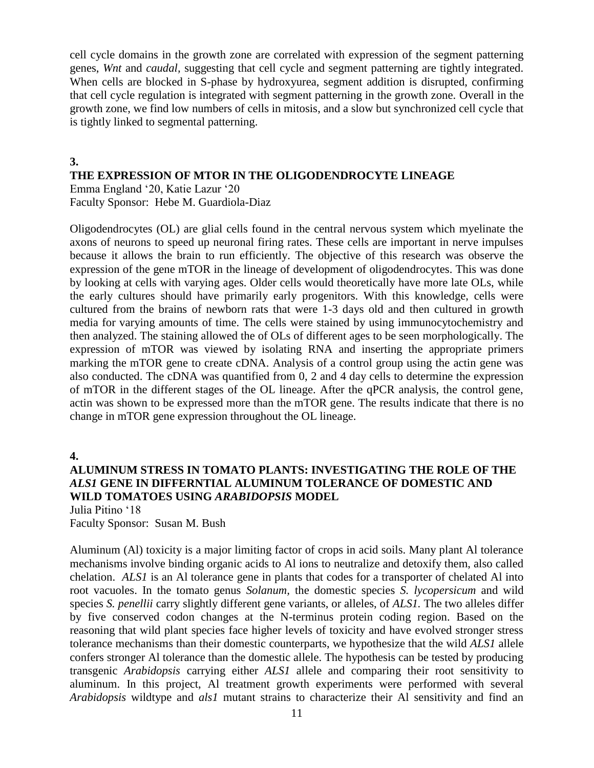cell cycle domains in the growth zone are correlated with expression of the segment patterning genes, *Wnt* and *caudal,* suggesting that cell cycle and segment patterning are tightly integrated. When cells are blocked in S-phase by hydroxyurea, segment addition is disrupted, confirming that cell cycle regulation is integrated with segment patterning in the growth zone. Overall in the growth zone, we find low numbers of cells in mitosis, and a slow but synchronized cell cycle that is tightly linked to segmental patterning.

**3.**

### THE EXPRESSION OF MTOR IN THE OLIGODENDROCYTE LINEAGE

Emma England '20, Katie Lazur '20
Faculty Sponsor: Hebe M. Guardiola-Diaz

Oligodendrocytes (OL) are glial cells found in the central nervous system which myelinate the axons of neurons to speed up neuronal firing rates. These cells are important in nerve impulses because it allows the brain to run efficiently. The objective of this research was observe the expression of the gene mTOR in the lineage of development of oligodendrocytes. This was done by looking at cells with varying ages. Older cells would theoretically have more late OLs, while the early cultures should have primarily early progenitors. With this knowledge, cells were cultured from the brains of newborn rats that were 1-3 days old and then cultured in growth media for varying amounts of time. The cells were stained by using immunocytochemistry and then analyzed. The staining allowed the of OLs of different ages to be seen morphologically. The expression of mTOR was viewed by isolating RNA and inserting the appropriate primers marking the mTOR gene to create cDNA. Analysis of a control group using the actin gene was also conducted. The cDNA was quantified from 0, 2 and 4 day cells to determine the expression of mTOR in the different stages of the OL lineage. After the qPCR analysis, the control gene, actin was shown to be expressed more than the mTOR gene. The results indicate that there is no change in mTOR gene expression throughout the OL lineage.

**4.**

### ALUMINUM STRESS IN TOMATO PLANTS: INVESTIGATING THE ROLE OF THE *ALS1* GENE IN DIFFERNTIAL ALUMINUM TOLERANCE OF DOMESTIC AND WILD TOMATOES USING *ARABIDOPSIS* MODEL

Julia Pitino '18
Faculty Sponsor: Susan M. Bush

Aluminum (Al) toxicity is a major limiting factor of crops in acid soils. Many plant Al tolerance mechanisms involve binding organic acids to Al ions to neutralize and detoxify them, also called chelation. *ALS1* is an Al tolerance gene in plants that codes for a transporter of chelated Al into root vacuoles. In the tomato genus *Solanum*, the domestic species *S. lycopersicum* and wild species *S. penellii* carry slightly different gene variants, or alleles, of *ALS1.* The two alleles differ by five conserved codon changes at the N-terminus protein coding region. Based on the reasoning that wild plant species face higher levels of toxicity and have evolved stronger stress tolerance mechanisms than their domestic counterparts, we hypothesize that the wild *ALS1* allele confers stronger Al tolerance than the domestic allele. The hypothesis can be tested by producing transgenic *Arabidopsis* carrying either *ALS1* allele and comparing their root sensitivity to aluminum. In this project, Al treatment growth experiments were performed with several *Arabidopsis* wildtype and *als1* mutant strains to characterize their Al sensitivity and find an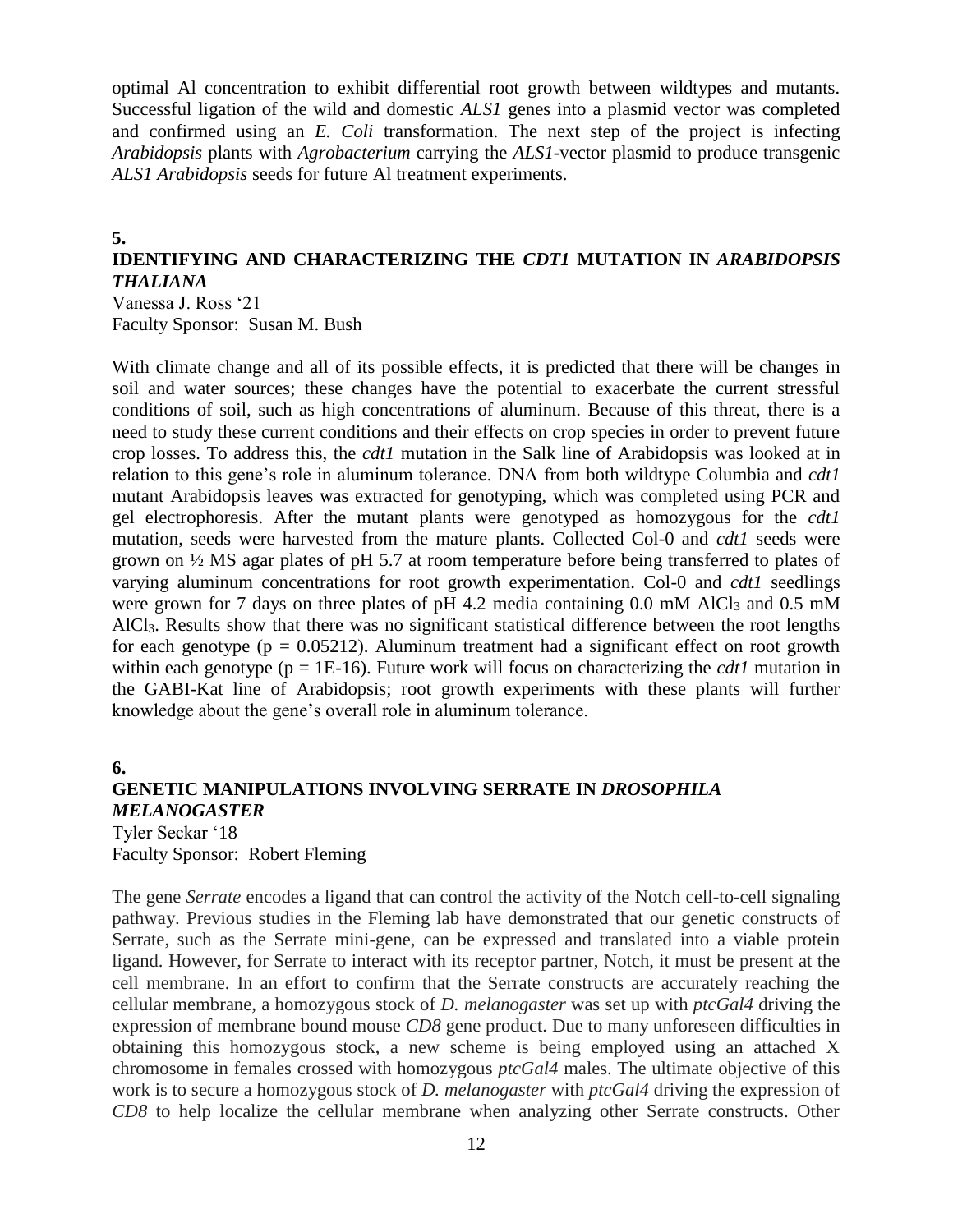optimal Al concentration to exhibit differential root growth between wildtypes and mutants. Successful ligation of the wild and domestic *ALS1* genes into a plasmid vector was completed and confirmed using an *E. Coli* transformation. The next step of the project is infecting *Arabidopsis* plants with *Agrobacterium* carrying the *ALS1*-vector plasmid to produce transgenic *ALS1 Arabidopsis* seeds for future Al treatment experiments.

**5.**

## IDENTIFYING AND CHARACTERIZING THE *CDT1* MUTATION IN *ARABIDOPSIS THALIANA*

Vanessa J. Ross '21
Faculty Sponsor: Susan M. Bush

With climate change and all of its possible effects, it is predicted that there will be changes in soil and water sources; these changes have the potential to exacerbate the current stressful conditions of soil, such as high concentrations of aluminum. Because of this threat, there is a need to study these current conditions and their effects on crop species in order to prevent future crop losses. To address this, the *cdt1* mutation in the Salk line of Arabidopsis was looked at in relation to this gene's role in aluminum tolerance. DNA from both wildtype Columbia and *cdt1* mutant Arabidopsis leaves was extracted for genotyping, which was completed using PCR and gel electrophoresis. After the mutant plants were genotyped as homozygous for the *cdt1* mutation, seeds were harvested from the mature plants. Collected Col-0 and *cdt1* seeds were grown on ½ MS agar plates of pH 5.7 at room temperature before being transferred to plates of varying aluminum concentrations for root growth experimentation. Col-0 and *cdt1* seedlings were grown for 7 days on three plates of pH 4.2 media containing 0.0 mM $AlCl_3$ and 0.5 mM $AlCl_3$. Results show that there was no significant statistical difference between the root lengths for each genotype ($p = 0.05212$). Aluminum treatment had a significant effect on root growth within each genotype ($p = 1E\text{-}16$). Future work will focus on characterizing the *cdt1* mutation in the GABI-Kat line of Arabidopsis; root growth experiments with these plants will further knowledge about the gene's overall role in aluminum tolerance.

**6.**

## GENETIC MANIPULATIONS INVOLVING SERRATE IN *DROSOPHILA MELANOGASTER*

Tyler Seckar '18
Faculty Sponsor: Robert Fleming

The gene *Serrate* encodes a ligand that can control the activity of the Notch cell-to-cell signaling pathway. Previous studies in the Fleming lab have demonstrated that our genetic constructs of Serrate, such as the Serrate mini-gene, can be expressed and translated into a viable protein ligand. However, for Serrate to interact with its receptor partner, Notch, it must be present at the cell membrane. In an effort to confirm that the Serrate constructs are accurately reaching the cellular membrane, a homozygous stock of *D. melanogaster* was set up with *ptcGal4* driving the expression of membrane bound mouse *CD8* gene product. Due to many unforeseen difficulties in obtaining this homozygous stock, a new scheme is being employed using an attached X chromosome in females crossed with homozygous *ptcGal4* males. The ultimate objective of this work is to secure a homozygous stock of *D. melanogaster* with *ptcGal4* driving the expression of *CD8* to help localize the cellular membrane when analyzing other Serrate constructs. Other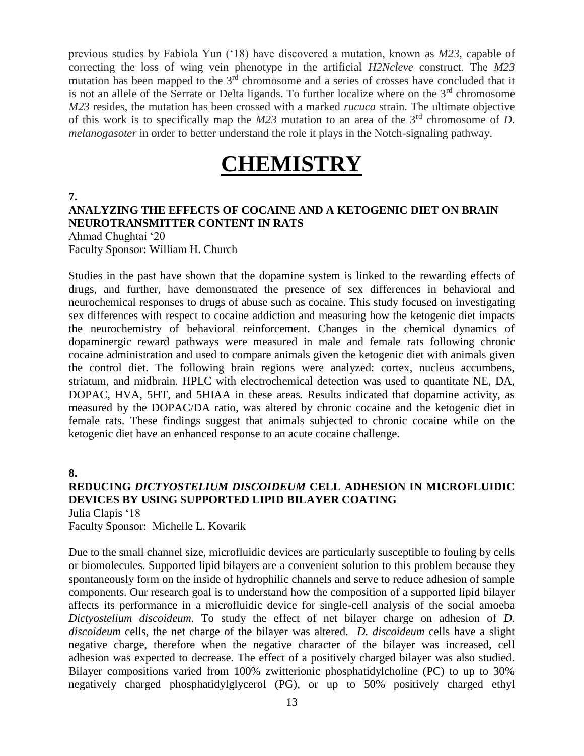previous studies by Fabiola Yun ('18) have discovered a mutation, known as *M23*, capable of correcting the loss of wing vein phenotype in the artificial *H2Ncleve* construct. The *M23* mutation has been mapped to the 3rd chromosome and a series of crosses have concluded that it is not an allele of the Serrate or Delta ligands. To further localize where on the 3rd chromosome *M23* resides, the mutation has been crossed with a marked *rucuca* strain. The ultimate objective of this work is to specifically map the *M23* mutation to an area of the 3rd chromosome of *D. melanogasoter* in order to better understand the role it plays in the Notch-signaling pathway.

# CHEMISTRY

**7.**

### ANALYZING THE EFFECTS OF COCAINE AND A KETOGENIC DIET ON BRAIN NEUROTRANSMITTER CONTENT IN RATS

Ahmad Chughtai '20
Faculty Sponsor: William H. Church

Studies in the past have shown that the dopamine system is linked to the rewarding effects of drugs, and further, have demonstrated the presence of sex differences in behavioral and neurochemical responses to drugs of abuse such as cocaine. This study focused on investigating sex differences with respect to cocaine addiction and measuring how the ketogenic diet impacts the neurochemistry of behavioral reinforcement. Changes in the chemical dynamics of dopaminergic reward pathways were measured in male and female rats following chronic cocaine administration and used to compare animals given the ketogenic diet with animals given the control diet. The following brain regions were analyzed: cortex, nucleus accumbens, striatum, and midbrain. HPLC with electrochemical detection was used to quantitate NE, DA, DOPAC, HVA, 5HT, and 5HIAA in these areas. Results indicated that dopamine activity, as measured by the DOPAC/DA ratio, was altered by chronic cocaine and the ketogenic diet in female rats. These findings suggest that animals subjected to chronic cocaine while on the ketogenic diet have an enhanced response to an acute cocaine challenge.

**8.**

### REDUCING *DICTYOSTELIUM DISCOIDEUM* CELL ADHESION IN MICROFLUIDIC DEVICES BY USING SUPPORTED LIPID BILAYER COATING

Julia Clapis '18
Faculty Sponsor: Michelle L. Kovarik

Due to the small channel size, microfluidic devices are particularly susceptible to fouling by cells or biomolecules. Supported lipid bilayers are a convenient solution to this problem because they spontaneously form on the inside of hydrophilic channels and serve to reduce adhesion of sample components. Our research goal is to understand how the composition of a supported lipid bilayer affects its performance in a microfluidic device for single-cell analysis of the social amoeba *Dictyostelium discoideum*. To study the effect of net bilayer charge on adhesion of *D. discoideum* cells, the net charge of the bilayer was altered. *D. discoideum* cells have a slight negative charge, therefore when the negative character of the bilayer was increased, cell adhesion was expected to decrease. The effect of a positively charged bilayer was also studied. Bilayer compositions varied from 100% zwitterionic phosphatidylcholine (PC) to up to 30% negatively charged phosphatidylglycerol (PG), or up to 50% positively charged ethyl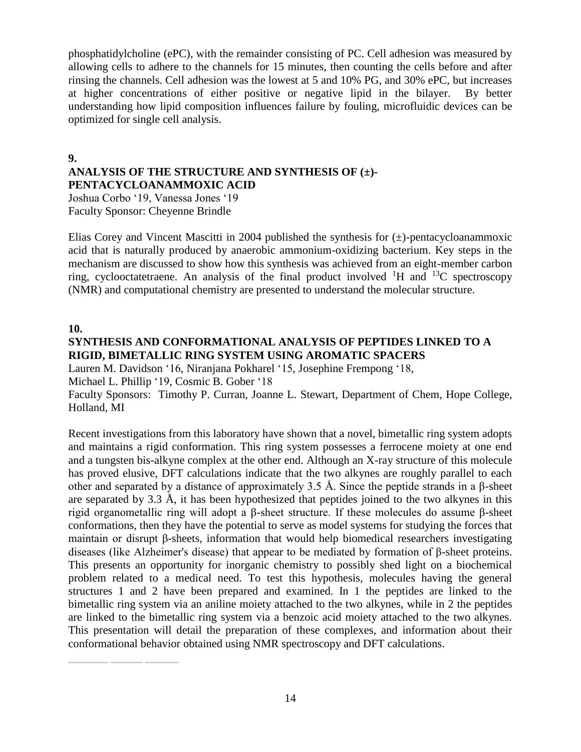phosphatidylcholine (ePC), with the remainder consisting of PC. Cell adhesion was measured by allowing cells to adhere to the channels for 15 minutes, then counting the cells before and after rinsing the channels. Cell adhesion was the lowest at 5 and 10% PG, and 30% ePC, but increases at higher concentrations of either positive or negative lipid in the bilayer. By better understanding how lipid composition influences failure by fouling, microfluidic devices can be optimized for single cell analysis.

**9.**

### ANALYSIS OF THE STRUCTURE AND SYNTHESIS OF (±)-PENTACYCLOANAMMOXIC ACID

Joshua Corbo '19, Vanessa Jones '19
Faculty Sponsor: Cheyenne Brindle

Elias Corey and Vincent Mascitti in 2004 published the synthesis for (±)-pentacycloanammoxic acid that is naturally produced by anaerobic ammonium-oxidizing bacterium. Key steps in the mechanism are discussed to show how this synthesis was achieved from an eight-member carbon ring, cyclooctatetraene. An analysis of the final product involved $^{1}H$ and $^{13}C$ spectroscopy (NMR) and computational chemistry are presented to understand the molecular structure.

**10.**

### SYNTHESIS AND CONFORMATIONAL ANALYSIS OF PEPTIDES LINKED TO A RIGID, BIMETALLIC RING SYSTEM USING AROMATIC SPACERS

Lauren M. Davidson '16, Niranjana Pokharel '15, Josephine Frempong '18,
Michael L. Phillip '19, Cosmic B. Gober '18
Faculty Sponsors: Timothy P. Curran, Joanne L. Stewart, Department of Chem, Hope College, Holland, MI

Recent investigations from this laboratory have shown that a novel, bimetallic ring system adopts and maintains a rigid conformation. This ring system possesses a ferrocene moiety at one end and a tungsten bis-alkyne complex at the other end. Although an X-ray structure of this molecule has proved elusive, DFT calculations indicate that the two alkynes are roughly parallel to each other and separated by a distance of approximately 3.5 Å. Since the peptide strands in a β-sheet are separated by 3.3 Å, it has been hypothesized that peptides joined to the two alkynes in this rigid organometallic ring will adopt a β-sheet structure. If these molecules do assume β-sheet conformations, then they have the potential to serve as model systems for studying the forces that maintain or disrupt β-sheets, information that would help biomedical researchers investigating diseases (like Alzheimer's disease) that appear to be mediated by formation of β-sheet proteins. This presents an opportunity for inorganic chemistry to possibly shed light on a biochemical problem related to a medical need. To test this hypothesis, molecules having the general structures 1 and 2 have been prepared and examined. In 1 the peptides are linked to the bimetallic ring system via an aniline moiety attached to the two alkynes, while in 2 the peptides are linked to the bimetallic ring system via a benzoic acid moiety attached to the two alkynes. This presentation will detail the preparation of these complexes, and information about their conformational behavior obtained using NMR spectroscopy and DFT calculations.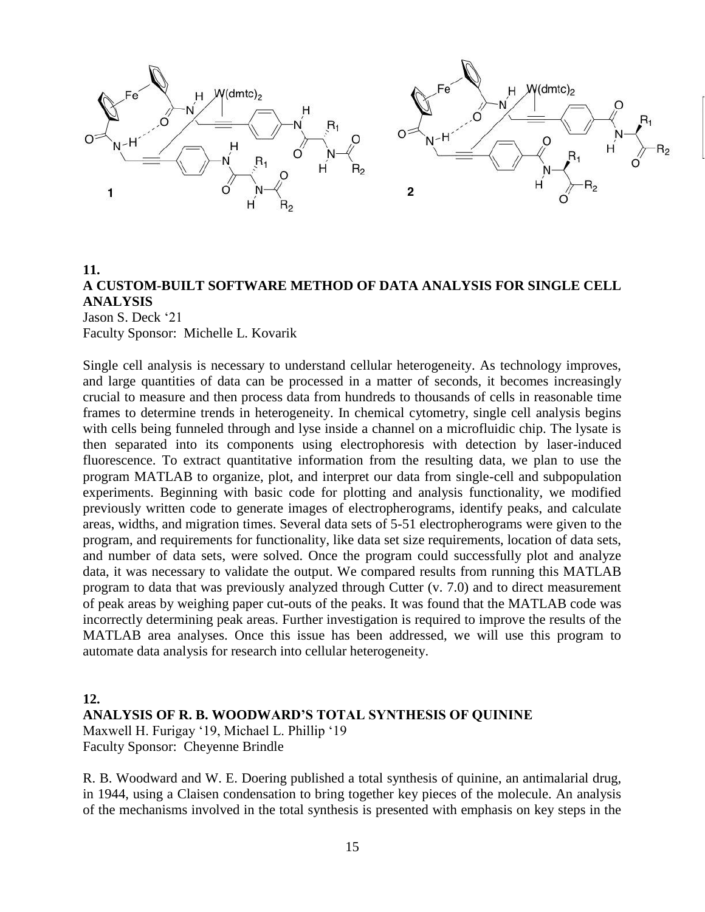## 11.

## A CUSTOM-BUILT SOFTWARE METHOD OF DATA ANALYSIS FOR SINGLE CELL ANALYSIS

Jason S. Deck '21
Faculty Sponsor: Michelle L. Kovarik

Single cell analysis is necessary to understand cellular heterogeneity. As technology improves, and large quantities of data can be processed in a matter of seconds, it becomes increasingly crucial to measure and then process data from hundreds to thousands of cells in reasonable time frames to determine trends in heterogeneity. In chemical cytometry, single cell analysis begins with cells being funneled through and lyse inside a channel on a microfluidic chip. The lysate is then separated into its components using electrophoresis with detection by laser-induced fluorescence. To extract quantitative information from the resulting data, we plan to use the program MATLAB to organize, plot, and interpret our data from single-cell and subpopulation experiments. Beginning with basic code for plotting and analysis functionality, we modified previously written code to generate images of electropherograms, identify peaks, and calculate areas, widths, and migration times. Several data sets of 5-51 electropherograms were given to the program, and requirements for functionality, like data set size requirements, location of data sets, and number of data sets, were solved. Once the program could successfully plot and analyze data, it was necessary to validate the output. We compared results from running this MATLAB program to data that was previously analyzed through Cutter (v. 7.0) and to direct measurement of peak areas by weighing paper cut-outs of the peaks. It was found that the MATLAB code was incorrectly determining peak areas. Further investigation is required to improve the results of the MATLAB area analyses. Once this issue has been addressed, we will use this program to automate data analysis for research into cellular heterogeneity.

## 12.

## ANALYSIS OF R. B. WOODWARD'S TOTAL SYNTHESIS OF QUININE

Maxwell H. Furigay '19, Michael L. Phillip '19
Faculty Sponsor: Cheyenne Brindle

R. B. Woodward and W. E. Doering published a total synthesis of quinine, an antimalarial drug, in 1944, using a Claisen condensation to bring together key pieces of the molecule. An analysis of the mechanisms involved in the total synthesis is presented with emphasis on key steps in the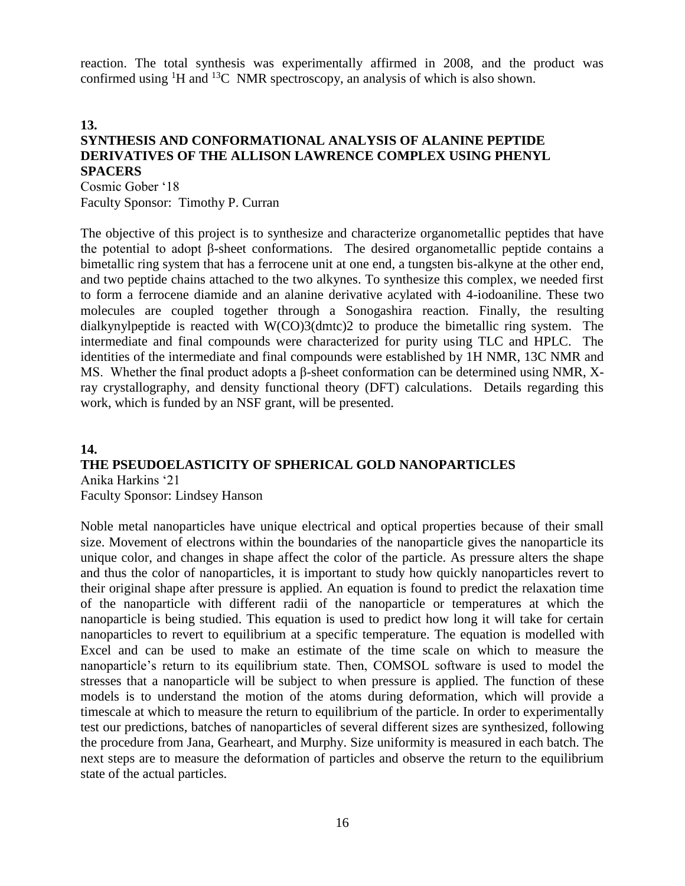reaction. The total synthesis was experimentally affirmed in 2008, and the product was confirmed using $^1H$ and $^{13}C$ NMR spectroscopy, an analysis of which is also shown.

**13.**

## SYNTHESIS AND CONFORMATIONAL ANALYSIS OF ALANINE PEPTIDE DERIVATIVES OF THE ALLISON LAWRENCE COMPLEX USING PHENYL SPACERS

Cosmic Gober '18
Faculty Sponsor: Timothy P. Curran

The objective of this project is to synthesize and characterize organometallic peptides that have the potential to adopt β-sheet conformations. The desired organometallic peptide contains a bimetallic ring system that has a ferrocene unit at one end, a tungsten bis-alkyne at the other end, and two peptide chains attached to the two alkynes. To synthesize this complex, we needed first to form a ferrocene diamide and an alanine derivative acylated with 4-iodoaniline. These two molecules are coupled together through a Sonogashira reaction. Finally, the resulting dialkynylpeptide is reacted with W(CO)3(dmtc)2 to produce the bimetallic ring system. The intermediate and final compounds were characterized for purity using TLC and HPLC. The identities of the intermediate and final compounds were established by 1H NMR, 13C NMR and MS. Whether the final product adopts a β-sheet conformation can be determined using NMR, X-ray crystallography, and density functional theory (DFT) calculations. Details regarding this work, which is funded by an NSF grant, will be presented.

**14.**

## THE PSEUDOELASTICITY OF SPHERICAL GOLD NANOPARTICLES

Anika Harkins '21
Faculty Sponsor: Lindsey Hanson

Noble metal nanoparticles have unique electrical and optical properties because of their small size. Movement of electrons within the boundaries of the nanoparticle gives the nanoparticle its unique color, and changes in shape affect the color of the particle. As pressure alters the shape and thus the color of nanoparticles, it is important to study how quickly nanoparticles revert to their original shape after pressure is applied. An equation is found to predict the relaxation time of the nanoparticle with different radii of the nanoparticle or temperatures at which the nanoparticle is being studied. This equation is used to predict how long it will take for certain nanoparticles to revert to equilibrium at a specific temperature. The equation is modelled with Excel and can be used to make an estimate of the time scale on which to measure the nanoparticle's return to its equilibrium state. Then, COMSOL software is used to model the stresses that a nanoparticle will be subject to when pressure is applied. The function of these models is to understand the motion of the atoms during deformation, which will provide a timescale at which to measure the return to equilibrium of the particle. In order to experimentally test our predictions, batches of nanoparticles of several different sizes are synthesized, following the procedure from Jana, Gearheart, and Murphy. Size uniformity is measured in each batch. The next steps are to measure the deformation of particles and observe the return to the equilibrium state of the actual particles.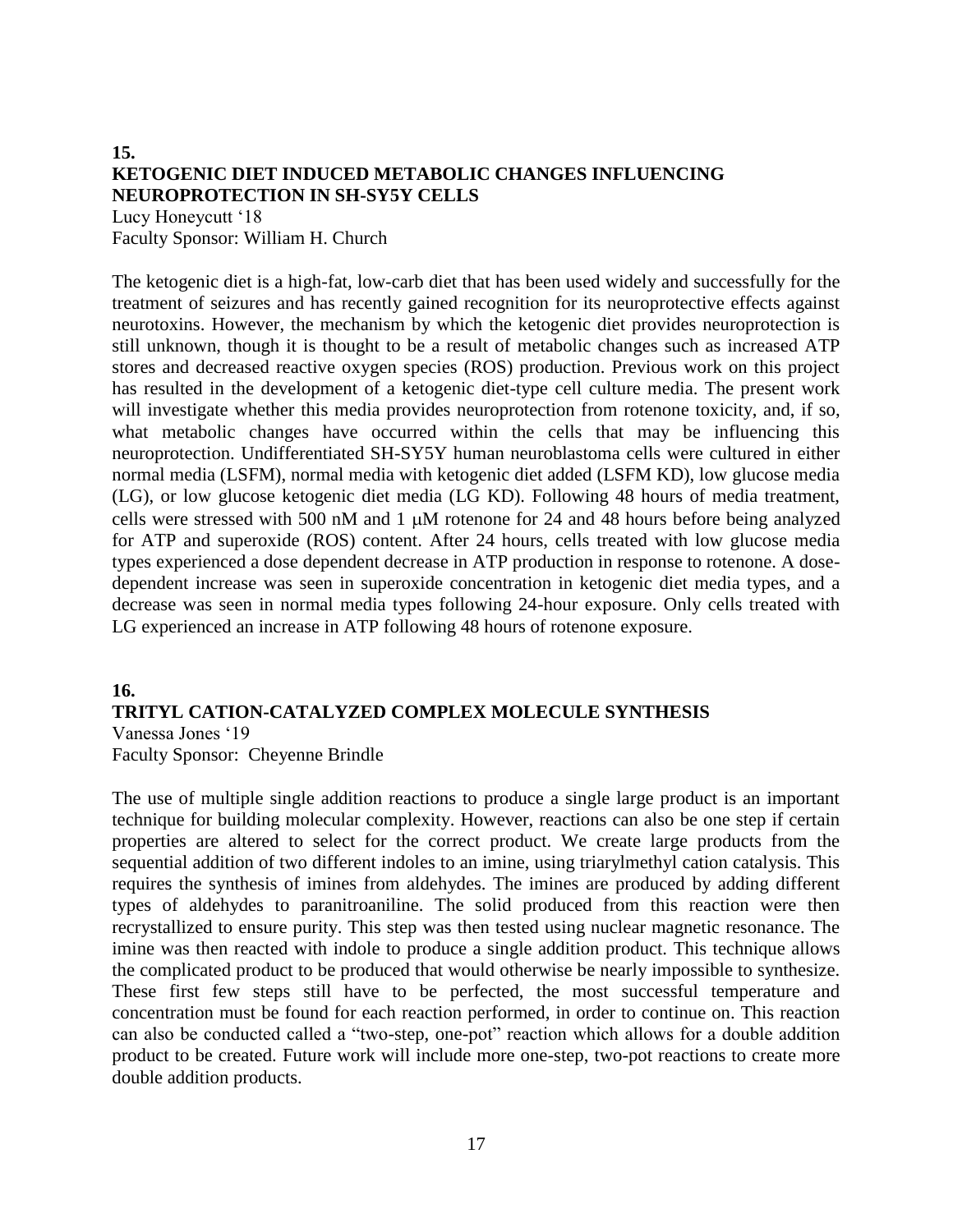## 15.
## KETOGENIC DIET INDUCED METABOLIC CHANGES INFLUENCING NEUROPROTECTION IN SH-SY5Y CELLS

Lucy Honeycutt '18
Faculty Sponsor: William H. Church

The ketogenic diet is a high-fat, low-carb diet that has been used widely and successfully for the treatment of seizures and has recently gained recognition for its neuroprotective effects against neurotoxins. However, the mechanism by which the ketogenic diet provides neuroprotection is still unknown, though it is thought to be a result of metabolic changes such as increased ATP stores and decreased reactive oxygen species (ROS) production. Previous work on this project has resulted in the development of a ketogenic diet-type cell culture media. The present work will investigate whether this media provides neuroprotection from rotenone toxicity, and, if so, what metabolic changes have occurred within the cells that may be influencing this neuroprotection. Undifferentiated SH-SY5Y human neuroblastoma cells were cultured in either normal media (LSFM), normal media with ketogenic diet added (LSFM KD), low glucose media (LG), or low glucose ketogenic diet media (LG KD). Following 48 hours of media treatment, cells were stressed with 500 nM and 1 μM rotenone for 24 and 48 hours before being analyzed for ATP and superoxide (ROS) content. After 24 hours, cells treated with low glucose media types experienced a dose dependent decrease in ATP production in response to rotenone. A dose-dependent increase was seen in superoxide concentration in ketogenic diet media types, and a decrease was seen in normal media types following 24-hour exposure. Only cells treated with LG experienced an increase in ATP following 48 hours of rotenone exposure.

## 16.
## TRITYL CATION-CATALYZED COMPLEX MOLECULE SYNTHESIS

Vanessa Jones '19
Faculty Sponsor: Cheyenne Brindle

The use of multiple single addition reactions to produce a single large product is an important technique for building molecular complexity. However, reactions can also be one step if certain properties are altered to select for the correct product. We create large products from the sequential addition of two different indoles to an imine, using triarylmethyl cation catalysis. This requires the synthesis of imines from aldehydes. The imines are produced by adding different types of aldehydes to paranitroaniline. The solid produced from this reaction were then recrystallized to ensure purity. This step was then tested using nuclear magnetic resonance. The imine was then reacted with indole to produce a single addition product. This technique allows the complicated product to be produced that would otherwise be nearly impossible to synthesize. These first few steps still have to be perfected, the most successful temperature and concentration must be found for each reaction performed, in order to continue on. This reaction can also be conducted called a "two-step, one-pot" reaction which allows for a double addition product to be created. Future work will include more one-step, two-pot reactions to create more double addition products.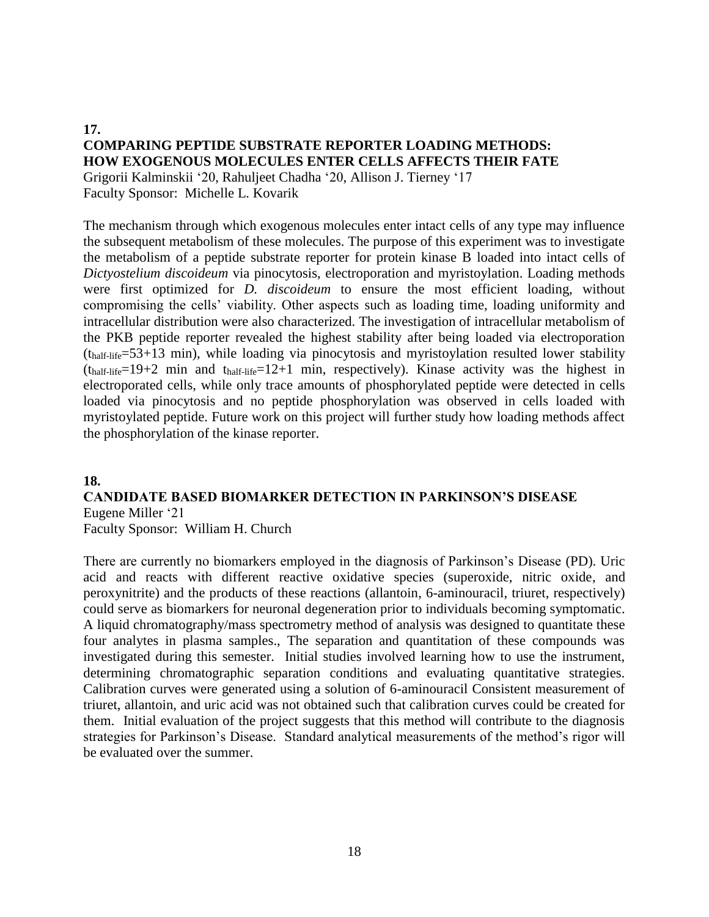**17.**

## COMPARING PEPTIDE SUBSTRATE REPORTER LOADING METHODS: HOW EXOGENOUS MOLECULES ENTER CELLS AFFECTS THEIR FATE

Grigorii Kalminskii '20, Rahuljeet Chadha '20, Allison J. Tierney '17
Faculty Sponsor: Michelle L. Kovarik

The mechanism through which exogenous molecules enter intact cells of any type may influence the subsequent metabolism of these molecules. The purpose of this experiment was to investigate the metabolism of a peptide substrate reporter for protein kinase B loaded into intact cells of *Dictyostelium discoideum* via pinocytosis, electroporation and myristoylation. Loading methods were first optimized for *D. discoideum* to ensure the most efficient loading, without compromising the cells' viability. Other aspects such as loading time, loading uniformity and intracellular distribution were also characterized. The investigation of intracellular metabolism of the PKB peptide reporter revealed the highest stability after being loaded via electroporation ($t_{half\text{-}life}$=53+13 min), while loading via pinocytosis and myristoylation resulted lower stability ($t_{half\text{-}life}$=19+2 min and $t_{half\text{-}life}$=12+1 min, respectively). Kinase activity was the highest in electroporated cells, while only trace amounts of phosphorylated peptide were detected in cells loaded via pinocytosis and no peptide phosphorylation was observed in cells loaded with myristoylated peptide. Future work on this project will further study how loading methods affect the phosphorylation of the kinase reporter.

**18.**

## CANDIDATE BASED BIOMARKER DETECTION IN PARKINSON'S DISEASE

Eugene Miller '21
Faculty Sponsor: William H. Church

There are currently no biomarkers employed in the diagnosis of Parkinson's Disease (PD). Uric acid and reacts with different reactive oxidative species (superoxide, nitric oxide, and peroxynitrite) and the products of these reactions (allantoin, 6-aminouracil, triuret, respectively) could serve as biomarkers for neuronal degeneration prior to individuals becoming symptomatic. A liquid chromatography/mass spectrometry method of analysis was designed to quantitate these four analytes in plasma samples., The separation and quantitation of these compounds was investigated during this semester. Initial studies involved learning how to use the instrument, determining chromatographic separation conditions and evaluating quantitative strategies. Calibration curves were generated using a solution of 6-aminouracil Consistent measurement of triuret, allantoin, and uric acid was not obtained such that calibration curves could be created for them. Initial evaluation of the project suggests that this method will contribute to the diagnosis strategies for Parkinson's Disease. Standard analytical measurements of the method's rigor will be evaluated over the summer.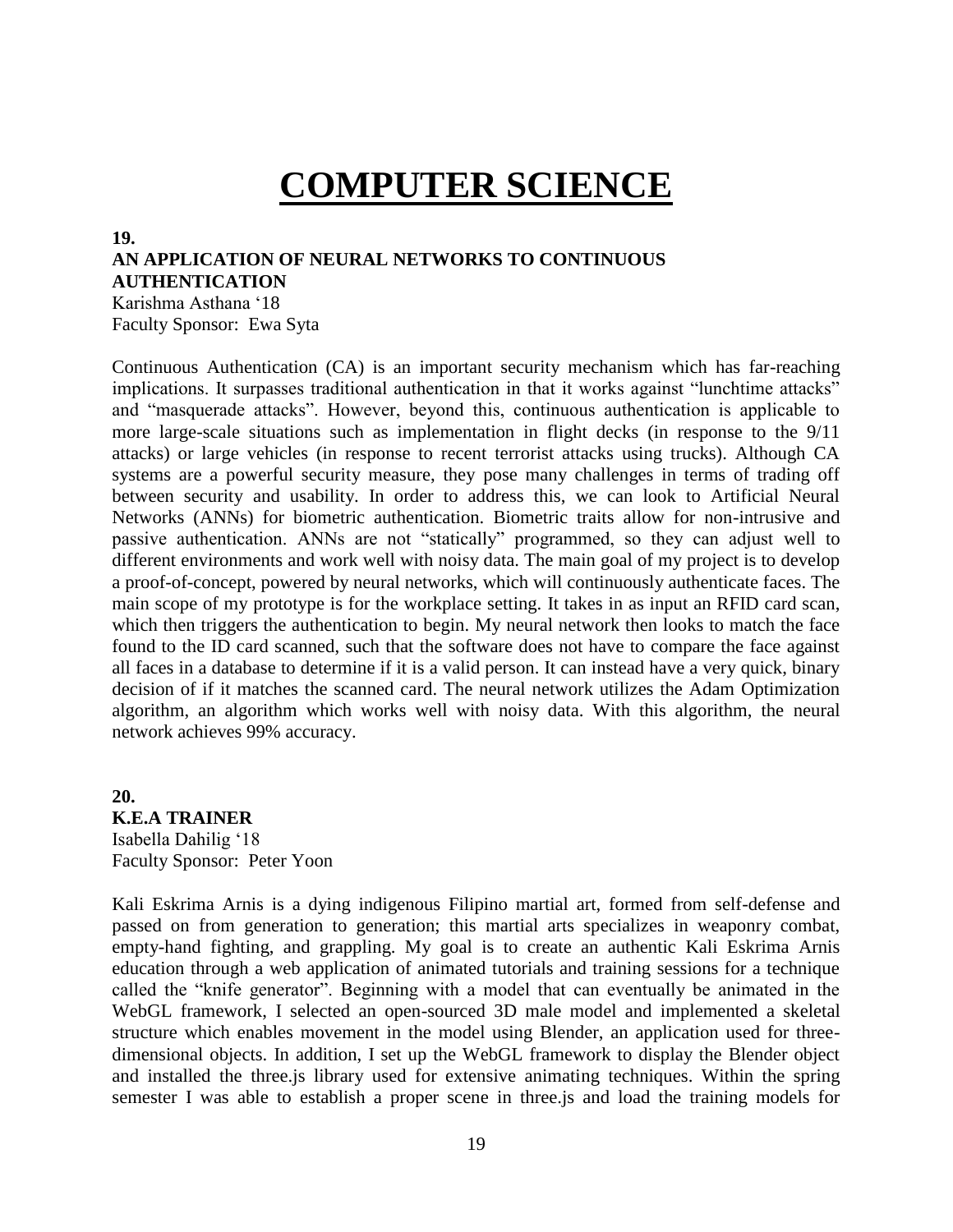# COMPUTER SCIENCE

**19.**

**AN APPLICATION OF NEURAL NETWORKS TO CONTINUOUS AUTHENTICATION**

Karishma Asthana '18
Faculty Sponsor: Ewa Syta

Continuous Authentication (CA) is an important security mechanism which has far-reaching implications. It surpasses traditional authentication in that it works against "lunchtime attacks" and "masquerade attacks". However, beyond this, continuous authentication is applicable to more large-scale situations such as implementation in flight decks (in response to the 9/11 attacks) or large vehicles (in response to recent terrorist attacks using trucks). Although CA systems are a powerful security measure, they pose many challenges in terms of trading off between security and usability. In order to address this, we can look to Artificial Neural Networks (ANNs) for biometric authentication. Biometric traits allow for non-intrusive and passive authentication. ANNs are not "statically" programmed, so they can adjust well to different environments and work well with noisy data. The main goal of my project is to develop a proof-of-concept, powered by neural networks, which will continuously authenticate faces. The main scope of my prototype is for the workplace setting. It takes in as input an RFID card scan, which then triggers the authentication to begin. My neural network then looks to match the face found to the ID card scanned, such that the software does not have to compare the face against all faces in a database to determine if it is a valid person. It can instead have a very quick, binary decision of if it matches the scanned card. The neural network utilizes the Adam Optimization algorithm, an algorithm which works well with noisy data. With this algorithm, the neural network achieves 99% accuracy.

**20.**

**K.E.A TRAINER**

Isabella Dahilig '18
Faculty Sponsor: Peter Yoon

Kali Eskrima Arnis is a dying indigenous Filipino martial art, formed from self-defense and passed on from generation to generation; this martial arts specializes in weaponry combat, empty-hand fighting, and grappling. My goal is to create an authentic Kali Eskrima Arnis education through a web application of animated tutorials and training sessions for a technique called the "knife generator". Beginning with a model that can eventually be animated in the WebGL framework, I selected an open-sourced 3D male model and implemented a skeletal structure which enables movement in the model using Blender, an application used for three-dimensional objects. In addition, I set up the WebGL framework to display the Blender object and installed the three.js library used for extensive animating techniques. Within the spring semester I was able to establish a proper scene in three.js and load the training models for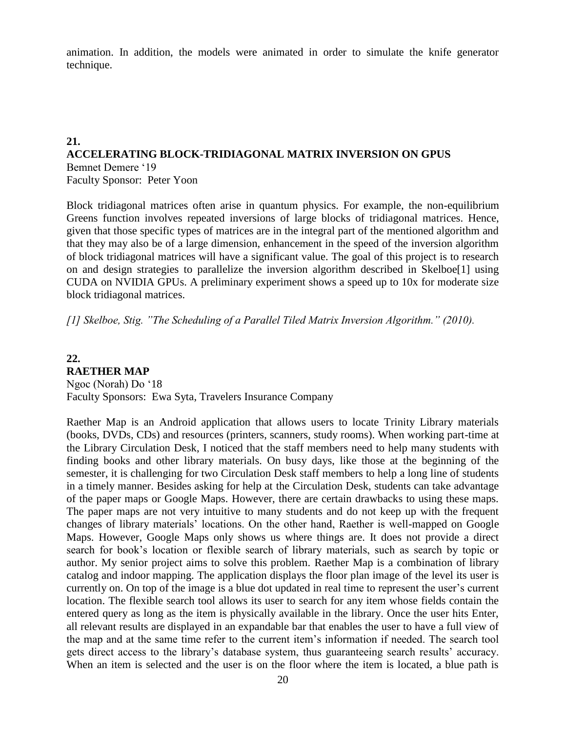animation. In addition, the models were animated in order to simulate the knife generator technique.

## 21.
## ACCELERATING BLOCK-TRIDIAGONAL MATRIX INVERSION ON GPUS

Bemnet Demere '19
Faculty Sponsor: Peter Yoon

Block tridiagonal matrices often arise in quantum physics. For example, the non-equilibrium Greens function involves repeated inversions of large blocks of tridiagonal matrices. Hence, given that those specific types of matrices are in the integral part of the mentioned algorithm and that they may also be of a large dimension, enhancement in the speed of the inversion algorithm of block tridiagonal matrices will have a significant value. The goal of this project is to research on and design strategies to parallelize the inversion algorithm described in Skelboe[1] using CUDA on NVIDIA GPUs. A preliminary experiment shows a speed up to 10x for moderate size block tridiagonal matrices.

*[1] Skelboe, Stig. "The Scheduling of a Parallel Tiled Matrix Inversion Algorithm." (2010).*

## 22.
## RAETHER MAP

Ngoc (Norah) Do '18
Faculty Sponsors: Ewa Syta, Travelers Insurance Company

Raether Map is an Android application that allows users to locate Trinity Library materials (books, DVDs, CDs) and resources (printers, scanners, study rooms). When working part-time at the Library Circulation Desk, I noticed that the staff members need to help many students with finding books and other library materials. On busy days, like those at the beginning of the semester, it is challenging for two Circulation Desk staff members to help a long line of students in a timely manner. Besides asking for help at the Circulation Desk, students can take advantage of the paper maps or Google Maps. However, there are certain drawbacks to using these maps. The paper maps are not very intuitive to many students and do not keep up with the frequent changes of library materials' locations. On the other hand, Raether is well-mapped on Google Maps. However, Google Maps only shows us where things are. It does not provide a direct search for book's location or flexible search of library materials, such as search by topic or author. My senior project aims to solve this problem. Raether Map is a combination of library catalog and indoor mapping. The application displays the floor plan image of the level its user is currently on. On top of the image is a blue dot updated in real time to represent the user's current location. The flexible search tool allows its user to search for any item whose fields contain the entered query as long as the item is physically available in the library. Once the user hits Enter, all relevant results are displayed in an expandable bar that enables the user to have a full view of the map and at the same time refer to the current item's information if needed. The search tool gets direct access to the library's database system, thus guaranteeing search results' accuracy. When an item is selected and the user is on the floor where the item is located, a blue path is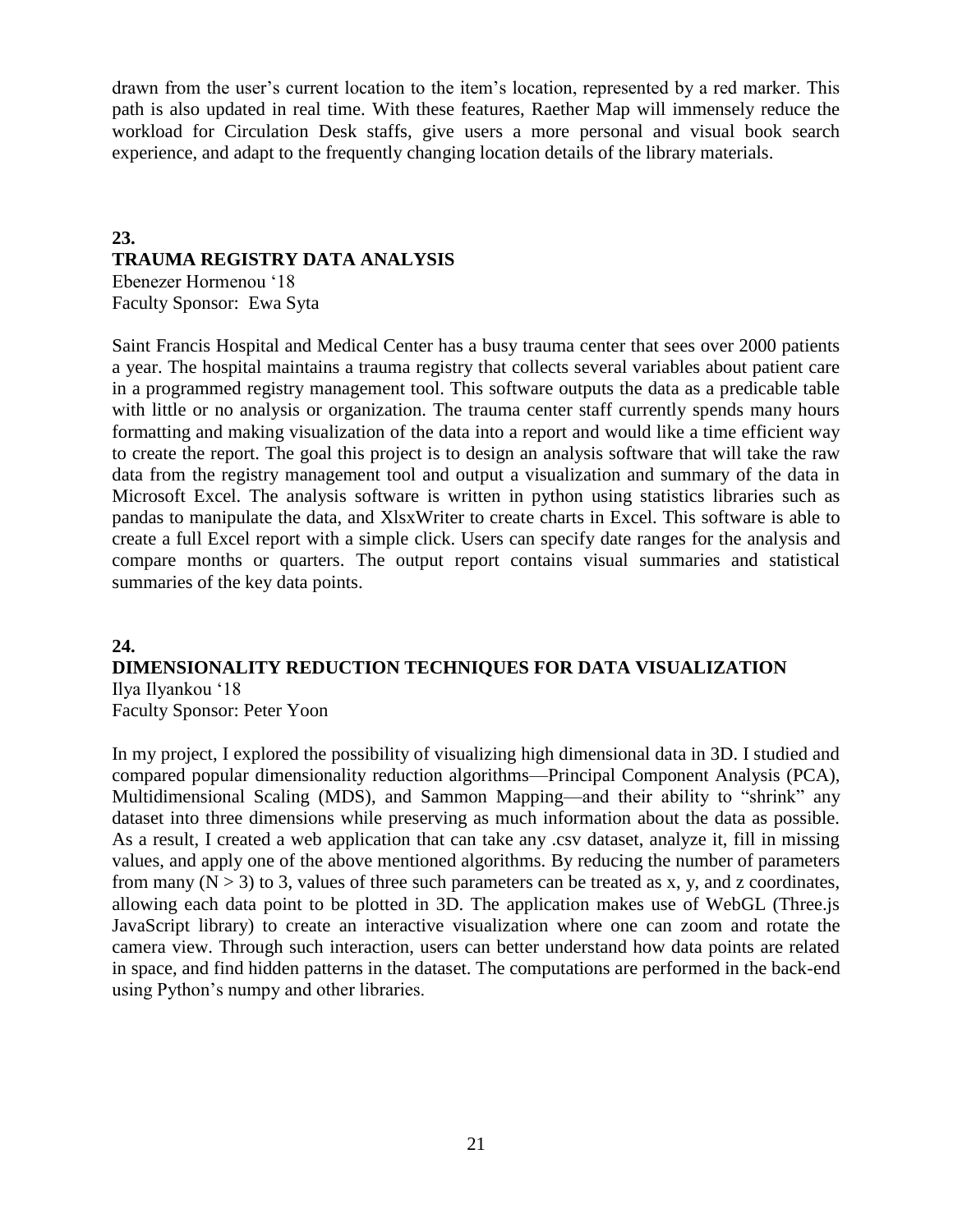drawn from the user's current location to the item's location, represented by a red marker. This path is also updated in real time. With these features, Raether Map will immensely reduce the workload for Circulation Desk staffs, give users a more personal and visual book search experience, and adapt to the frequently changing location details of the library materials.

## 23.
## TRAUMA REGISTRY DATA ANALYSIS

Ebenezer Hormenou '18
Faculty Sponsor: Ewa Syta

Saint Francis Hospital and Medical Center has a busy trauma center that sees over 2000 patients a year. The hospital maintains a trauma registry that collects several variables about patient care in a programmed registry management tool. This software outputs the data as a predicable table with little or no analysis or organization. The trauma center staff currently spends many hours formatting and making visualization of the data into a report and would like a time efficient way to create the report. The goal this project is to design an analysis software that will take the raw data from the registry management tool and output a visualization and summary of the data in Microsoft Excel. The analysis software is written in python using statistics libraries such as pandas to manipulate the data, and XlsxWriter to create charts in Excel. This software is able to create a full Excel report with a simple click. Users can specify date ranges for the analysis and compare months or quarters. The output report contains visual summaries and statistical summaries of the key data points.

## 24.
## DIMENSIONALITY REDUCTION TECHNIQUES FOR DATA VISUALIZATION

Ilya Ilyankou '18
Faculty Sponsor: Peter Yoon

In my project, I explored the possibility of visualizing high dimensional data in 3D. I studied and compared popular dimensionality reduction algorithms—Principal Component Analysis (PCA), Multidimensional Scaling (MDS), and Sammon Mapping—and their ability to "shrink" any dataset into three dimensions while preserving as much information about the data as possible. As a result, I created a web application that can take any .csv dataset, analyze it, fill in missing values, and apply one of the above mentioned algorithms. By reducing the number of parameters from many ($N > 3$) to 3, values of three such parameters can be treated as x, y, and z coordinates, allowing each data point to be plotted in 3D. The application makes use of WebGL (Three.js JavaScript library) to create an interactive visualization where one can zoom and rotate the camera view. Through such interaction, users can better understand how data points are related in space, and find hidden patterns in the dataset. The computations are performed in the back-end using Python's numpy and other libraries.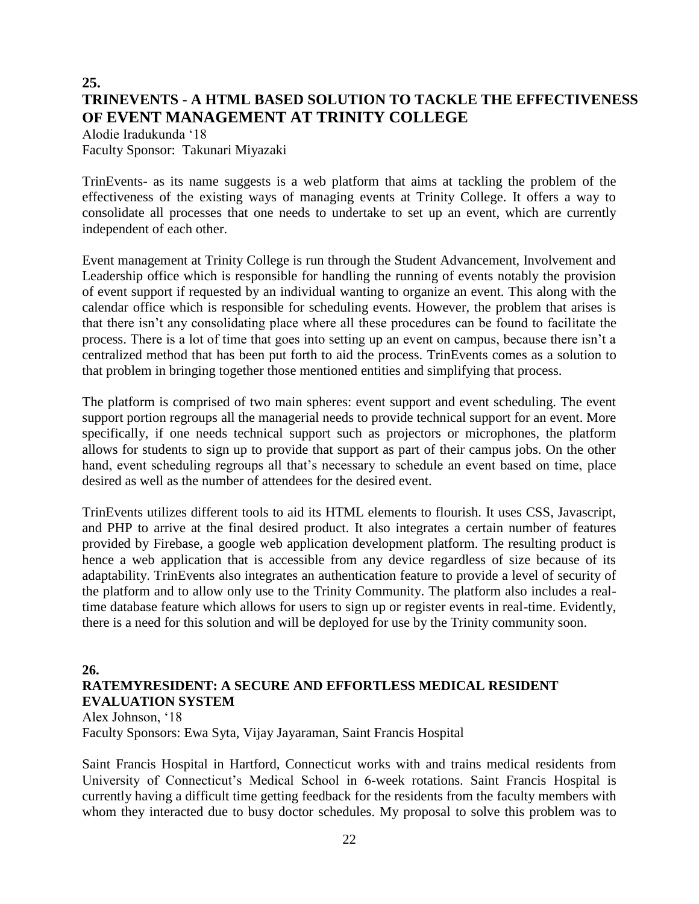**25.**

## TRINEVENTS - A HTML BASED SOLUTION TO TACKLE THE EFFECTIVENESS OF EVENT MANAGEMENT AT TRINITY COLLEGE

Alodie Iradukunda '18
Faculty Sponsor: Takunari Miyazaki

TrinEvents- as its name suggests is a web platform that aims at tackling the problem of the effectiveness of the existing ways of managing events at Trinity College. It offers a way to consolidate all processes that one needs to undertake to set up an event, which are currently independent of each other.

Event management at Trinity College is run through the Student Advancement, Involvement and Leadership office which is responsible for handling the running of events notably the provision of event support if requested by an individual wanting to organize an event. This along with the calendar office which is responsible for scheduling events. However, the problem that arises is that there isn't any consolidating place where all these procedures can be found to facilitate the process. There is a lot of time that goes into setting up an event on campus, because there isn't a centralized method that has been put forth to aid the process. TrinEvents comes as a solution to that problem in bringing together those mentioned entities and simplifying that process.

The platform is comprised of two main spheres: event support and event scheduling. The event support portion regroups all the managerial needs to provide technical support for an event. More specifically, if one needs technical support such as projectors or microphones, the platform allows for students to sign up to provide that support as part of their campus jobs. On the other hand, event scheduling regroups all that's necessary to schedule an event based on time, place desired as well as the number of attendees for the desired event.

TrinEvents utilizes different tools to aid its HTML elements to flourish. It uses CSS, Javascript, and PHP to arrive at the final desired product. It also integrates a certain number of features provided by Firebase, a google web application development platform. The resulting product is hence a web application that is accessible from any device regardless of size because of its adaptability. TrinEvents also integrates an authentication feature to provide a level of security of the platform and to allow only use to the Trinity Community. The platform also includes a real-time database feature which allows for users to sign up or register events in real-time. Evidently, there is a need for this solution and will be deployed for use by the Trinity community soon.

**26.**

## RATEMYRESIDENT: A SECURE AND EFFORTLESS MEDICAL RESIDENT EVALUATION SYSTEM

Alex Johnson, '18
Faculty Sponsors: Ewa Syta, Vijay Jayaraman, Saint Francis Hospital

Saint Francis Hospital in Hartford, Connecticut works with and trains medical residents from University of Connecticut's Medical School in 6-week rotations. Saint Francis Hospital is currently having a difficult time getting feedback for the residents from the faculty members with whom they interacted due to busy doctor schedules. My proposal to solve this problem was to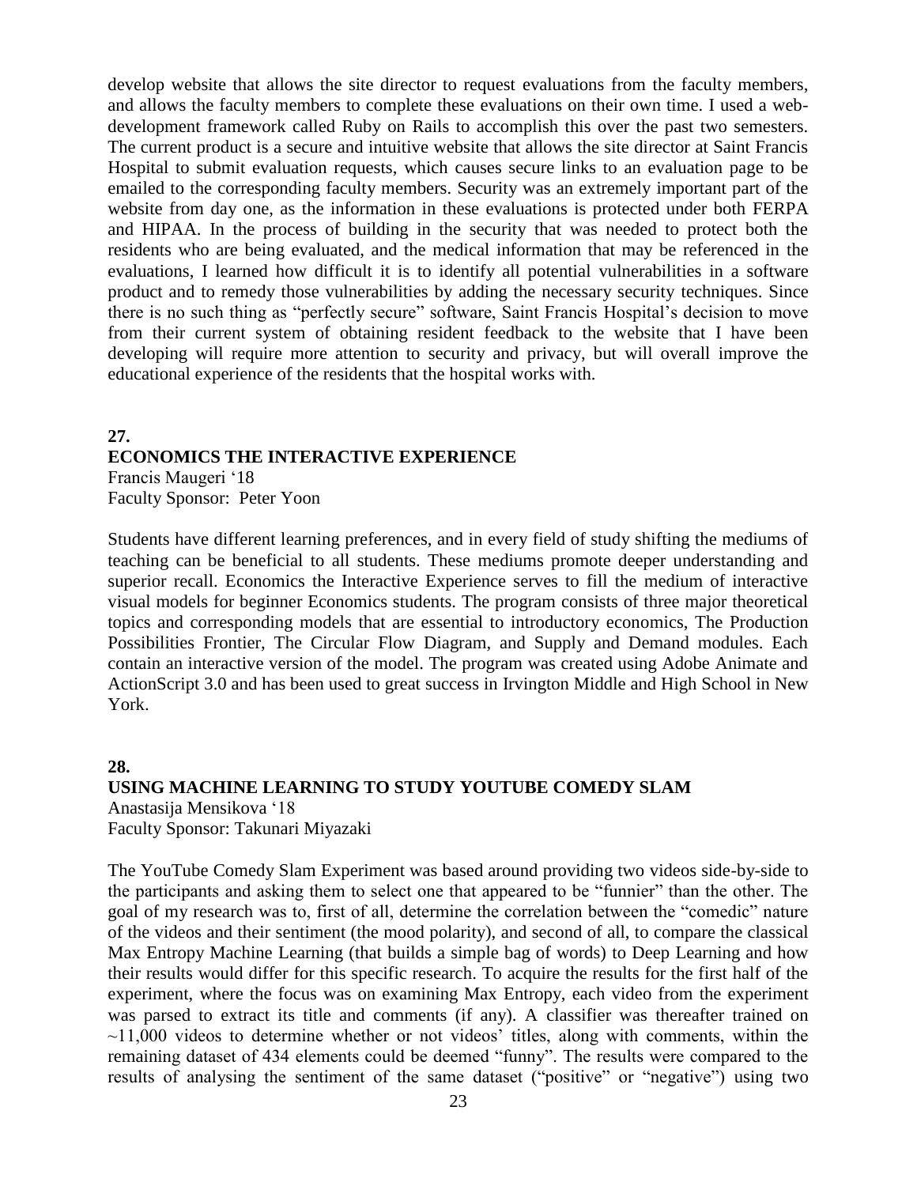develop website that allows the site director to request evaluations from the faculty members, and allows the faculty members to complete these evaluations on their own time. I used a web-development framework called Ruby on Rails to accomplish this over the past two semesters. The current product is a secure and intuitive website that allows the site director at Saint Francis Hospital to submit evaluation requests, which causes secure links to an evaluation page to be emailed to the corresponding faculty members. Security was an extremely important part of the website from day one, as the information in these evaluations is protected under both FERPA and HIPAA. In the process of building in the security that was needed to protect both the residents who are being evaluated, and the medical information that may be referenced in the evaluations, I learned how difficult it is to identify all potential vulnerabilities in a software product and to remedy those vulnerabilities by adding the necessary security techniques. Since there is no such thing as "perfectly secure" software, Saint Francis Hospital's decision to move from their current system of obtaining resident feedback to the website that I have been developing will require more attention to security and privacy, but will overall improve the educational experience of the residents that the hospital works with.

**27.**

### ECONOMICS THE INTERACTIVE EXPERIENCE

Francis Maugeri '18
Faculty Sponsor: Peter Yoon

Students have different learning preferences, and in every field of study shifting the mediums of teaching can be beneficial to all students. These mediums promote deeper understanding and superior recall. Economics the Interactive Experience serves to fill the medium of interactive visual models for beginner Economics students. The program consists of three major theoretical topics and corresponding models that are essential to introductory economics, The Production Possibilities Frontier, The Circular Flow Diagram, and Supply and Demand modules. Each contain an interactive version of the model. The program was created using Adobe Animate and ActionScript 3.0 and has been used to great success in Irvington Middle and High School in New York.

**28.**

### USING MACHINE LEARNING TO STUDY YOUTUBE COMEDY SLAM

Anastasija Mensikova '18
Faculty Sponsor: Takunari Miyazaki

The YouTube Comedy Slam Experiment was based around providing two videos side-by-side to the participants and asking them to select one that appeared to be "funnier" than the other. The goal of my research was to, first of all, determine the correlation between the "comedic" nature of the videos and their sentiment (the mood polarity), and second of all, to compare the classical Max Entropy Machine Learning (that builds a simple bag of words) to Deep Learning and how their results would differ for this specific research. To acquire the results for the first half of the experiment, where the focus was on examining Max Entropy, each video from the experiment was parsed to extract its title and comments (if any). A classifier was thereafter trained on ~11,000 videos to determine whether or not videos' titles, along with comments, within the remaining dataset of 434 elements could be deemed "funny". The results were compared to the results of analysing the sentiment of the same dataset ("positive" or "negative") using two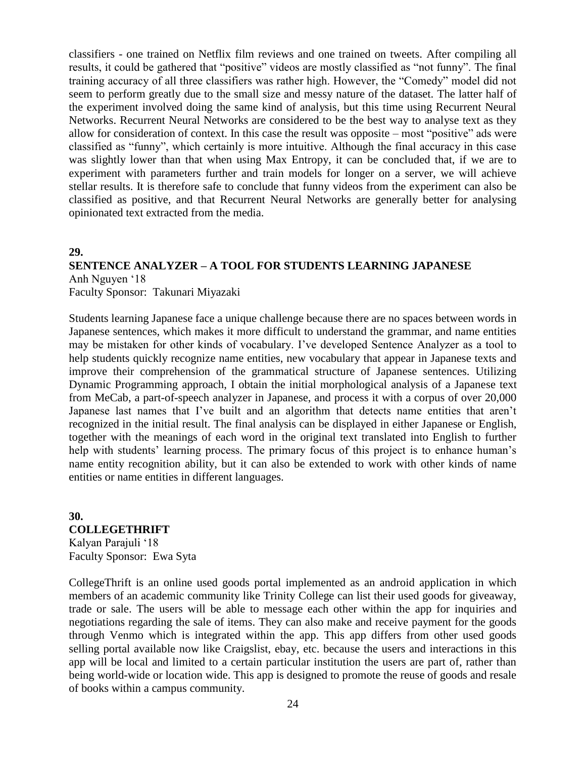classifiers - one trained on Netflix film reviews and one trained on tweets. After compiling all results, it could be gathered that "positive" videos are mostly classified as "not funny". The final training accuracy of all three classifiers was rather high. However, the "Comedy" model did not seem to perform greatly due to the small size and messy nature of the dataset. The latter half of the experiment involved doing the same kind of analysis, but this time using Recurrent Neural Networks. Recurrent Neural Networks are considered to be the best way to analyse text as they allow for consideration of context. In this case the result was opposite – most "positive" ads were classified as "funny", which certainly is more intuitive. Although the final accuracy in this case was slightly lower than that when using Max Entropy, it can be concluded that, if we are to experiment with parameters further and train models for longer on a server, we will achieve stellar results. It is therefore safe to conclude that funny videos from the experiment can also be classified as positive, and that Recurrent Neural Networks are generally better for analysing opinionated text extracted from the media.

**29.**

**SENTENCE ANALYZER – A TOOL FOR STUDENTS LEARNING JAPANESE**

Anh Nguyen '18
Faculty Sponsor: Takunari Miyazaki

Students learning Japanese face a unique challenge because there are no spaces between words in Japanese sentences, which makes it more difficult to understand the grammar, and name entities may be mistaken for other kinds of vocabulary. I've developed Sentence Analyzer as a tool to help students quickly recognize name entities, new vocabulary that appear in Japanese texts and improve their comprehension of the grammatical structure of Japanese sentences. Utilizing Dynamic Programming approach, I obtain the initial morphological analysis of a Japanese text from MeCab, a part-of-speech analyzer in Japanese, and process it with a corpus of over 20,000 Japanese last names that I've built and an algorithm that detects name entities that aren't recognized in the initial result. The final analysis can be displayed in either Japanese or English, together with the meanings of each word in the original text translated into English to further help with students' learning process. The primary focus of this project is to enhance human's name entity recognition ability, but it can also be extended to work with other kinds of name entities or name entities in different languages.

**30.**

**COLLEGETHRIFT**

Kalyan Parajuli '18
Faculty Sponsor: Ewa Syta

CollegeThrift is an online used goods portal implemented as an android application in which members of an academic community like Trinity College can list their used goods for giveaway, trade or sale. The users will be able to message each other within the app for inquiries and negotiations regarding the sale of items. They can also make and receive payment for the goods through Venmo which is integrated within the app. This app differs from other used goods selling portal available now like Craigslist, ebay, etc. because the users and interactions in this app will be local and limited to a certain particular institution the users are part of, rather than being world-wide or location wide. This app is designed to promote the reuse of goods and resale of books within a campus community.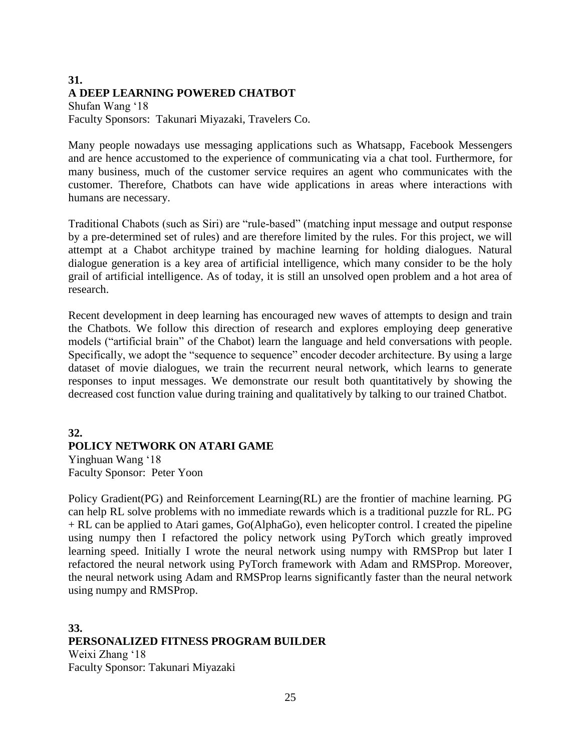**31.**
**A DEEP LEARNING POWERED CHATBOT**
Shufan Wang '18
Faculty Sponsors: Takunari Miyazaki, Travelers Co.

Many people nowadays use messaging applications such as Whatsapp, Facebook Messengers and are hence accustomed to the experience of communicating via a chat tool. Furthermore, for many business, much of the customer service requires an agent who communicates with the customer. Therefore, Chatbots can have wide applications in areas where interactions with humans are necessary.

Traditional Chabots (such as Siri) are "rule-based" (matching input message and output response by a pre-determined set of rules) and are therefore limited by the rules. For this project, we will attempt at a Chabot architype trained by machine learning for holding dialogues. Natural dialogue generation is a key area of artificial intelligence, which many consider to be the holy grail of artificial intelligence. As of today, it is still an unsolved open problem and a hot area of research.

Recent development in deep learning has encouraged new waves of attempts to design and train the Chatbots. We follow this direction of research and explores employing deep generative models ("artificial brain" of the Chabot) learn the language and held conversations with people. Specifically, we adopt the "sequence to sequence" encoder decoder architecture. By using a large dataset of movie dialogues, we train the recurrent neural network, which learns to generate responses to input messages. We demonstrate our result both quantitatively by showing the decreased cost function value during training and qualitatively by talking to our trained Chatbot.

**32.**
**POLICY NETWORK ON ATARI GAME**
Yinghuan Wang '18
Faculty Sponsor: Peter Yoon

Policy Gradient(PG) and Reinforcement Learning(RL) are the frontier of machine learning. PG can help RL solve problems with no immediate rewards which is a traditional puzzle for RL. PG + RL can be applied to Atari games, Go(AlphaGo), even helicopter control. I created the pipeline using numpy then I refactored the policy network using PyTorch which greatly improved learning speed. Initially I wrote the neural network using numpy with RMSProp but later I refactored the neural network using PyTorch framework with Adam and RMSProp. Moreover, the neural network using Adam and RMSProp learns significantly faster than the neural network using numpy and RMSProp.

**33.**
**PERSONALIZED FITNESS PROGRAM BUILDER**
Weixi Zhang '18
Faculty Sponsor: Takunari Miyazaki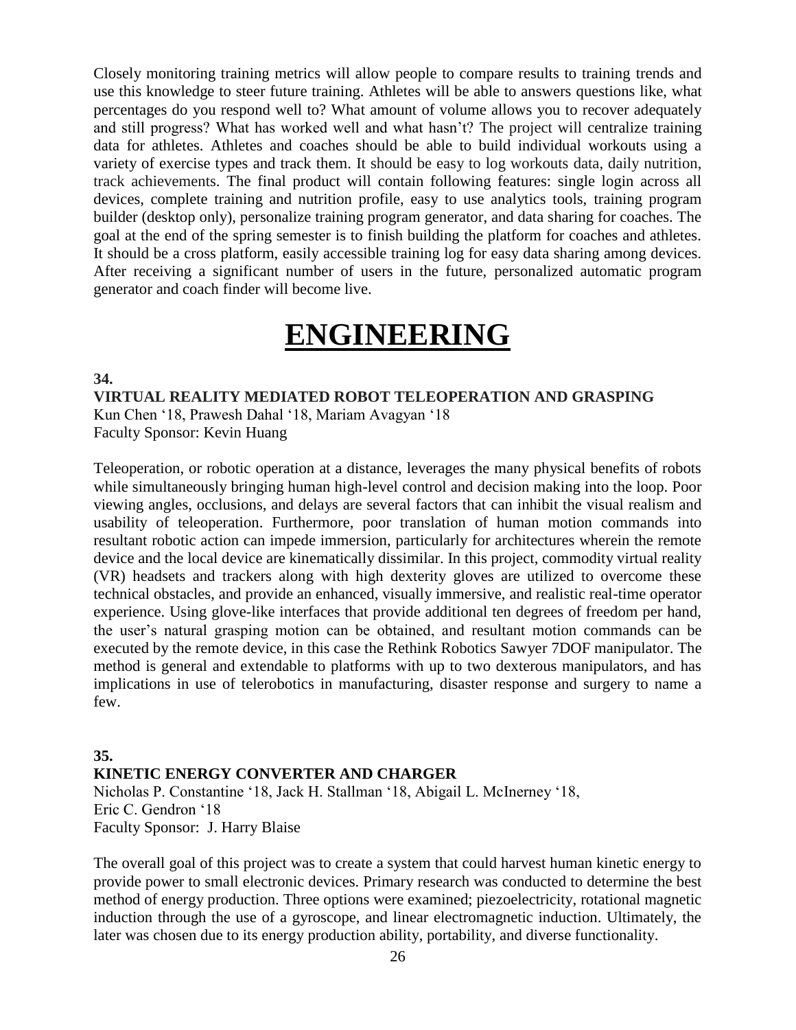Closely monitoring training metrics will allow people to compare results to training trends and use this knowledge to steer future training. Athletes will be able to answers questions like, what percentages do you respond well to? What amount of volume allows you to recover adequately and still progress? What has worked well and what hasn't? The project will centralize training data for athletes. Athletes and coaches should be able to build individual workouts using a variety of exercise types and track them. It should be easy to log workouts data, daily nutrition, track achievements. The final product will contain following features: single login across all devices, complete training and nutrition profile, easy to use analytics tools, training program builder (desktop only), personalize training program generator, and data sharing for coaches. The goal at the end of the spring semester is to finish building the platform for coaches and athletes. It should be a cross platform, easily accessible training log for easy data sharing among devices. After receiving a significant number of users in the future, personalized automatic program generator and coach finder will become live.

# ENGINEERING

**34.**

**VIRTUAL REALITY MEDIATED ROBOT TELEOPERATION AND GRASPING**

Kun Chen '18, Prawesh Dahal '18, Mariam Avagyan '18
Faculty Sponsor: Kevin Huang

Teleoperation, or robotic operation at a distance, leverages the many physical benefits of robots while simultaneously bringing human high-level control and decision making into the loop. Poor viewing angles, occlusions, and delays are several factors that can inhibit the visual realism and usability of teleoperation. Furthermore, poor translation of human motion commands into resultant robotic action can impede immersion, particularly for architectures wherein the remote device and the local device are kinematically dissimilar. In this project, commodity virtual reality (VR) headsets and trackers along with high dexterity gloves are utilized to overcome these technical obstacles, and provide an enhanced, visually immersive, and realistic real-time operator experience. Using glove-like interfaces that provide additional ten degrees of freedom per hand, the user's natural grasping motion can be obtained, and resultant motion commands can be executed by the remote device, in this case the Rethink Robotics Sawyer 7DOF manipulator. The method is general and extendable to platforms with up to two dexterous manipulators, and has implications in use of telerobotics in manufacturing, disaster response and surgery to name a few.

**35.**

**KINETIC ENERGY CONVERTER AND CHARGER**

Nicholas P. Constantine '18, Jack H. Stallman '18, Abigail L. McInerney '18, Eric C. Gendron '18
Faculty Sponsor: J. Harry Blaise

The overall goal of this project was to create a system that could harvest human kinetic energy to provide power to small electronic devices. Primary research was conducted to determine the best method of energy production. Three options were examined; piezoelectricity, rotational magnetic induction through the use of a gyroscope, and linear electromagnetic induction. Ultimately, the later was chosen due to its energy production ability, portability, and diverse functionality.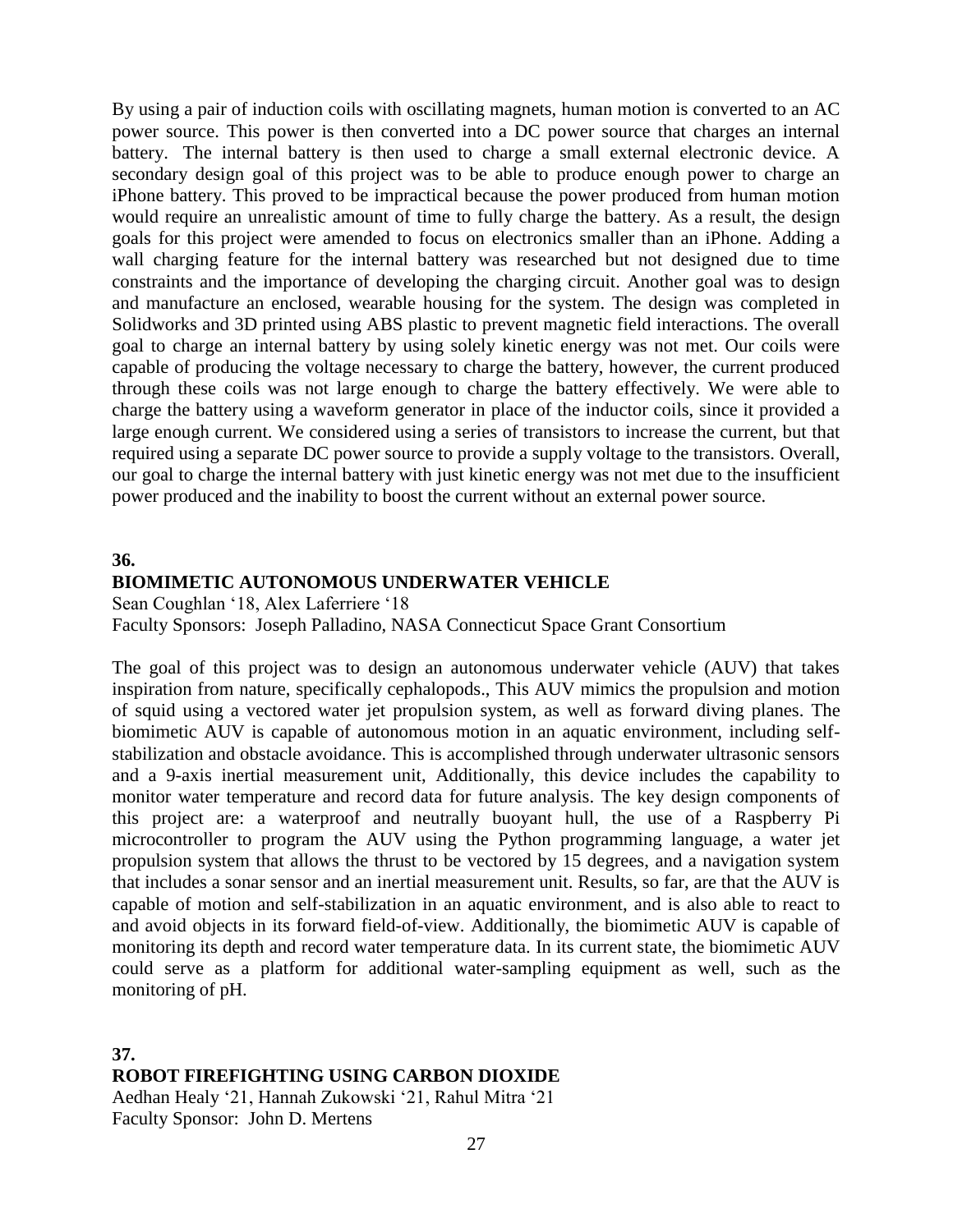By using a pair of induction coils with oscillating magnets, human motion is converted to an AC power source. This power is then converted into a DC power source that charges an internal battery. The internal battery is then used to charge a small external electronic device. A secondary design goal of this project was to be able to produce enough power to charge an iPhone battery. This proved to be impractical because the power produced from human motion would require an unrealistic amount of time to fully charge the battery. As a result, the design goals for this project were amended to focus on electronics smaller than an iPhone. Adding a wall charging feature for the internal battery was researched but not designed due to time constraints and the importance of developing the charging circuit. Another goal was to design and manufacture an enclosed, wearable housing for the system. The design was completed in Solidworks and 3D printed using ABS plastic to prevent magnetic field interactions. The overall goal to charge an internal battery by using solely kinetic energy was not met. Our coils were capable of producing the voltage necessary to charge the battery, however, the current produced through these coils was not large enough to charge the battery effectively. We were able to charge the battery using a waveform generator in place of the inductor coils, since it provided a large enough current. We considered using a series of transistors to increase the current, but that required using a separate DC power source to provide a supply voltage to the transistors. Overall, our goal to charge the internal battery with just kinetic energy was not met due to the insufficient power produced and the inability to boost the current without an external power source.

**36.**

**BIOMIMETIC AUTONOMOUS UNDERWATER VEHICLE**

Sean Coughlan '18, Alex Laferriere '18
Faculty Sponsors: Joseph Palladino, NASA Connecticut Space Grant Consortium

The goal of this project was to design an autonomous underwater vehicle (AUV) that takes inspiration from nature, specifically cephalopods., This AUV mimics the propulsion and motion of squid using a vectored water jet propulsion system, as well as forward diving planes. The biomimetic AUV is capable of autonomous motion in an aquatic environment, including self-stabilization and obstacle avoidance. This is accomplished through underwater ultrasonic sensors and a 9-axis inertial measurement unit, Additionally, this device includes the capability to monitor water temperature and record data for future analysis. The key design components of this project are: a waterproof and neutrally buoyant hull, the use of a Raspberry Pi microcontroller to program the AUV using the Python programming language, a water jet propulsion system that allows the thrust to be vectored by 15 degrees, and a navigation system that includes a sonar sensor and an inertial measurement unit. Results, so far, are that the AUV is capable of motion and self-stabilization in an aquatic environment, and is also able to react to and avoid objects in its forward field-of-view. Additionally, the biomimetic AUV is capable of monitoring its depth and record water temperature data. In its current state, the biomimetic AUV could serve as a platform for additional water-sampling equipment as well, such as the monitoring of pH.

**37.**

**ROBOT FIREFIGHTING USING CARBON DIOXIDE**

Aedhan Healy '21, Hannah Zukowski '21, Rahul Mitra '21
Faculty Sponsor: John D. Mertens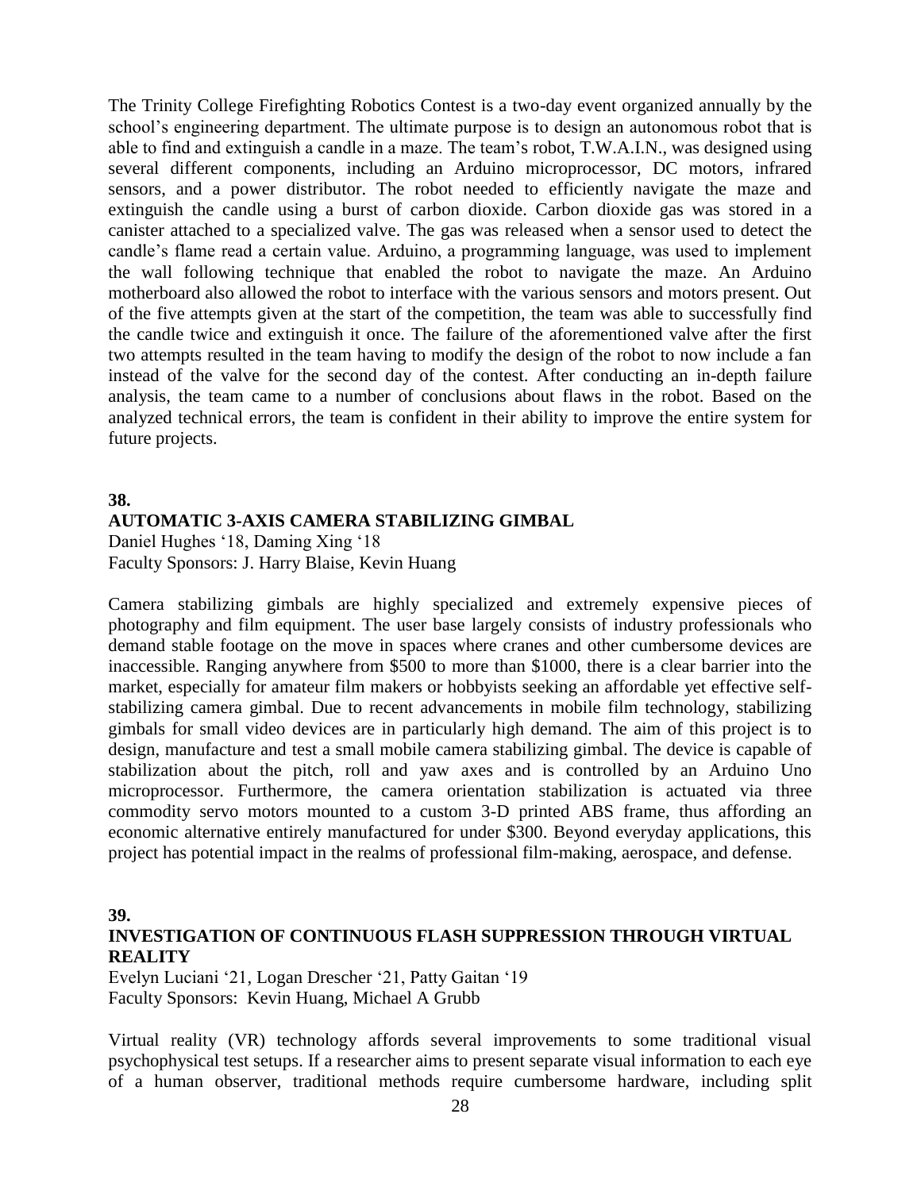The Trinity College Firefighting Robotics Contest is a two-day event organized annually by the school's engineering department. The ultimate purpose is to design an autonomous robot that is able to find and extinguish a candle in a maze. The team's robot, T.W.A.I.N., was designed using several different components, including an Arduino microprocessor, DC motors, infrared sensors, and a power distributor. The robot needed to efficiently navigate the maze and extinguish the candle using a burst of carbon dioxide. Carbon dioxide gas was stored in a canister attached to a specialized valve. The gas was released when a sensor used to detect the candle's flame read a certain value. Arduino, a programming language, was used to implement the wall following technique that enabled the robot to navigate the maze. An Arduino motherboard also allowed the robot to interface with the various sensors and motors present. Out of the five attempts given at the start of the competition, the team was able to successfully find the candle twice and extinguish it once. The failure of the aforementioned valve after the first two attempts resulted in the team having to modify the design of the robot to now include a fan instead of the valve for the second day of the contest. After conducting an in-depth failure analysis, the team came to a number of conclusions about flaws in the robot. Based on the analyzed technical errors, the team is confident in their ability to improve the entire system for future projects.

**38.**

### AUTOMATIC 3-AXIS CAMERA STABILIZING GIMBAL

Daniel Hughes '18, Daming Xing '18
Faculty Sponsors: J. Harry Blaise, Kevin Huang

Camera stabilizing gimbals are highly specialized and extremely expensive pieces of photography and film equipment. The user base largely consists of industry professionals who demand stable footage on the move in spaces where cranes and other cumbersome devices are inaccessible. Ranging anywhere from $500 to more than $1000, there is a clear barrier into the market, especially for amateur film makers or hobbyists seeking an affordable yet effective self-stabilizing camera gimbal. Due to recent advancements in mobile film technology, stabilizing gimbals for small video devices are in particularly high demand. The aim of this project is to design, manufacture and test a small mobile camera stabilizing gimbal. The device is capable of stabilization about the pitch, roll and yaw axes and is controlled by an Arduino Uno microprocessor. Furthermore, the camera orientation stabilization is actuated via three commodity servo motors mounted to a custom 3-D printed ABS frame, thus affording an economic alternative entirely manufactured for under $300. Beyond everyday applications, this project has potential impact in the realms of professional film-making, aerospace, and defense.

**39.**

### INVESTIGATION OF CONTINUOUS FLASH SUPPRESSION THROUGH VIRTUAL REALITY

Evelyn Luciani '21, Logan Drescher '21, Patty Gaitan '19
Faculty Sponsors: Kevin Huang, Michael A Grubb

Virtual reality (VR) technology affords several improvements to some traditional visual psychophysical test setups. If a researcher aims to present separate visual information to each eye of a human observer, traditional methods require cumbersome hardware, including split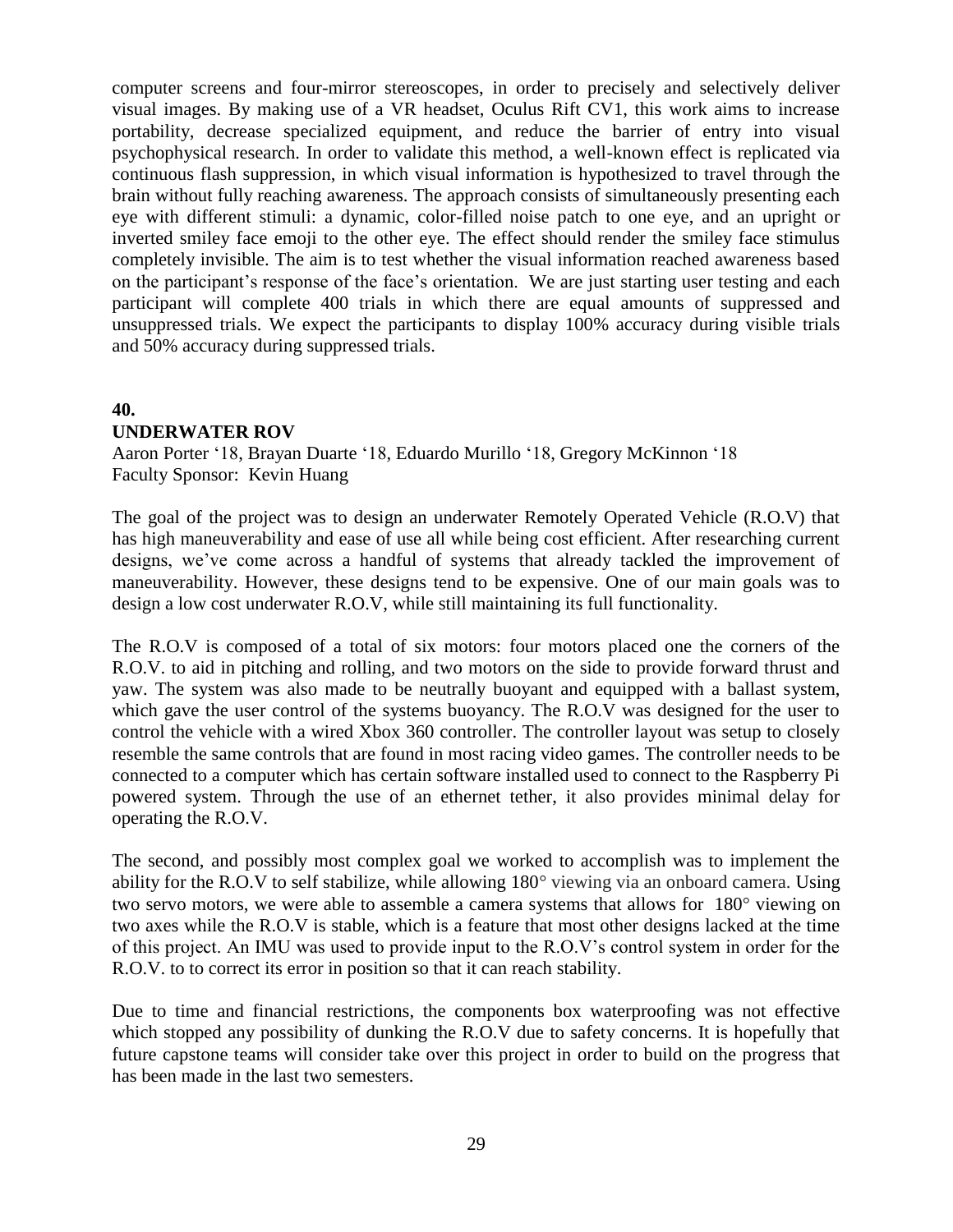computer screens and four-mirror stereoscopes, in order to precisely and selectively deliver visual images. By making use of a VR headset, Oculus Rift CV1, this work aims to increase portability, decrease specialized equipment, and reduce the barrier of entry into visual psychophysical research. In order to validate this method, a well-known effect is replicated via continuous flash suppression, in which visual information is hypothesized to travel through the brain without fully reaching awareness. The approach consists of simultaneously presenting each eye with different stimuli: a dynamic, color-filled noise patch to one eye, and an upright or inverted smiley face emoji to the other eye. The effect should render the smiley face stimulus completely invisible. The aim is to test whether the visual information reached awareness based on the participant's response of the face's orientation. We are just starting user testing and each participant will complete 400 trials in which there are equal amounts of suppressed and unsuppressed trials. We expect the participants to display 100% accuracy during visible trials and 50% accuracy during suppressed trials.

**40.**

**UNDERWATER ROV**

Aaron Porter '18, Brayan Duarte '18, Eduardo Murillo '18, Gregory McKinnon '18
Faculty Sponsor: Kevin Huang

The goal of the project was to design an underwater Remotely Operated Vehicle (R.O.V) that has high maneuverability and ease of use all while being cost efficient. After researching current designs, we've come across a handful of systems that already tackled the improvement of maneuverability. However, these designs tend to be expensive. One of our main goals was to design a low cost underwater R.O.V, while still maintaining its full functionality.

The R.O.V is composed of a total of six motors: four motors placed one the corners of the R.O.V. to aid in pitching and rolling, and two motors on the side to provide forward thrust and yaw. The system was also made to be neutrally buoyant and equipped with a ballast system, which gave the user control of the systems buoyancy. The R.O.V was designed for the user to control the vehicle with a wired Xbox 360 controller. The controller layout was setup to closely resemble the same controls that are found in most racing video games. The controller needs to be connected to a computer which has certain software installed used to connect to the Raspberry Pi powered system. Through the use of an ethernet tether, it also provides minimal delay for operating the R.O.V.

The second, and possibly most complex goal we worked to accomplish was to implement the ability for the R.O.V to self stabilize, while allowing 180° viewing via an onboard camera. Using two servo motors, we were able to assemble a camera systems that allows for 180° viewing on two axes while the R.O.V is stable, which is a feature that most other designs lacked at the time of this project. An IMU was used to provide input to the R.O.V's control system in order for the R.O.V. to to correct its error in position so that it can reach stability.

Due to time and financial restrictions, the components box waterproofing was not effective which stopped any possibility of dunking the R.O.V due to safety concerns. It is hopefully that future capstone teams will consider take over this project in order to build on the progress that has been made in the last two semesters.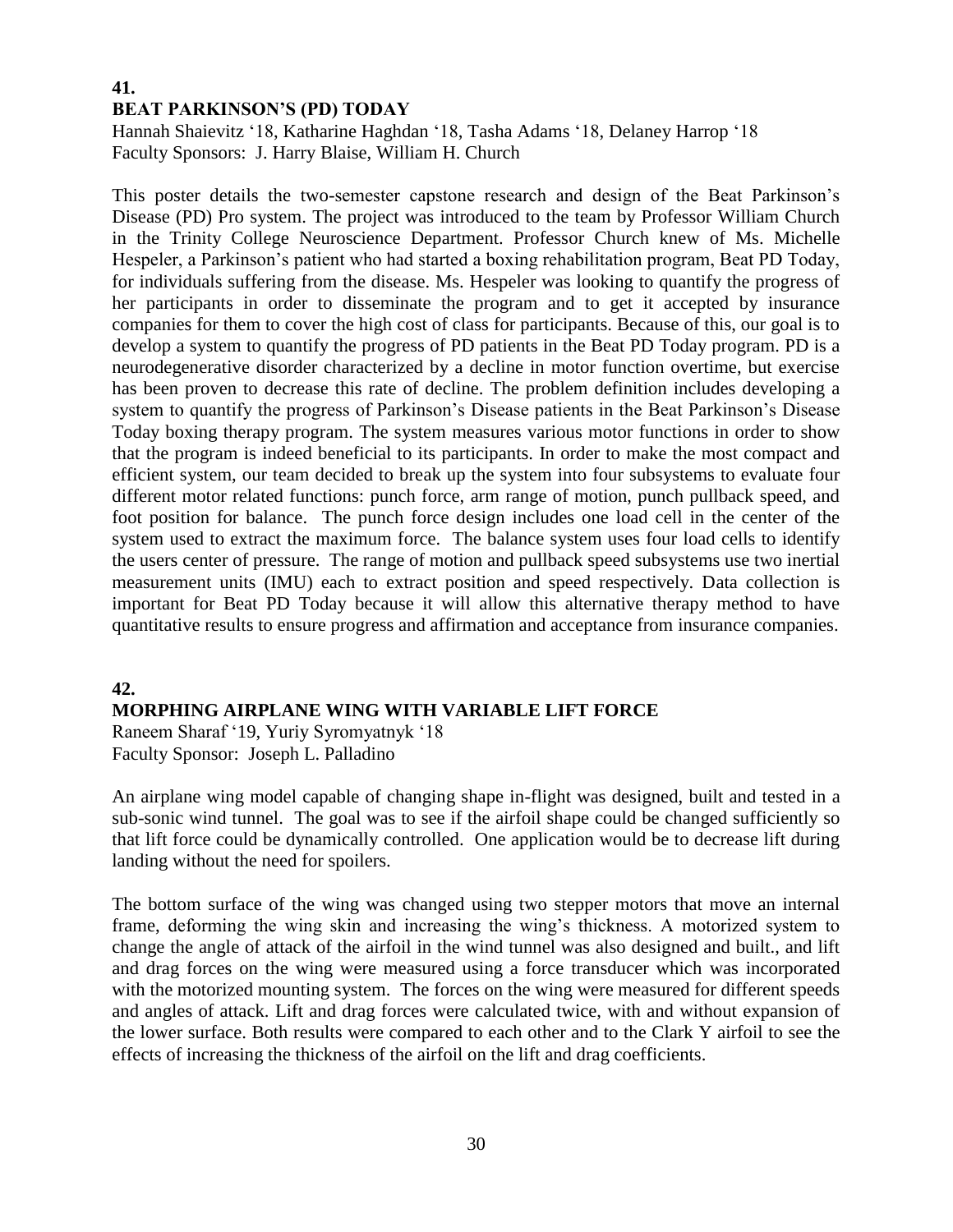## 41.
## BEAT PARKINSON'S (PD) TODAY

Hannah Shaievitz '18, Katharine Haghdan '18, Tasha Adams '18, Delaney Harrop '18
Faculty Sponsors: J. Harry Blaise, William H. Church

This poster details the two-semester capstone research and design of the Beat Parkinson's Disease (PD) Pro system. The project was introduced to the team by Professor William Church in the Trinity College Neuroscience Department. Professor Church knew of Ms. Michelle Hespeler, a Parkinson's patient who had started a boxing rehabilitation program, Beat PD Today, for individuals suffering from the disease. Ms. Hespeler was looking to quantify the progress of her participants in order to disseminate the program and to get it accepted by insurance companies for them to cover the high cost of class for participants. Because of this, our goal is to develop a system to quantify the progress of PD patients in the Beat PD Today program. PD is a neurodegenerative disorder characterized by a decline in motor function overtime, but exercise has been proven to decrease this rate of decline. The problem definition includes developing a system to quantify the progress of Parkinson's Disease patients in the Beat Parkinson's Disease Today boxing therapy program. The system measures various motor functions in order to show that the program is indeed beneficial to its participants. In order to make the most compact and efficient system, our team decided to break up the system into four subsystems to evaluate four different motor related functions: punch force, arm range of motion, punch pullback speed, and foot position for balance. The punch force design includes one load cell in the center of the system used to extract the maximum force. The balance system uses four load cells to identify the users center of pressure. The range of motion and pullback speed subsystems use two inertial measurement units (IMU) each to extract position and speed respectively. Data collection is important for Beat PD Today because it will allow this alternative therapy method to have quantitative results to ensure progress and affirmation and acceptance from insurance companies.

## 42.
## MORPHING AIRPLANE WING WITH VARIABLE LIFT FORCE

Raneem Sharaf '19, Yuriy Syromyatnyk '18
Faculty Sponsor: Joseph L. Palladino

An airplane wing model capable of changing shape in-flight was designed, built and tested in a sub-sonic wind tunnel. The goal was to see if the airfoil shape could be changed sufficiently so that lift force could be dynamically controlled. One application would be to decrease lift during landing without the need for spoilers.

The bottom surface of the wing was changed using two stepper motors that move an internal frame, deforming the wing skin and increasing the wing's thickness. A motorized system to change the angle of attack of the airfoil in the wind tunnel was also designed and built., and lift and drag forces on the wing were measured using a force transducer which was incorporated with the motorized mounting system. The forces on the wing were measured for different speeds and angles of attack. Lift and drag forces were calculated twice, with and without expansion of the lower surface. Both results were compared to each other and to the Clark Y airfoil to see the effects of increasing the thickness of the airfoil on the lift and drag coefficients.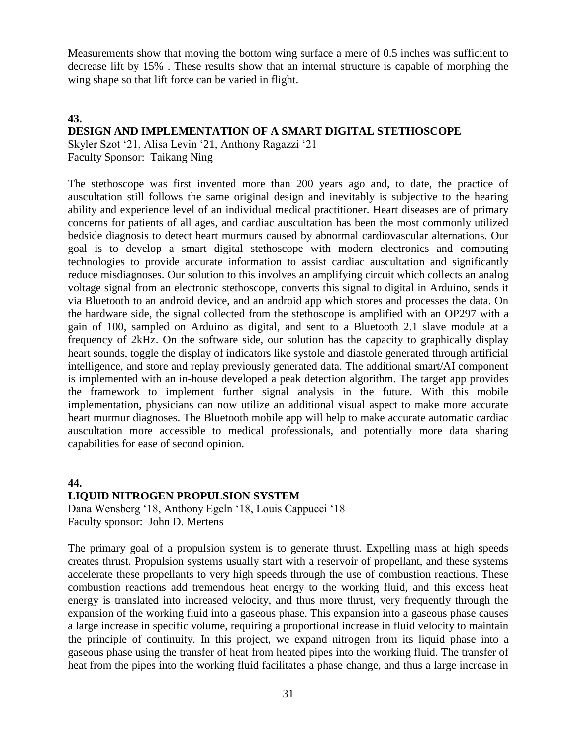Measurements show that moving the bottom wing surface a mere of 0.5 inches was sufficient to decrease lift by 15% . These results show that an internal structure is capable of morphing the wing shape so that lift force can be varied in flight.

**43.**

**DESIGN AND IMPLEMENTATION OF A SMART DIGITAL STETHOSCOPE**

Skyler Szot '21, Alisa Levin '21, Anthony Ragazzi '21
Faculty Sponsor: Taikang Ning

The stethoscope was first invented more than 200 years ago and, to date, the practice of auscultation still follows the same original design and inevitably is subjective to the hearing ability and experience level of an individual medical practitioner. Heart diseases are of primary concerns for patients of all ages, and cardiac auscultation has been the most commonly utilized bedside diagnosis to detect heart murmurs caused by abnormal cardiovascular alternations. Our goal is to develop a smart digital stethoscope with modern electronics and computing technologies to provide accurate information to assist cardiac auscultation and significantly reduce misdiagnoses. Our solution to this involves an amplifying circuit which collects an analog voltage signal from an electronic stethoscope, converts this signal to digital in Arduino, sends it via Bluetooth to an android device, and an android app which stores and processes the data. On the hardware side, the signal collected from the stethoscope is amplified with an OP297 with a gain of 100, sampled on Arduino as digital, and sent to a Bluetooth 2.1 slave module at a frequency of 2kHz. On the software side, our solution has the capacity to graphically display heart sounds, toggle the display of indicators like systole and diastole generated through artificial intelligence, and store and replay previously generated data. The additional smart/AI component is implemented with an in-house developed a peak detection algorithm. The target app provides the framework to implement further signal analysis in the future. With this mobile implementation, physicians can now utilize an additional visual aspect to make more accurate heart murmur diagnoses. The Bluetooth mobile app will help to make accurate automatic cardiac auscultation more accessible to medical professionals, and potentially more data sharing capabilities for ease of second opinion.

**44.**

**LIQUID NITROGEN PROPULSION SYSTEM**

Dana Wensberg '18, Anthony Egeln '18, Louis Cappucci '18
Faculty sponsor: John D. Mertens

The primary goal of a propulsion system is to generate thrust. Expelling mass at high speeds creates thrust. Propulsion systems usually start with a reservoir of propellant, and these systems accelerate these propellants to very high speeds through the use of combustion reactions. These combustion reactions add tremendous heat energy to the working fluid, and this excess heat energy is translated into increased velocity, and thus more thrust, very frequently through the expansion of the working fluid into a gaseous phase. This expansion into a gaseous phase causes a large increase in specific volume, requiring a proportional increase in fluid velocity to maintain the principle of continuity. In this project, we expand nitrogen from its liquid phase into a gaseous phase using the transfer of heat from heated pipes into the working fluid. The transfer of heat from the pipes into the working fluid facilitates a phase change, and thus a large increase in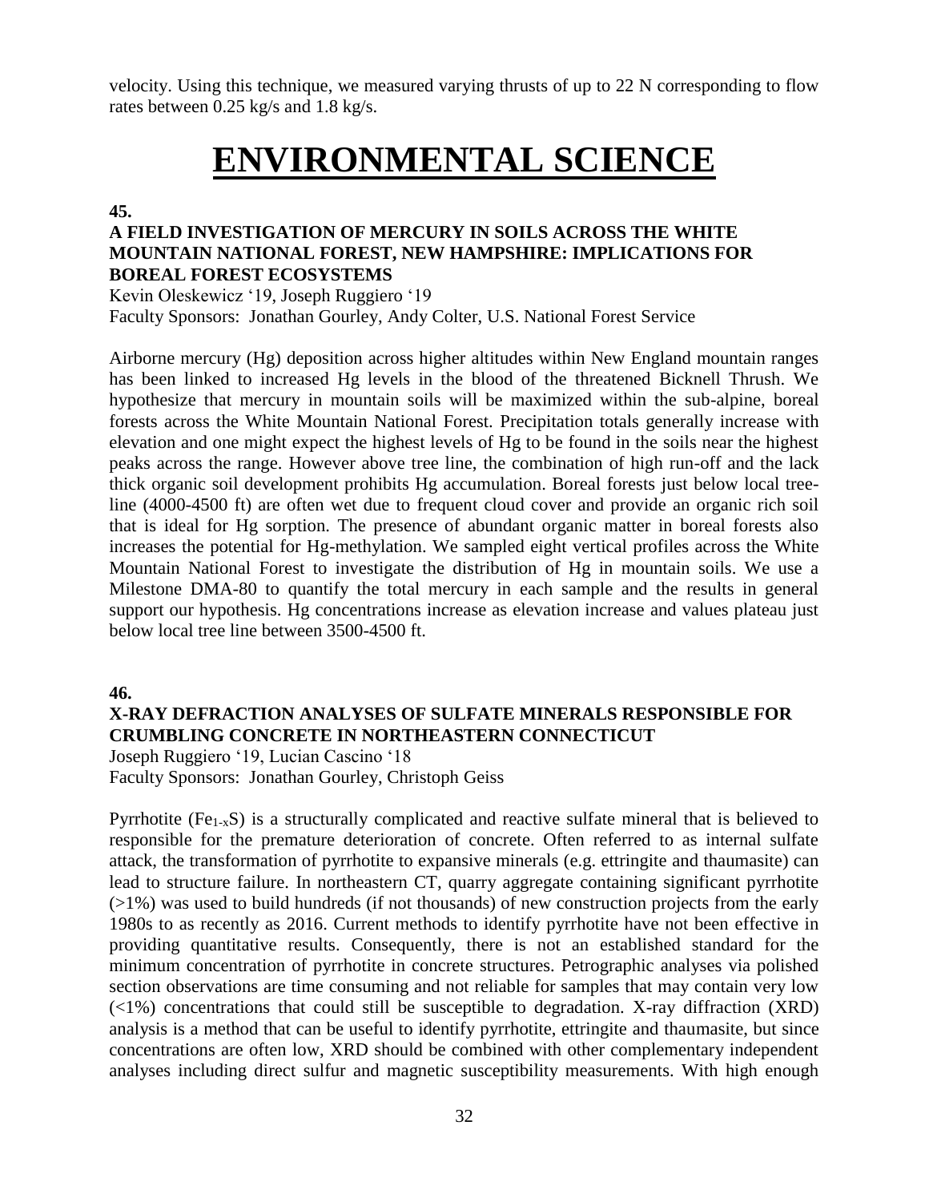velocity. Using this technique, we measured varying thrusts of up to 22 N corresponding to flow rates between 0.25 kg/s and 1.8 kg/s.

# ENVIRONMENTAL SCIENCE

**45.**

### A FIELD INVESTIGATION OF MERCURY IN SOILS ACROSS THE WHITE MOUNTAIN NATIONAL FOREST, NEW HAMPSHIRE: IMPLICATIONS FOR BOREAL FOREST ECOSYSTEMS

Kevin Oleskewicz '19, Joseph Ruggiero '19
Faculty Sponsors: Jonathan Gourley, Andy Colter, U.S. National Forest Service

Airborne mercury (Hg) deposition across higher altitudes within New England mountain ranges has been linked to increased Hg levels in the blood of the threatened Bicknell Thrush. We hypothesize that mercury in mountain soils will be maximized within the sub-alpine, boreal forests across the White Mountain National Forest. Precipitation totals generally increase with elevation and one might expect the highest levels of Hg to be found in the soils near the highest peaks across the range. However above tree line, the combination of high run-off and the lack thick organic soil development prohibits Hg accumulation. Boreal forests just below local tree-line (4000-4500 ft) are often wet due to frequent cloud cover and provide an organic rich soil that is ideal for Hg sorption. The presence of abundant organic matter in boreal forests also increases the potential for Hg-methylation. We sampled eight vertical profiles across the White Mountain National Forest to investigate the distribution of Hg in mountain soils. We use a Milestone DMA-80 to quantify the total mercury in each sample and the results in general support our hypothesis. Hg concentrations increase as elevation increase and values plateau just below local tree line between 3500-4500 ft.

**46.**

### X-RAY DEFRACTION ANALYSES OF SULFATE MINERALS RESPONSIBLE FOR CRUMBLING CONCRETE IN NORTHEASTERN CONNECTICUT

Joseph Ruggiero '19, Lucian Cascino '18
Faculty Sponsors: Jonathan Gourley, Christoph Geiss

Pyrrhotite ($Fe_{1-x}S$) is a structurally complicated and reactive sulfate mineral that is believed to responsible for the premature deterioration of concrete. Often referred to as internal sulfate attack, the transformation of pyrrhotite to expansive minerals (e.g. ettringite and thaumasite) can lead to structure failure. In northeastern CT, quarry aggregate containing significant pyrrhotite (>1%) was used to build hundreds (if not thousands) of new construction projects from the early 1980s to as recently as 2016. Current methods to identify pyrrhotite have not been effective in providing quantitative results. Consequently, there is not an established standard for the minimum concentration of pyrrhotite in concrete structures. Petrographic analyses via polished section observations are time consuming and not reliable for samples that may contain very low (<1%) concentrations that could still be susceptible to degradation. X-ray diffraction (XRD) analysis is a method that can be useful to identify pyrrhotite, ettringite and thaumasite, but since concentrations are often low, XRD should be combined with other complementary independent analyses including direct sulfur and magnetic susceptibility measurements. With high enough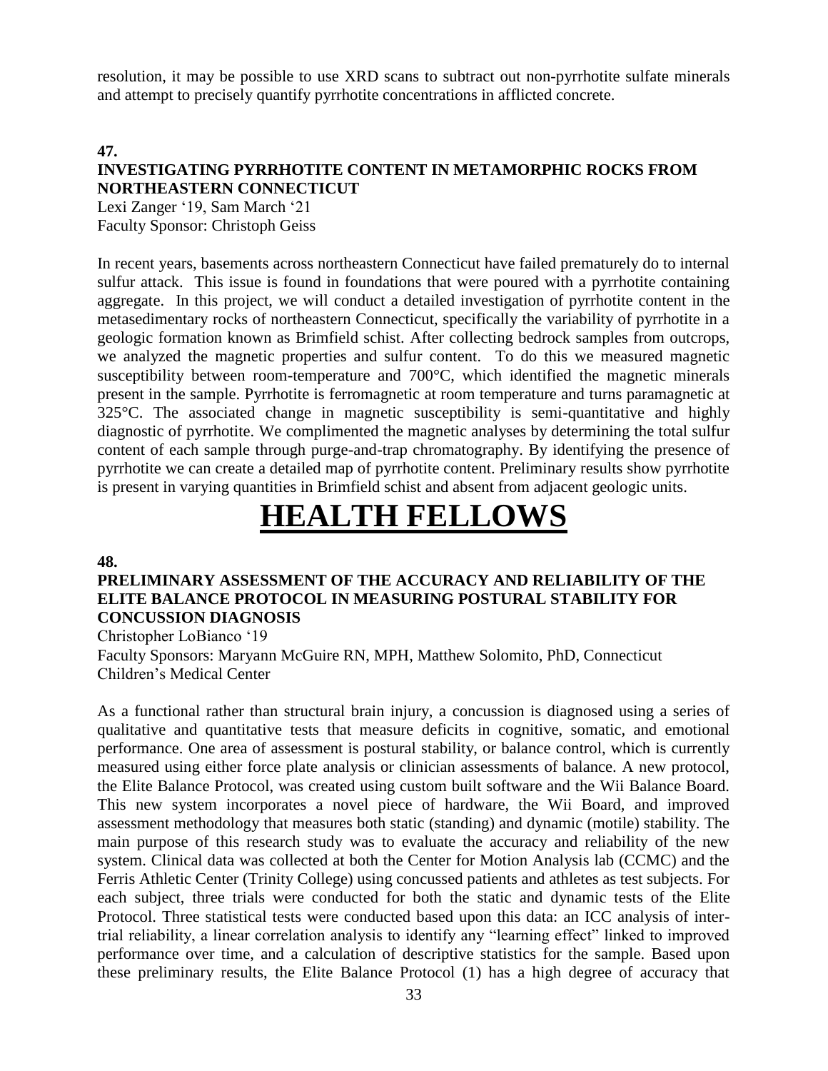resolution, it may be possible to use XRD scans to subtract out non-pyrrhotite sulfate minerals and attempt to precisely quantify pyrrhotite concentrations in afflicted concrete.

**47.**

### INVESTIGATING PYRRHOTITE CONTENT IN METAMORPHIC ROCKS FROM NORTHEASTERN CONNECTICUT

Lexi Zanger '19, Sam March '21
Faculty Sponsor: Christoph Geiss

In recent years, basements across northeastern Connecticut have failed prematurely do to internal sulfur attack. This issue is found in foundations that were poured with a pyrrhotite containing aggregate. In this project, we will conduct a detailed investigation of pyrrhotite content in the metasedimentary rocks of northeastern Connecticut, specifically the variability of pyrrhotite in a geologic formation known as Brimfield schist. After collecting bedrock samples from outcrops, we analyzed the magnetic properties and sulfur content. To do this we measured magnetic susceptibility between room-temperature and 700°C, which identified the magnetic minerals present in the sample. Pyrrhotite is ferromagnetic at room temperature and turns paramagnetic at 325°C. The associated change in magnetic susceptibility is semi-quantitative and highly diagnostic of pyrrhotite. We complimented the magnetic analyses by determining the total sulfur content of each sample through purge-and-trap chromatography. By identifying the presence of pyrrhotite we can create a detailed map of pyrrhotite content. Preliminary results show pyrrhotite is present in varying quantities in Brimfield schist and absent from adjacent geologic units.

# HEALTH FELLOWS

**48.**

### PRELIMINARY ASSESSMENT OF THE ACCURACY AND RELIABILITY OF THE ELITE BALANCE PROTOCOL IN MEASURING POSTURAL STABILITY FOR CONCUSSION DIAGNOSIS

Christopher LoBianco '19
Faculty Sponsors: Maryann McGuire RN, MPH, Matthew Solomito, PhD, Connecticut Children's Medical Center

As a functional rather than structural brain injury, a concussion is diagnosed using a series of qualitative and quantitative tests that measure deficits in cognitive, somatic, and emotional performance. One area of assessment is postural stability, or balance control, which is currently measured using either force plate analysis or clinician assessments of balance. A new protocol, the Elite Balance Protocol, was created using custom built software and the Wii Balance Board. This new system incorporates a novel piece of hardware, the Wii Board, and improved assessment methodology that measures both static (standing) and dynamic (motile) stability. The main purpose of this research study was to evaluate the accuracy and reliability of the new system. Clinical data was collected at both the Center for Motion Analysis lab (CCMC) and the Ferris Athletic Center (Trinity College) using concussed patients and athletes as test subjects. For each subject, three trials were conducted for both the static and dynamic tests of the Elite Protocol. Three statistical tests were conducted based upon this data: an ICC analysis of inter-trial reliability, a linear correlation analysis to identify any "learning effect" linked to improved performance over time, and a calculation of descriptive statistics for the sample. Based upon these preliminary results, the Elite Balance Protocol (1) has a high degree of accuracy that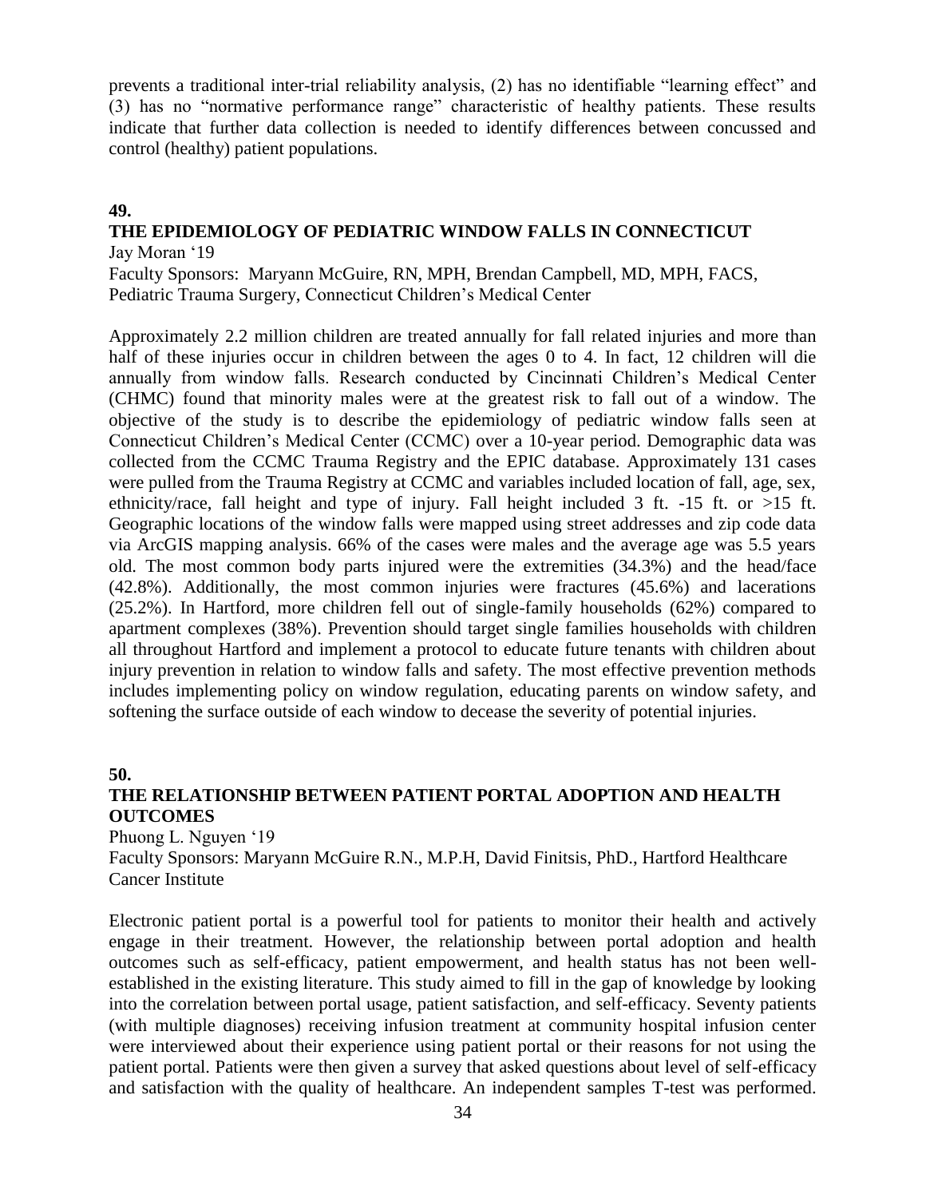prevents a traditional inter-trial reliability analysis, (2) has no identifiable "learning effect" and (3) has no "normative performance range" characteristic of healthy patients. These results indicate that further data collection is needed to identify differences between concussed and control (healthy) patient populations.

**49.**

**THE EPIDEMIOLOGY OF PEDIATRIC WINDOW FALLS IN CONNECTICUT**

Jay Moran '19

Faculty Sponsors: Maryann McGuire, RN, MPH, Brendan Campbell, MD, MPH, FACS, Pediatric Trauma Surgery, Connecticut Children's Medical Center

Approximately 2.2 million children are treated annually for fall related injuries and more than half of these injuries occur in children between the ages 0 to 4. In fact, 12 children will die annually from window falls. Research conducted by Cincinnati Children's Medical Center (CHMC) found that minority males were at the greatest risk to fall out of a window. The objective of the study is to describe the epidemiology of pediatric window falls seen at Connecticut Children's Medical Center (CCMC) over a 10-year period. Demographic data was collected from the CCMC Trauma Registry and the EPIC database. Approximately 131 cases were pulled from the Trauma Registry at CCMC and variables included location of fall, age, sex, ethnicity/race, fall height and type of injury. Fall height included 3 ft. -15 ft. or >15 ft. Geographic locations of the window falls were mapped using street addresses and zip code data via ArcGIS mapping analysis. 66% of the cases were males and the average age was 5.5 years old. The most common body parts injured were the extremities (34.3%) and the head/face (42.8%). Additionally, the most common injuries were fractures (45.6%) and lacerations (25.2%). In Hartford, more children fell out of single-family households (62%) compared to apartment complexes (38%). Prevention should target single families households with children all throughout Hartford and implement a protocol to educate future tenants with children about injury prevention in relation to window falls and safety. The most effective prevention methods includes implementing policy on window regulation, educating parents on window safety, and softening the surface outside of each window to decease the severity of potential injuries.

**50.**

**THE RELATIONSHIP BETWEEN PATIENT PORTAL ADOPTION AND HEALTH OUTCOMES**

Phuong L. Nguyen '19

Faculty Sponsors: Maryann McGuire R.N., M.P.H, David Finitsis, PhD., Hartford Healthcare Cancer Institute

Electronic patient portal is a powerful tool for patients to monitor their health and actively engage in their treatment. However, the relationship between portal adoption and health outcomes such as self-efficacy, patient empowerment, and health status has not been well-established in the existing literature. This study aimed to fill in the gap of knowledge by looking into the correlation between portal usage, patient satisfaction, and self-efficacy. Seventy patients (with multiple diagnoses) receiving infusion treatment at community hospital infusion center were interviewed about their experience using patient portal or their reasons for not using the patient portal. Patients were then given a survey that asked questions about level of self-efficacy and satisfaction with the quality of healthcare. An independent samples T-test was performed.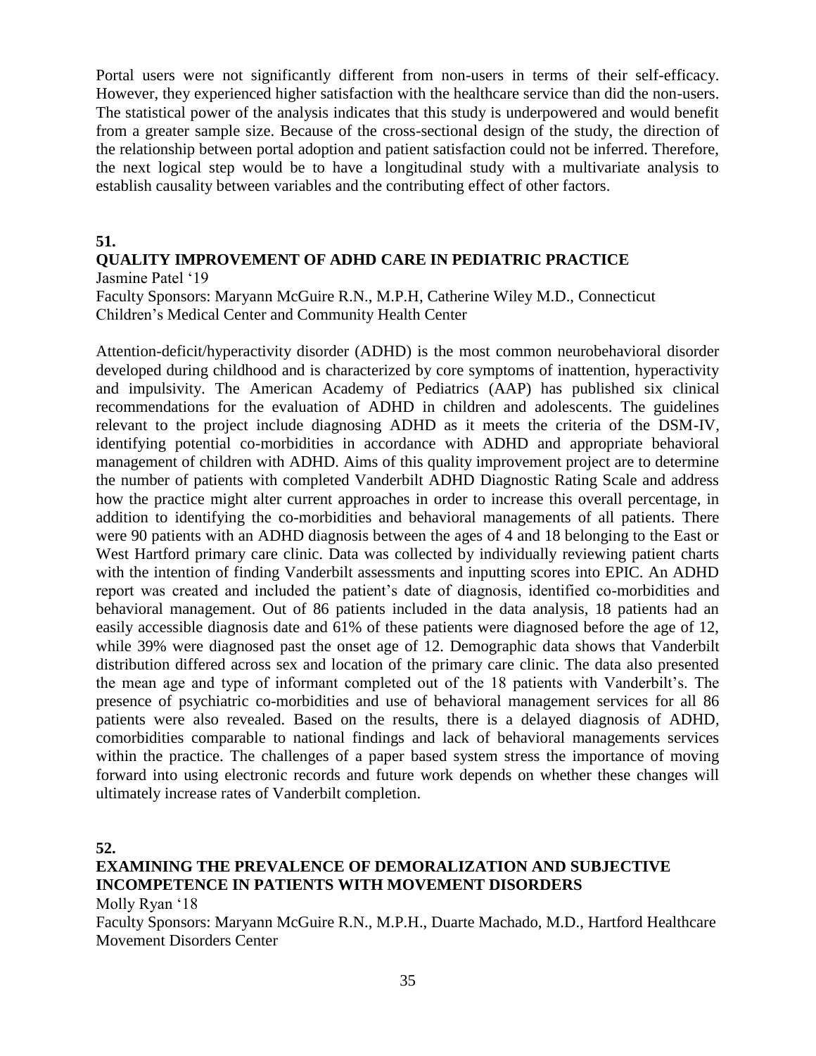Portal users were not significantly different from non-users in terms of their self-efficacy. However, they experienced higher satisfaction with the healthcare service than did the non-users. The statistical power of the analysis indicates that this study is underpowered and would benefit from a greater sample size. Because of the cross-sectional design of the study, the direction of the relationship between portal adoption and patient satisfaction could not be inferred. Therefore, the next logical step would be to have a longitudinal study with a multivariate analysis to establish causality between variables and the contributing effect of other factors.

**51.**

### QUALITY IMPROVEMENT OF ADHD CARE IN PEDIATRIC PRACTICE

Jasmine Patel '19

Faculty Sponsors: Maryann McGuire R.N., M.P.H, Catherine Wiley M.D., Connecticut Children's Medical Center and Community Health Center

Attention-deficit/hyperactivity disorder (ADHD) is the most common neurobehavioral disorder developed during childhood and is characterized by core symptoms of inattention, hyperactivity and impulsivity. The American Academy of Pediatrics (AAP) has published six clinical recommendations for the evaluation of ADHD in children and adolescents. The guidelines relevant to the project include diagnosing ADHD as it meets the criteria of the DSM-IV, identifying potential co-morbidities in accordance with ADHD and appropriate behavioral management of children with ADHD. Aims of this quality improvement project are to determine the number of patients with completed Vanderbilt ADHD Diagnostic Rating Scale and address how the practice might alter current approaches in order to increase this overall percentage, in addition to identifying the co-morbidities and behavioral managements of all patients. There were 90 patients with an ADHD diagnosis between the ages of 4 and 18 belonging to the East or West Hartford primary care clinic. Data was collected by individually reviewing patient charts with the intention of finding Vanderbilt assessments and inputting scores into EPIC. An ADHD report was created and included the patient's date of diagnosis, identified co-morbidities and behavioral management. Out of 86 patients included in the data analysis, 18 patients had an easily accessible diagnosis date and 61% of these patients were diagnosed before the age of 12, while 39% were diagnosed past the onset age of 12. Demographic data shows that Vanderbilt distribution differed across sex and location of the primary care clinic. The data also presented the mean age and type of informant completed out of the 18 patients with Vanderbilt's. The presence of psychiatric co-morbidities and use of behavioral management services for all 86 patients were also revealed. Based on the results, there is a delayed diagnosis of ADHD, comorbidities comparable to national findings and lack of behavioral managements services within the practice. The challenges of a paper based system stress the importance of moving forward into using electronic records and future work depends on whether these changes will ultimately increase rates of Vanderbilt completion.

**52.**

### EXAMINING THE PREVALENCE OF DEMORALIZATION AND SUBJECTIVE INCOMPETENCE IN PATIENTS WITH MOVEMENT DISORDERS

Molly Ryan '18

Faculty Sponsors: Maryann McGuire R.N., M.P.H., Duarte Machado, M.D., Hartford Healthcare Movement Disorders Center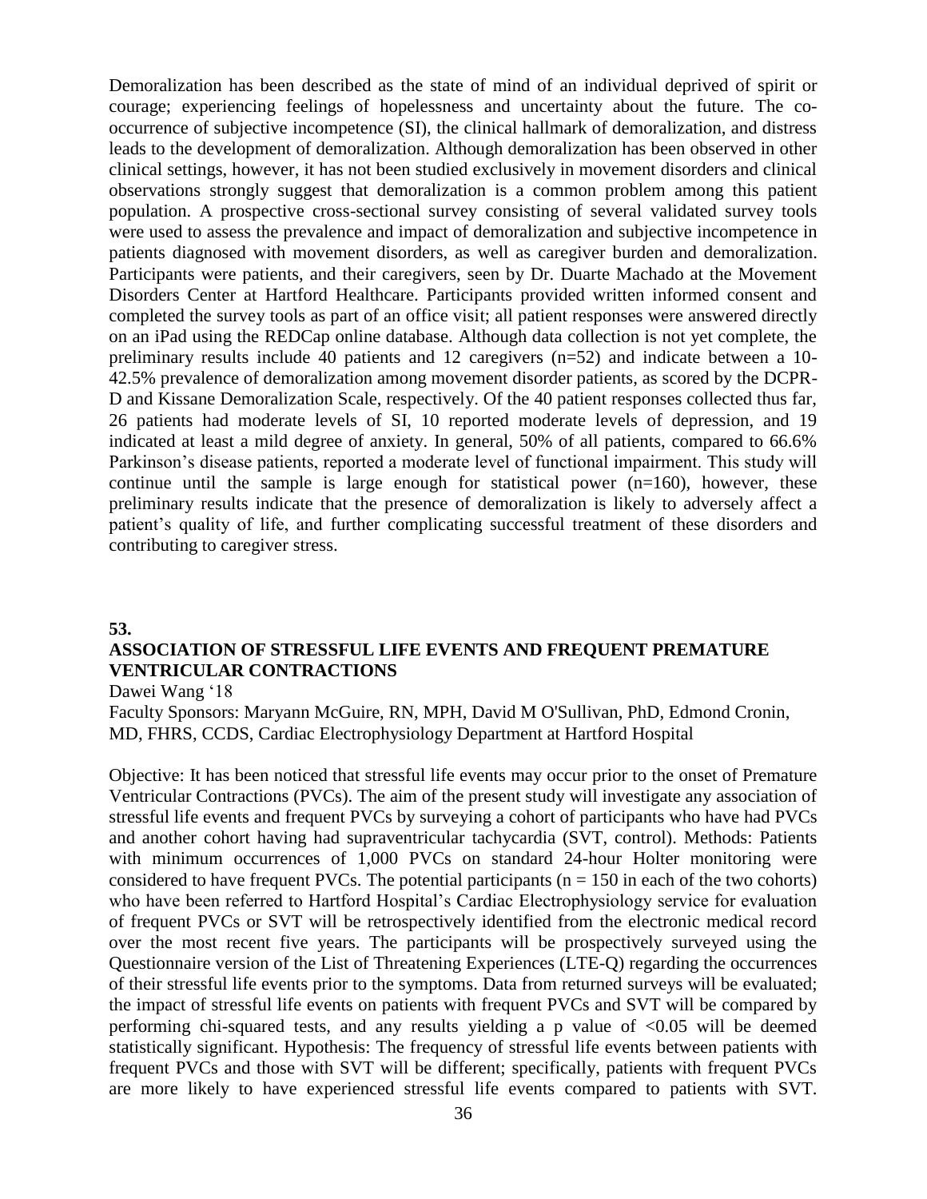Demoralization has been described as the state of mind of an individual deprived of spirit or courage; experiencing feelings of hopelessness and uncertainty about the future. The co-occurrence of subjective incompetence (SI), the clinical hallmark of demoralization, and distress leads to the development of demoralization. Although demoralization has been observed in other clinical settings, however, it has not been studied exclusively in movement disorders and clinical observations strongly suggest that demoralization is a common problem among this patient population. A prospective cross-sectional survey consisting of several validated survey tools were used to assess the prevalence and impact of demoralization and subjective incompetence in patients diagnosed with movement disorders, as well as caregiver burden and demoralization. Participants were patients, and their caregivers, seen by Dr. Duarte Machado at the Movement Disorders Center at Hartford Healthcare. Participants provided written informed consent and completed the survey tools as part of an office visit; all patient responses were answered directly on an iPad using the REDCap online database. Although data collection is not yet complete, the preliminary results include 40 patients and 12 caregivers (n=52) and indicate between a 10-42.5% prevalence of demoralization among movement disorder patients, as scored by the DCPR-D and Kissane Demoralization Scale, respectively. Of the 40 patient responses collected thus far, 26 patients had moderate levels of SI, 10 reported moderate levels of depression, and 19 indicated at least a mild degree of anxiety. In general, 50% of all patients, compared to 66.6% Parkinson's disease patients, reported a moderate level of functional impairment. This study will continue until the sample is large enough for statistical power (n=160), however, these preliminary results indicate that the presence of demoralization is likely to adversely affect a patient's quality of life, and further complicating successful treatment of these disorders and contributing to caregiver stress.

**53.**

## ASSOCIATION OF STRESSFUL LIFE EVENTS AND FREQUENT PREMATURE VENTRICULAR CONTRACTIONS

Dawei Wang '18

Faculty Sponsors: Maryann McGuire, RN, MPH, David M O'Sullivan, PhD, Edmond Cronin, MD, FHRS, CCDS, Cardiac Electrophysiology Department at Hartford Hospital

Objective: It has been noticed that stressful life events may occur prior to the onset of Premature Ventricular Contractions (PVCs). The aim of the present study will investigate any association of stressful life events and frequent PVCs by surveying a cohort of participants who have had PVCs and another cohort having had supraventricular tachycardia (SVT, control). Methods: Patients with minimum occurrences of 1,000 PVCs on standard 24-hour Holter monitoring were considered to have frequent PVCs. The potential participants ($n = 150$ in each of the two cohorts) who have been referred to Hartford Hospital's Cardiac Electrophysiology service for evaluation of frequent PVCs or SVT will be retrospectively identified from the electronic medical record over the most recent five years. The participants will be prospectively surveyed using the Questionnaire version of the List of Threatening Experiences (LTE-Q) regarding the occurrences of their stressful life events prior to the symptoms. Data from returned surveys will be evaluated; the impact of stressful life events on patients with frequent PVCs and SVT will be compared by performing chi-squared tests, and any results yielding a p value of $<0.05$ will be deemed statistically significant. Hypothesis: The frequency of stressful life events between patients with frequent PVCs and those with SVT will be different; specifically, patients with frequent PVCs are more likely to have experienced stressful life events compared to patients with SVT.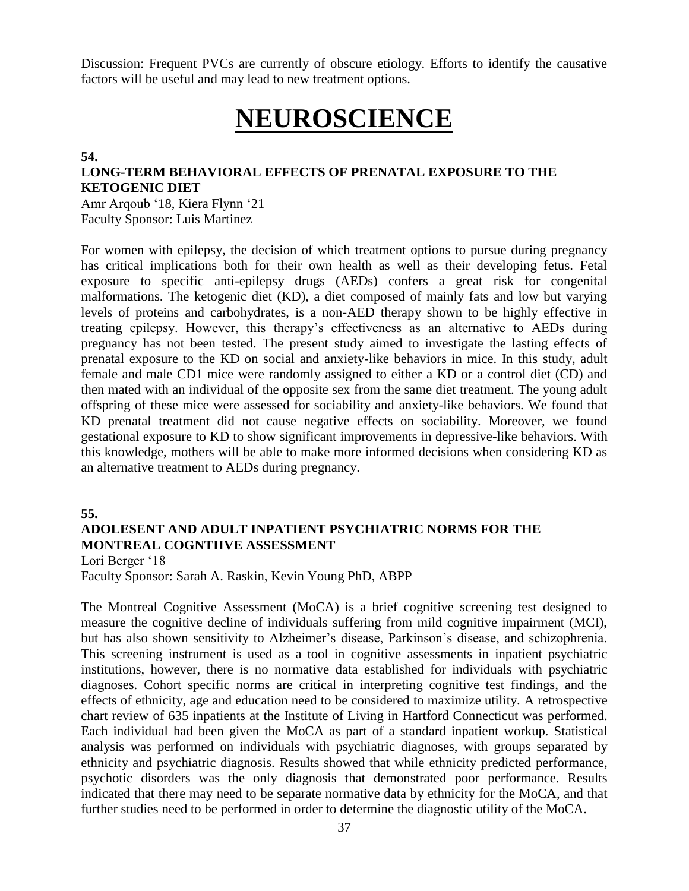Discussion: Frequent PVCs are currently of obscure etiology. Efforts to identify the causative factors will be useful and may lead to new treatment options.

# NEUROSCIENCE

**54.**

### LONG-TERM BEHAVIORAL EFFECTS OF PRENATAL EXPOSURE TO THE KETOGENIC DIET

Amr Arqoub '18, Kiera Flynn '21
Faculty Sponsor: Luis Martinez

For women with epilepsy, the decision of which treatment options to pursue during pregnancy has critical implications both for their own health as well as their developing fetus. Fetal exposure to specific anti-epilepsy drugs (AEDs) confers a great risk for congenital malformations. The ketogenic diet (KD), a diet composed of mainly fats and low but varying levels of proteins and carbohydrates, is a non-AED therapy shown to be highly effective in treating epilepsy. However, this therapy's effectiveness as an alternative to AEDs during pregnancy has not been tested. The present study aimed to investigate the lasting effects of prenatal exposure to the KD on social and anxiety-like behaviors in mice. In this study, adult female and male CD1 mice were randomly assigned to either a KD or a control diet (CD) and then mated with an individual of the opposite sex from the same diet treatment. The young adult offspring of these mice were assessed for sociability and anxiety-like behaviors. We found that KD prenatal treatment did not cause negative effects on sociability. Moreover, we found gestational exposure to KD to show significant improvements in depressive-like behaviors. With this knowledge, mothers will be able to make more informed decisions when considering KD as an alternative treatment to AEDs during pregnancy.

**55.**

### ADOLESENT AND ADULT INPATIENT PSYCHIATRIC NORMS FOR THE MONTREAL COGNTIIVE ASSESSMENT

Lori Berger '18
Faculty Sponsor: Sarah A. Raskin, Kevin Young PhD, ABPP

The Montreal Cognitive Assessment (MoCA) is a brief cognitive screening test designed to measure the cognitive decline of individuals suffering from mild cognitive impairment (MCI), but has also shown sensitivity to Alzheimer's disease, Parkinson's disease, and schizophrenia. This screening instrument is used as a tool in cognitive assessments in inpatient psychiatric institutions, however, there is no normative data established for individuals with psychiatric diagnoses. Cohort specific norms are critical in interpreting cognitive test findings, and the effects of ethnicity, age and education need to be considered to maximize utility. A retrospective chart review of 635 inpatients at the Institute of Living in Hartford Connecticut was performed. Each individual had been given the MoCA as part of a standard inpatient workup. Statistical analysis was performed on individuals with psychiatric diagnoses, with groups separated by ethnicity and psychiatric diagnosis. Results showed that while ethnicity predicted performance, psychotic disorders was the only diagnosis that demonstrated poor performance. Results indicated that there may need to be separate normative data by ethnicity for the MoCA, and that further studies need to be performed in order to determine the diagnostic utility of the MoCA.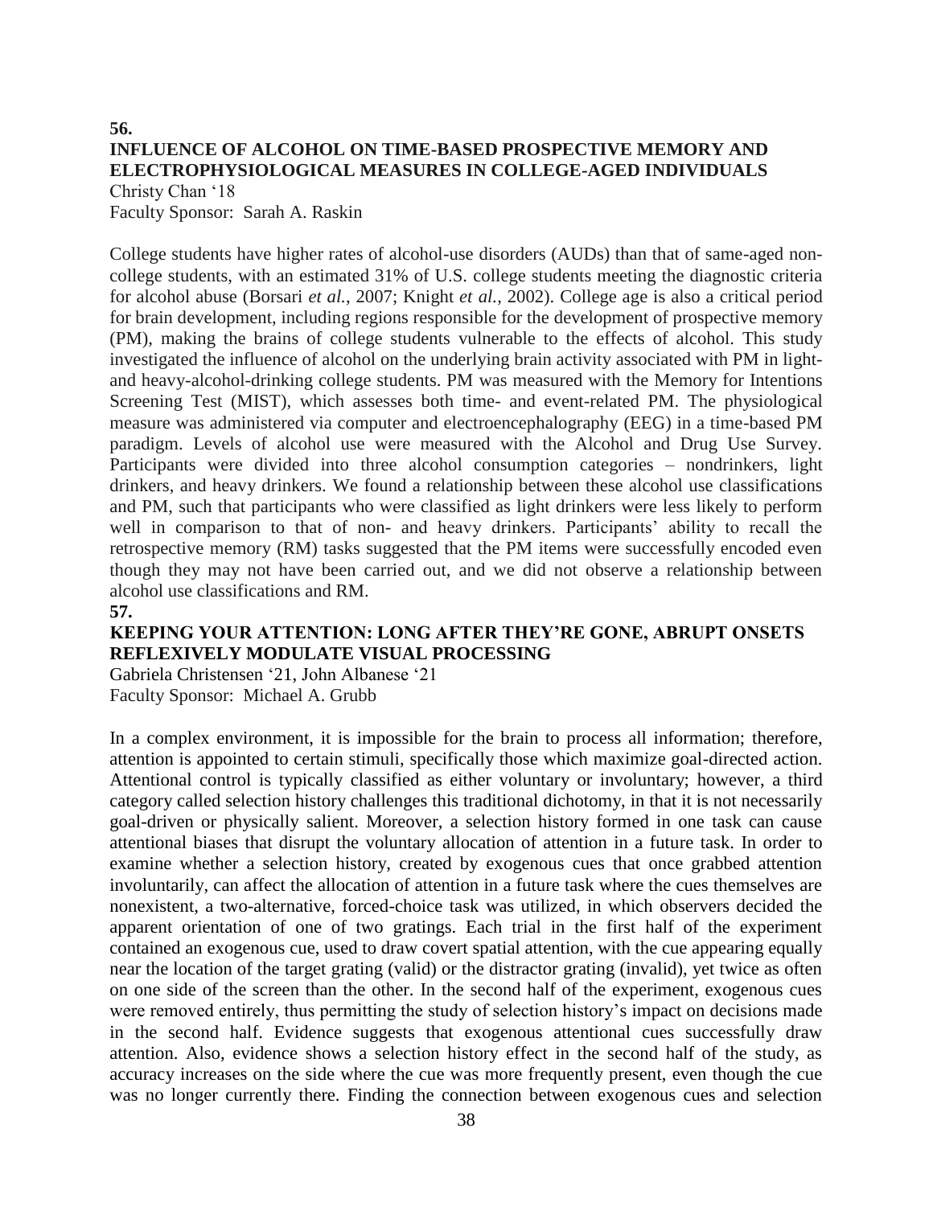**56.**

### INFLUENCE OF ALCOHOL ON TIME-BASED PROSPECTIVE MEMORY AND ELECTROPHYSIOLOGICAL MEASURES IN COLLEGE-AGED INDIVIDUALS

Christy Chan '18
Faculty Sponsor: Sarah A. Raskin

College students have higher rates of alcohol-use disorders (AUDs) than that of same-aged non-college students, with an estimated 31% of U.S. college students meeting the diagnostic criteria for alcohol abuse (Borsari *et al.*, 2007; Knight *et al.*, 2002). College age is also a critical period for brain development, including regions responsible for the development of prospective memory (PM), making the brains of college students vulnerable to the effects of alcohol. This study investigated the influence of alcohol on the underlying brain activity associated with PM in light- and heavy-alcohol-drinking college students. PM was measured with the Memory for Intentions Screening Test (MIST), which assesses both time- and event-related PM. The physiological measure was administered via computer and electroencephalography (EEG) in a time-based PM paradigm. Levels of alcohol use were measured with the Alcohol and Drug Use Survey. Participants were divided into three alcohol consumption categories – nondrinkers, light drinkers, and heavy drinkers. We found a relationship between these alcohol use classifications and PM, such that participants who were classified as light drinkers were less likely to perform well in comparison to that of non- and heavy drinkers. Participants' ability to recall the retrospective memory (RM) tasks suggested that the PM items were successfully encoded even though they may not have been carried out, and we did not observe a relationship between alcohol use classifications and RM.

**57.**

### KEEPING YOUR ATTENTION: LONG AFTER THEY'RE GONE, ABRUPT ONSETS REFLEXIVELY MODULATE VISUAL PROCESSING

Gabriela Christensen '21, John Albanese '21
Faculty Sponsor: Michael A. Grubb

In a complex environment, it is impossible for the brain to process all information; therefore, attention is appointed to certain stimuli, specifically those which maximize goal-directed action. Attentional control is typically classified as either voluntary or involuntary; however, a third category called selection history challenges this traditional dichotomy, in that it is not necessarily goal-driven or physically salient. Moreover, a selection history formed in one task can cause attentional biases that disrupt the voluntary allocation of attention in a future task. In order to examine whether a selection history, created by exogenous cues that once grabbed attention involuntarily, can affect the allocation of attention in a future task where the cues themselves are nonexistent, a two-alternative, forced-choice task was utilized, in which observers decided the apparent orientation of one of two gratings. Each trial in the first half of the experiment contained an exogenous cue, used to draw covert spatial attention, with the cue appearing equally near the location of the target grating (valid) or the distractor grating (invalid), yet twice as often on one side of the screen than the other. In the second half of the experiment, exogenous cues were removed entirely, thus permitting the study of selection history's impact on decisions made in the second half. Evidence suggests that exogenous attentional cues successfully draw attention. Also, evidence shows a selection history effect in the second half of the study, as accuracy increases on the side where the cue was more frequently present, even though the cue was no longer currently there. Finding the connection between exogenous cues and selection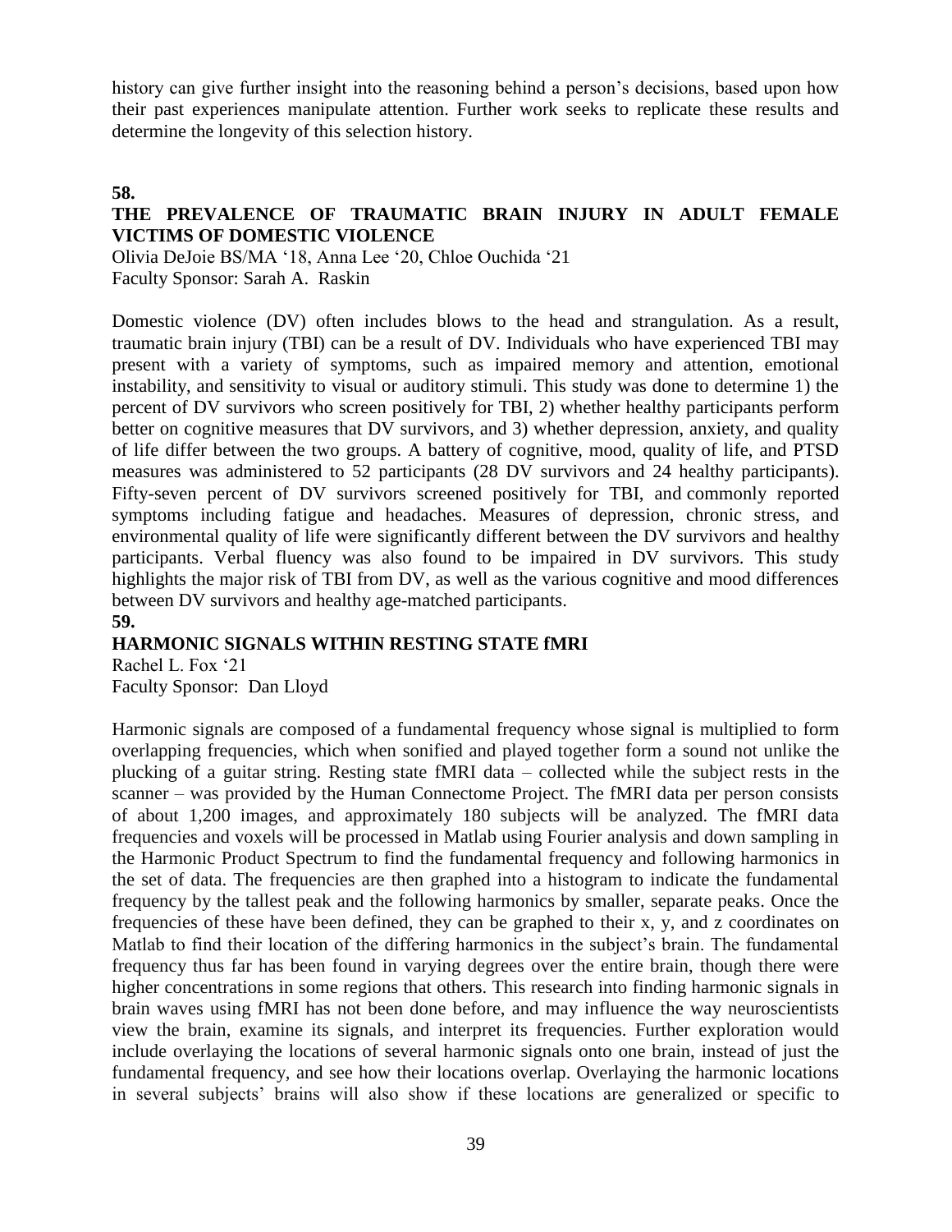history can give further insight into the reasoning behind a person's decisions, based upon how their past experiences manipulate attention. Further work seeks to replicate these results and determine the longevity of this selection history.

**58.**

**THE PREVALENCE OF TRAUMATIC BRAIN INJURY IN ADULT FEMALE VICTIMS OF DOMESTIC VIOLENCE**

Olivia DeJoie BS/MA '18, Anna Lee '20, Chloe Ouchida '21
Faculty Sponsor: Sarah A. Raskin

Domestic violence (DV) often includes blows to the head and strangulation. As a result, traumatic brain injury (TBI) can be a result of DV. Individuals who have experienced TBI may present with a variety of symptoms, such as impaired memory and attention, emotional instability, and sensitivity to visual or auditory stimuli. This study was done to determine 1) the percent of DV survivors who screen positively for TBI, 2) whether healthy participants perform better on cognitive measures that DV survivors, and 3) whether depression, anxiety, and quality of life differ between the two groups. A battery of cognitive, mood, quality of life, and PTSD measures was administered to 52 participants (28 DV survivors and 24 healthy participants). Fifty-seven percent of DV survivors screened positively for TBI, and commonly reported symptoms including fatigue and headaches. Measures of depression, chronic stress, and environmental quality of life were significantly different between the DV survivors and healthy participants. Verbal fluency was also found to be impaired in DV survivors. This study highlights the major risk of TBI from DV, as well as the various cognitive and mood differences between DV survivors and healthy age-matched participants.

**59.**

**HARMONIC SIGNALS WITHIN RESTING STATE fMRI**

Rachel L. Fox '21
Faculty Sponsor: Dan Lloyd

Harmonic signals are composed of a fundamental frequency whose signal is multiplied to form overlapping frequencies, which when sonified and played together form a sound not unlike the plucking of a guitar string. Resting state fMRI data – collected while the subject rests in the scanner – was provided by the Human Connectome Project. The fMRI data per person consists of about 1,200 images, and approximately 180 subjects will be analyzed. The fMRI data frequencies and voxels will be processed in Matlab using Fourier analysis and down sampling in the Harmonic Product Spectrum to find the fundamental frequency and following harmonics in the set of data. The frequencies are then graphed into a histogram to indicate the fundamental frequency by the tallest peak and the following harmonics by smaller, separate peaks. Once the frequencies of these have been defined, they can be graphed to their x, y, and z coordinates on Matlab to find their location of the differing harmonics in the subject's brain. The fundamental frequency thus far has been found in varying degrees over the entire brain, though there were higher concentrations in some regions that others. This research into finding harmonic signals in brain waves using fMRI has not been done before, and may influence the way neuroscientists view the brain, examine its signals, and interpret its frequencies. Further exploration would include overlaying the locations of several harmonic signals onto one brain, instead of just the fundamental frequency, and see how their locations overlap. Overlaying the harmonic locations in several subjects' brains will also show if these locations are generalized or specific to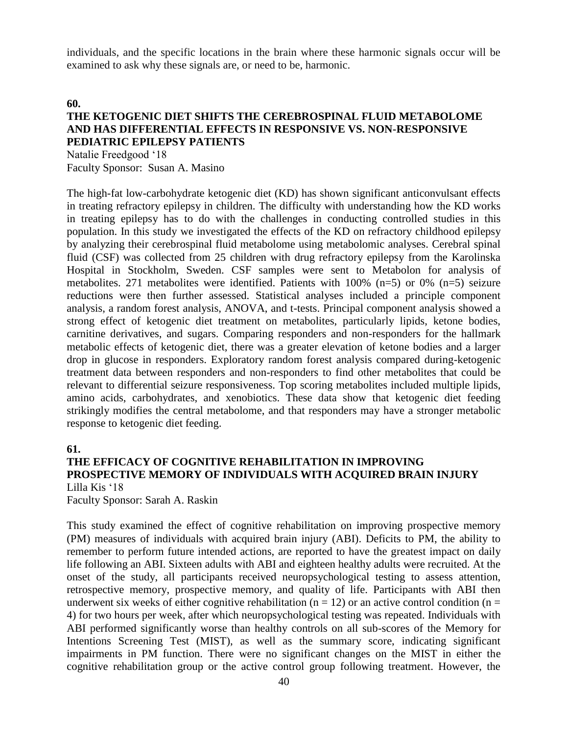individuals, and the specific locations in the brain where these harmonic signals occur will be examined to ask why these signals are, or need to be, harmonic.

**60.**

### THE KETOGENIC DIET SHIFTS THE CEREBROSPINAL FLUID METABOLOME AND HAS DIFFERENTIAL EFFECTS IN RESPONSIVE VS. NON-RESPONSIVE PEDIATRIC EPILEPSY PATIENTS

Natalie Freedgood '18
Faculty Sponsor: Susan A. Masino

The high-fat low-carbohydrate ketogenic diet (KD) has shown significant anticonvulsant effects in treating refractory epilepsy in children. The difficulty with understanding how the KD works in treating epilepsy has to do with the challenges in conducting controlled studies in this population. In this study we investigated the effects of the KD on refractory childhood epilepsy by analyzing their cerebrospinal fluid metabolome using metabolomic analyses. Cerebral spinal fluid (CSF) was collected from 25 children with drug refractory epilepsy from the Karolinska Hospital in Stockholm, Sweden. CSF samples were sent to Metabolon for analysis of metabolites. 271 metabolites were identified. Patients with 100% (n=5) or 0% (n=5) seizure reductions were then further assessed. Statistical analyses included a principle component analysis, a random forest analysis, ANOVA, and t-tests. Principal component analysis showed a strong effect of ketogenic diet treatment on metabolites, particularly lipids, ketone bodies, carnitine derivatives, and sugars. Comparing responders and non-responders for the hallmark metabolic effects of ketogenic diet, there was a greater elevation of ketone bodies and a larger drop in glucose in responders. Exploratory random forest analysis compared during-ketogenic treatment data between responders and non-responders to find other metabolites that could be relevant to differential seizure responsiveness. Top scoring metabolites included multiple lipids, amino acids, carbohydrates, and xenobiotics. These data show that ketogenic diet feeding strikingly modifies the central metabolome, and that responders may have a stronger metabolic response to ketogenic diet feeding.

**61.**

### THE EFFICACY OF COGNITIVE REHABILITATION IN IMPROVING PROSPECTIVE MEMORY OF INDIVIDUALS WITH ACQUIRED BRAIN INJURY

Lilla Kis '18
Faculty Sponsor: Sarah A. Raskin

This study examined the effect of cognitive rehabilitation on improving prospective memory (PM) measures of individuals with acquired brain injury (ABI). Deficits to PM, the ability to remember to perform future intended actions, are reported to have the greatest impact on daily life following an ABI. Sixteen adults with ABI and eighteen healthy adults were recruited. At the onset of the study, all participants received neuropsychological testing to assess attention, retrospective memory, prospective memory, and quality of life. Participants with ABI then underwent six weeks of either cognitive rehabilitation ($n = 12$) or an active control condition ($n = 4$) for two hours per week, after which neuropsychological testing was repeated. Individuals with ABI performed significantly worse than healthy controls on all sub-scores of the Memory for Intentions Screening Test (MIST), as well as the summary score, indicating significant impairments in PM function. There were no significant changes on the MIST in either the cognitive rehabilitation group or the active control group following treatment. However, the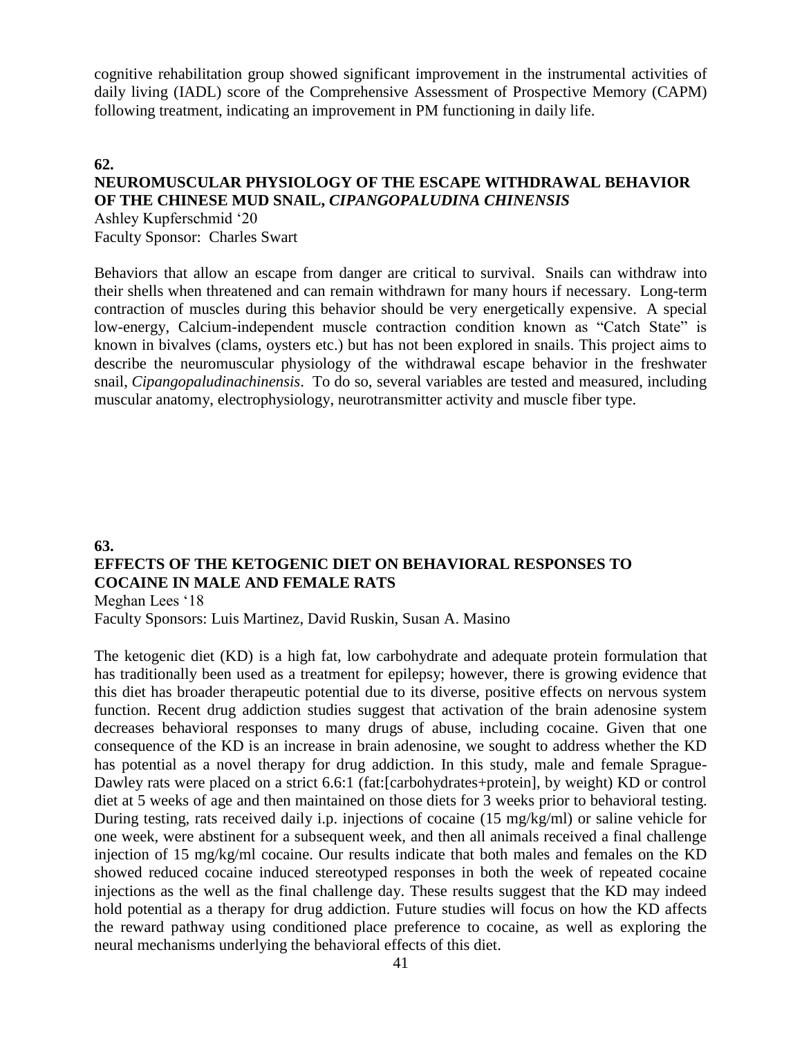cognitive rehabilitation group showed significant improvement in the instrumental activities of daily living (IADL) score of the Comprehensive Assessment of Prospective Memory (CAPM) following treatment, indicating an improvement in PM functioning in daily life.

**62.**

## NEUROMUSCULAR PHYSIOLOGY OF THE ESCAPE WITHDRAWAL BEHAVIOR OF THE CHINESE MUD SNAIL, *CIPANGOPALUDINA CHINENSIS*

Ashley Kupferschmid '20
Faculty Sponsor: Charles Swart

Behaviors that allow an escape from danger are critical to survival. Snails can withdraw into their shells when threatened and can remain withdrawn for many hours if necessary. Long-term contraction of muscles during this behavior should be very energetically expensive. A special low-energy, Calcium-independent muscle contraction condition known as "Catch State" is known in bivalves (clams, oysters etc.) but has not been explored in snails. This project aims to describe the neuromuscular physiology of the withdrawal escape behavior in the freshwater snail, *Cipangopaludinachinensis*. To do so, several variables are tested and measured, including muscular anatomy, electrophysiology, neurotransmitter activity and muscle fiber type.

**63.**

## EFFECTS OF THE KETOGENIC DIET ON BEHAVIORAL RESPONSES TO COCAINE IN MALE AND FEMALE RATS

Meghan Lees '18
Faculty Sponsors: Luis Martinez, David Ruskin, Susan A. Masino

The ketogenic diet (KD) is a high fat, low carbohydrate and adequate protein formulation that has traditionally been used as a treatment for epilepsy; however, there is growing evidence that this diet has broader therapeutic potential due to its diverse, positive effects on nervous system function. Recent drug addiction studies suggest that activation of the brain adenosine system decreases behavioral responses to many drugs of abuse, including cocaine. Given that one consequence of the KD is an increase in brain adenosine, we sought to address whether the KD has potential as a novel therapy for drug addiction. In this study, male and female Sprague-Dawley rats were placed on a strict 6.6:1 (fat:[carbohydrates+protein], by weight) KD or control diet at 5 weeks of age and then maintained on those diets for 3 weeks prior to behavioral testing. During testing, rats received daily i.p. injections of cocaine (15 mg/kg/ml) or saline vehicle for one week, were abstinent for a subsequent week, and then all animals received a final challenge injection of 15 mg/kg/ml cocaine. Our results indicate that both males and females on the KD showed reduced cocaine induced stereotyped responses in both the week of repeated cocaine injections as the well as the final challenge day. These results suggest that the KD may indeed hold potential as a therapy for drug addiction. Future studies will focus on how the KD affects the reward pathway using conditioned place preference to cocaine, as well as exploring the neural mechanisms underlying the behavioral effects of this diet.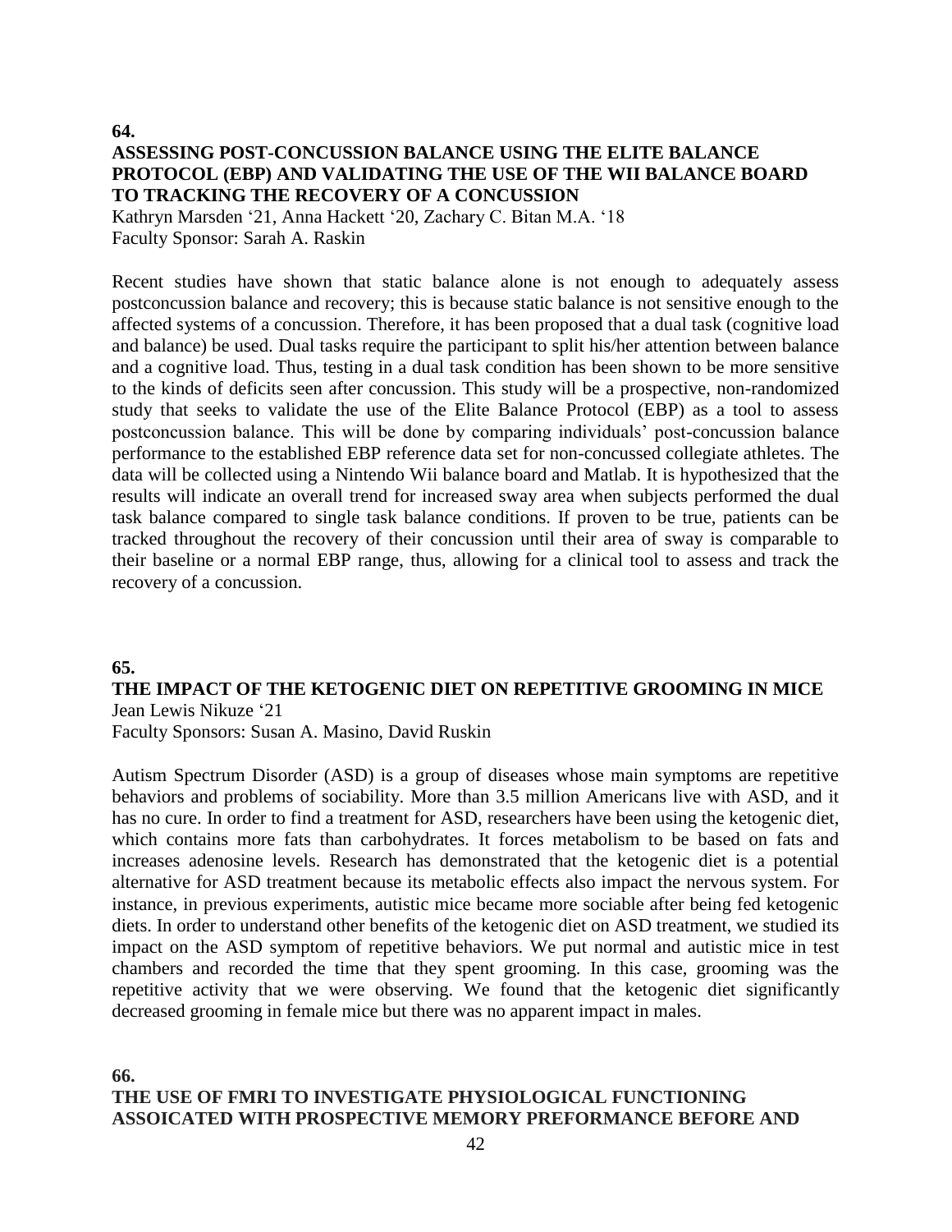**64.**

## ASSESSING POST-CONCUSSION BALANCE USING THE ELITE BALANCE PROTOCOL (EBP) AND VALIDATING THE USE OF THE WII BALANCE BOARD TO TRACKING THE RECOVERY OF A CONCUSSION

Kathryn Marsden '21, Anna Hackett '20, Zachary C. Bitan M.A. '18
Faculty Sponsor: Sarah A. Raskin

Recent studies have shown that static balance alone is not enough to adequately assess postconcussion balance and recovery; this is because static balance is not sensitive enough to the affected systems of a concussion. Therefore, it has been proposed that a dual task (cognitive load and balance) be used. Dual tasks require the participant to split his/her attention between balance and a cognitive load. Thus, testing in a dual task condition has been shown to be more sensitive to the kinds of deficits seen after concussion. This study will be a prospective, non-randomized study that seeks to validate the use of the Elite Balance Protocol (EBP) as a tool to assess postconcussion balance. This will be done by comparing individuals' post-concussion balance performance to the established EBP reference data set for non-concussed collegiate athletes. The data will be collected using a Nintendo Wii balance board and Matlab. It is hypothesized that the results will indicate an overall trend for increased sway area when subjects performed the dual task balance compared to single task balance conditions. If proven to be true, patients can be tracked throughout the recovery of their concussion until their area of sway is comparable to their baseline or a normal EBP range, thus, allowing for a clinical tool to assess and track the recovery of a concussion.

**65.**

## THE IMPACT OF THE KETOGENIC DIET ON REPETITIVE GROOMING IN MICE

Jean Lewis Nikuze '21
Faculty Sponsors: Susan A. Masino, David Ruskin

Autism Spectrum Disorder (ASD) is a group of diseases whose main symptoms are repetitive behaviors and problems of sociability. More than 3.5 million Americans live with ASD, and it has no cure. In order to find a treatment for ASD, researchers have been using the ketogenic diet, which contains more fats than carbohydrates. It forces metabolism to be based on fats and increases adenosine levels. Research has demonstrated that the ketogenic diet is a potential alternative for ASD treatment because its metabolic effects also impact the nervous system. For instance, in previous experiments, autistic mice became more sociable after being fed ketogenic diets. In order to understand other benefits of the ketogenic diet on ASD treatment, we studied its impact on the ASD symptom of repetitive behaviors. We put normal and autistic mice in test chambers and recorded the time that they spent grooming. In this case, grooming was the repetitive activity that we were observing. We found that the ketogenic diet significantly decreased grooming in female mice but there was no apparent impact in males.

**66.**

## THE USE OF FMRI TO INVESTIGATE PHYSIOLOGICAL FUNCTIONING ASSOICATED WITH PROSPECTIVE MEMORY PREFORMANCE BEFORE AND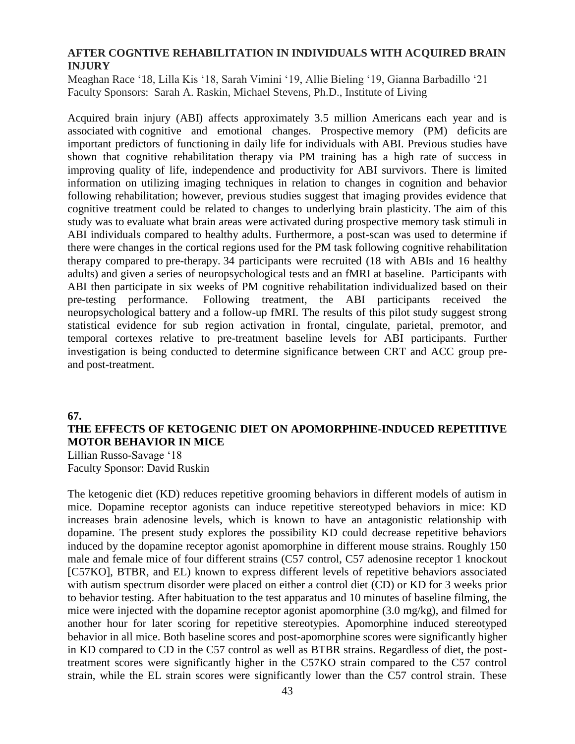## AFTER COGNTIVE REHABILITATION IN INDIVIDUALS WITH ACQUIRED BRAIN INJURY

Meaghan Race '18, Lilla Kis '18, Sarah Vimini '19, Allie Bieling '19, Gianna Barbadillo '21
Faculty Sponsors: Sarah A. Raskin, Michael Stevens, Ph.D., Institute of Living

Acquired brain injury (ABI) affects approximately 3.5 million Americans each year and is associated with cognitive and emotional changes. Prospective memory (PM) deficits are important predictors of functioning in daily life for individuals with ABI. Previous studies have shown that cognitive rehabilitation therapy via PM training has a high rate of success in improving quality of life, independence and productivity for ABI survivors. There is limited information on utilizing imaging techniques in relation to changes in cognition and behavior following rehabilitation; however, previous studies suggest that imaging provides evidence that cognitive treatment could be related to changes to underlying brain plasticity. The aim of this study was to evaluate what brain areas were activated during prospective memory task stimuli in ABI individuals compared to healthy adults. Furthermore, a post-scan was used to determine if there were changes in the cortical regions used for the PM task following cognitive rehabilitation therapy compared to pre-therapy. 34 participants were recruited (18 with ABIs and 16 healthy adults) and given a series of neuropsychological tests and an fMRI at baseline. Participants with ABI then participate in six weeks of PM cognitive rehabilitation individualized based on their pre-testing performance. Following treatment, the ABI participants received the neuropsychological battery and a follow-up fMRI. The results of this pilot study suggest strong statistical evidence for sub region activation in frontal, cingulate, parietal, premotor, and temporal cortexes relative to pre-treatment baseline levels for ABI participants. Further investigation is being conducted to determine significance between CRT and ACC group pre- and post-treatment.

**67.**

## THE EFFECTS OF KETOGENIC DIET ON APOMORPHINE-INDUCED REPETITIVE MOTOR BEHAVIOR IN MICE

Lillian Russo-Savage '18
Faculty Sponsor: David Ruskin

The ketogenic diet (KD) reduces repetitive grooming behaviors in different models of autism in mice. Dopamine receptor agonists can induce repetitive stereotyped behaviors in mice: KD increases brain adenosine levels, which is known to have an antagonistic relationship with dopamine. The present study explores the possibility KD could decrease repetitive behaviors induced by the dopamine receptor agonist apomorphine in different mouse strains. Roughly 150 male and female mice of four different strains (C57 control, C57 adenosine receptor 1 knockout [C57KO], BTBR, and EL) known to express different levels of repetitive behaviors associated with autism spectrum disorder were placed on either a control diet (CD) or KD for 3 weeks prior to behavior testing. After habituation to the test apparatus and 10 minutes of baseline filming, the mice were injected with the dopamine receptor agonist apomorphine (3.0 mg/kg), and filmed for another hour for later scoring for repetitive stereotypies. Apomorphine induced stereotyped behavior in all mice. Both baseline scores and post-apomorphine scores were significantly higher in KD compared to CD in the C57 control as well as BTBR strains. Regardless of diet, the post-treatment scores were significantly higher in the C57KO strain compared to the C57 control strain, while the EL strain scores were significantly lower than the C57 control strain. These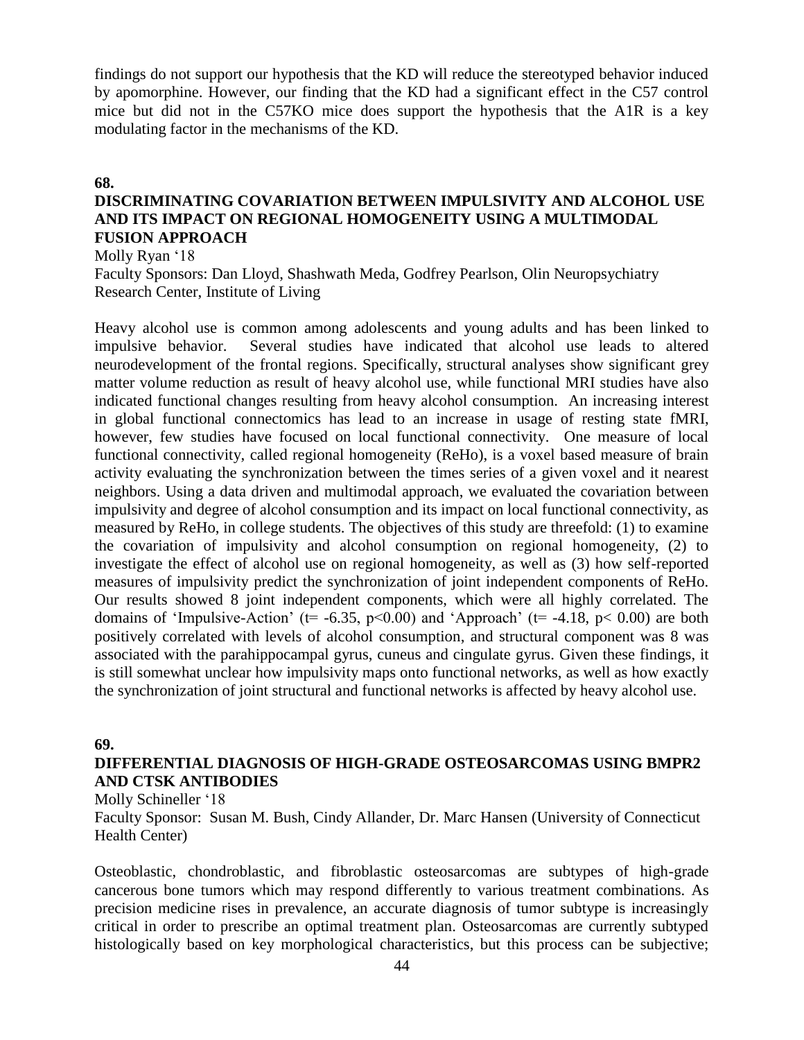findings do not support our hypothesis that the KD will reduce the stereotyped behavior induced by apomorphine. However, our finding that the KD had a significant effect in the C57 control mice but did not in the C57KO mice does support the hypothesis that the A1R is a key modulating factor in the mechanisms of the KD.

**68.**

**DISCRIMINATING COVARIATION BETWEEN IMPULSIVITY AND ALCOHOL USE AND ITS IMPACT ON REGIONAL HOMOGENEITY USING A MULTIMODAL FUSION APPROACH**

Molly Ryan '18
Faculty Sponsors: Dan Lloyd, Shashwath Meda, Godfrey Pearlson, Olin Neuropsychiatry Research Center, Institute of Living

Heavy alcohol use is common among adolescents and young adults and has been linked to impulsive behavior. Several studies have indicated that alcohol use leads to altered neurodevelopment of the frontal regions. Specifically, structural analyses show significant grey matter volume reduction as result of heavy alcohol use, while functional MRI studies have also indicated functional changes resulting from heavy alcohol consumption. An increasing interest in global functional connectomics has lead to an increase in usage of resting state fMRI, however, few studies have focused on local functional connectivity. One measure of local functional connectivity, called regional homogeneity (ReHo), is a voxel based measure of brain activity evaluating the synchronization between the times series of a given voxel and it nearest neighbors. Using a data driven and multimodal approach, we evaluated the covariation between impulsivity and degree of alcohol consumption and its impact on local functional connectivity, as measured by ReHo, in college students. The objectives of this study are threefold: (1) to examine the covariation of impulsivity and alcohol consumption on regional homogeneity, (2) to investigate the effect of alcohol use on regional homogeneity, as well as (3) how self-reported measures of impulsivity predict the synchronization of joint independent components of ReHo. Our results showed 8 joint independent components, which were all highly correlated. The domains of 'Impulsive-Action' ($t = -6.35$, $p<0.00$) and 'Approach' ($t = -4.18$, $p< 0.00$) are both positively correlated with levels of alcohol consumption, and structural component was 8 was associated with the parahippocampal gyrus, cuneus and cingulate gyrus. Given these findings, it is still somewhat unclear how impulsivity maps onto functional networks, as well as how exactly the synchronization of joint structural and functional networks is affected by heavy alcohol use.

**69.**

**DIFFERENTIAL DIAGNOSIS OF HIGH-GRADE OSTEOSARCOMAS USING BMPR2 AND CTSK ANTIBODIES**

Molly Schineller '18
Faculty Sponsor: Susan M. Bush, Cindy Allander, Dr. Marc Hansen (University of Connecticut Health Center)

Osteoblastic, chondroblastic, and fibroblastic osteosarcomas are subtypes of high-grade cancerous bone tumors which may respond differently to various treatment combinations. As precision medicine rises in prevalence, an accurate diagnosis of tumor subtype is increasingly critical in order to prescribe an optimal treatment plan. Osteosarcomas are currently subtyped histologically based on key morphological characteristics, but this process can be subjective;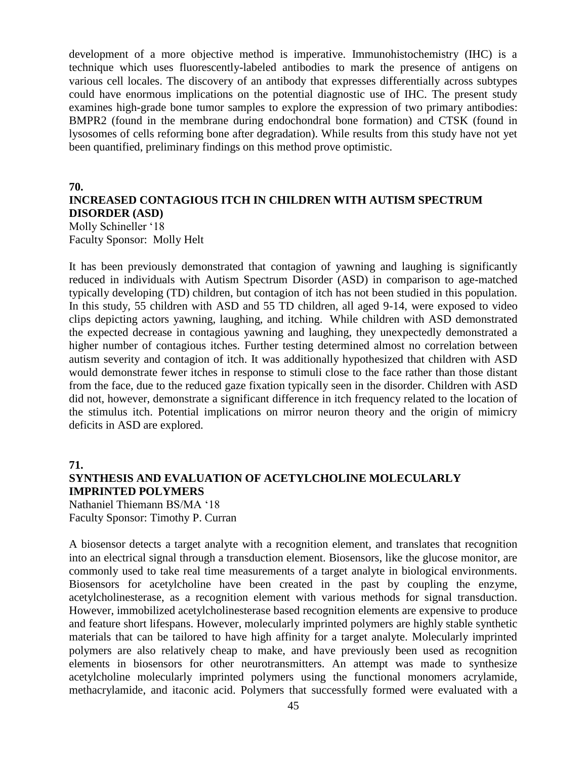development of a more objective method is imperative. Immunohistochemistry (IHC) is a technique which uses fluorescently-labeled antibodies to mark the presence of antigens on various cell locales. The discovery of an antibody that expresses differentially across subtypes could have enormous implications on the potential diagnostic use of IHC. The present study examines high-grade bone tumor samples to explore the expression of two primary antibodies: BMPR2 (found in the membrane during endochondral bone formation) and CTSK (found in lysosomes of cells reforming bone after degradation). While results from this study have not yet been quantified, preliminary findings on this method prove optimistic.

**70.**

## INCREASED CONTAGIOUS ITCH IN CHILDREN WITH AUTISM SPECTRUM DISORDER (ASD)

Molly Schineller '18
Faculty Sponsor: Molly Helt

It has been previously demonstrated that contagion of yawning and laughing is significantly reduced in individuals with Autism Spectrum Disorder (ASD) in comparison to age-matched typically developing (TD) children, but contagion of itch has not been studied in this population. In this study, 55 children with ASD and 55 TD children, all aged 9-14, were exposed to video clips depicting actors yawning, laughing, and itching. While children with ASD demonstrated the expected decrease in contagious yawning and laughing, they unexpectedly demonstrated a higher number of contagious itches. Further testing determined almost no correlation between autism severity and contagion of itch. It was additionally hypothesized that children with ASD would demonstrate fewer itches in response to stimuli close to the face rather than those distant from the face, due to the reduced gaze fixation typically seen in the disorder. Children with ASD did not, however, demonstrate a significant difference in itch frequency related to the location of the stimulus itch. Potential implications on mirror neuron theory and the origin of mimicry deficits in ASD are explored.

**71.**

## SYNTHESIS AND EVALUATION OF ACETYLCHOLINE MOLECULARLY IMPRINTED POLYMERS

Nathaniel Thiemann BS/MA '18
Faculty Sponsor: Timothy P. Curran

A biosensor detects a target analyte with a recognition element, and translates that recognition into an electrical signal through a transduction element. Biosensors, like the glucose monitor, are commonly used to take real time measurements of a target analyte in biological environments. Biosensors for acetylcholine have been created in the past by coupling the enzyme, acetylcholinesterase, as a recognition element with various methods for signal transduction. However, immobilized acetylcholinesterase based recognition elements are expensive to produce and feature short lifespans. However, molecularly imprinted polymers are highly stable synthetic materials that can be tailored to have high affinity for a target analyte. Molecularly imprinted polymers are also relatively cheap to make, and have previously been used as recognition elements in biosensors for other neurotransmitters. An attempt was made to synthesize acetylcholine molecularly imprinted polymers using the functional monomers acrylamide, methacrylamide, and itaconic acid. Polymers that successfully formed were evaluated with a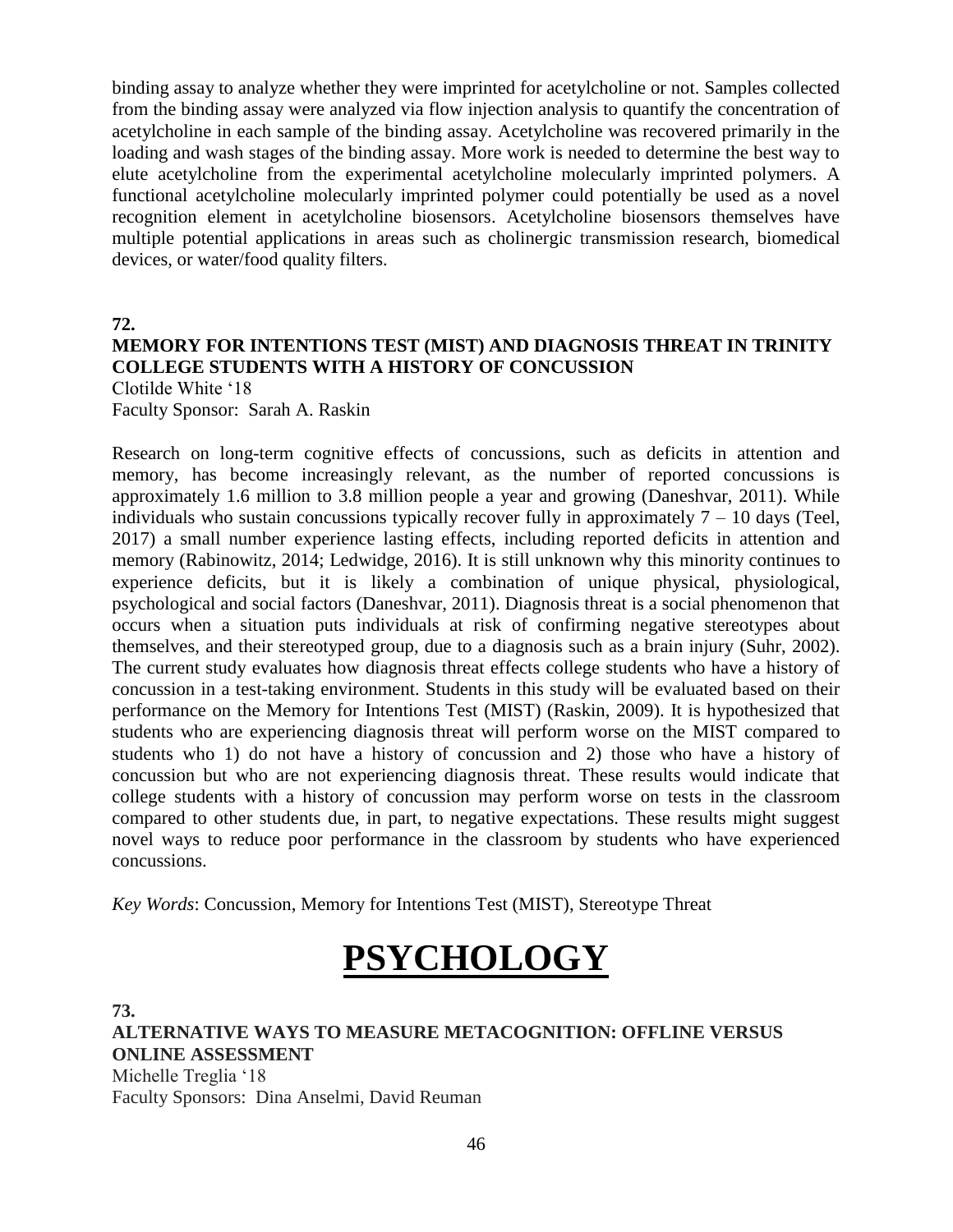binding assay to analyze whether they were imprinted for acetylcholine or not. Samples collected from the binding assay were analyzed via flow injection analysis to quantify the concentration of acetylcholine in each sample of the binding assay. Acetylcholine was recovered primarily in the loading and wash stages of the binding assay. More work is needed to determine the best way to elute acetylcholine from the experimental acetylcholine molecularly imprinted polymers. A functional acetylcholine molecularly imprinted polymer could potentially be used as a novel recognition element in acetylcholine biosensors. Acetylcholine biosensors themselves have multiple potential applications in areas such as cholinergic transmission research, biomedical devices, or water/food quality filters.

**72.**

**MEMORY FOR INTENTIONS TEST (MIST) AND DIAGNOSIS THREAT IN TRINITY COLLEGE STUDENTS WITH A HISTORY OF CONCUSSION**

Clotilde White '18
Faculty Sponsor: Sarah A. Raskin

Research on long-term cognitive effects of concussions, such as deficits in attention and memory, has become increasingly relevant, as the number of reported concussions is approximately 1.6 million to 3.8 million people a year and growing (Daneshvar, 2011). While individuals who sustain concussions typically recover fully in approximately 7 – 10 days (Teel, 2017) a small number experience lasting effects, including reported deficits in attention and memory (Rabinowitz, 2014; Ledwidge, 2016). It is still unknown why this minority continues to experience deficits, but it is likely a combination of unique physical, physiological, psychological and social factors (Daneshvar, 2011). Diagnosis threat is a social phenomenon that occurs when a situation puts individuals at risk of confirming negative stereotypes about themselves, and their stereotyped group, due to a diagnosis such as a brain injury (Suhr, 2002). The current study evaluates how diagnosis threat effects college students who have a history of concussion in a test-taking environment. Students in this study will be evaluated based on their performance on the Memory for Intentions Test (MIST) (Raskin, 2009). It is hypothesized that students who are experiencing diagnosis threat will perform worse on the MIST compared to students who 1) do not have a history of concussion and 2) those who have a history of concussion but who are not experiencing diagnosis threat. These results would indicate that college students with a history of concussion may perform worse on tests in the classroom compared to other students due, in part, to negative expectations. These results might suggest novel ways to reduce poor performance in the classroom by students who have experienced concussions.

*Key Words*: Concussion, Memory for Intentions Test (MIST), Stereotype Threat

# PSYCHOLOGY

**73.**

**ALTERNATIVE WAYS TO MEASURE METACOGNITION: OFFLINE VERSUS ONLINE ASSESSMENT**

Michelle Treglia '18
Faculty Sponsors: Dina Anselmi, David Reuman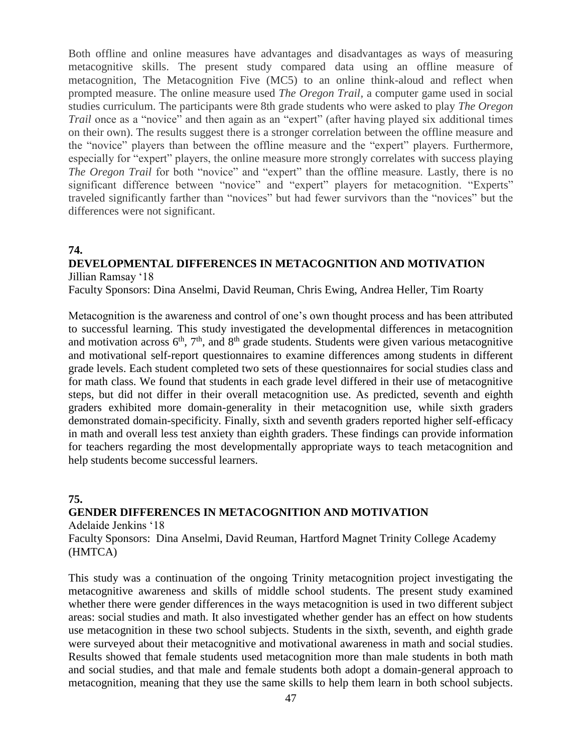Both offline and online measures have advantages and disadvantages as ways of measuring metacognitive skills. The present study compared data using an offline measure of metacognition, The Metacognition Five (MC5) to an online think-aloud and reflect when prompted measure. The online measure used *The Oregon Trail*, a computer game used in social studies curriculum. The participants were 8th grade students who were asked to play *The Oregon Trail* once as a "novice" and then again as an "expert" (after having played six additional times on their own). The results suggest there is a stronger correlation between the offline measure and the "novice" players than between the offline measure and the "expert" players. Furthermore, especially for "expert" players, the online measure more strongly correlates with success playing *The Oregon Trail* for both "novice" and "expert" than the offline measure. Lastly, there is no significant difference between "novice" and "expert" players for metacognition. "Experts" traveled significantly farther than "novices" but had fewer survivors than the "novices" but the differences were not significant.

**74.**

**DEVELOPMENTAL DIFFERENCES IN METACOGNITION AND MOTIVATION**

Jillian Ramsay '18

Faculty Sponsors: Dina Anselmi, David Reuman, Chris Ewing, Andrea Heller, Tim Roarty

Metacognition is the awareness and control of one's own thought process and has been attributed to successful learning. This study investigated the developmental differences in metacognition and motivation across 6th, 7th, and 8th grade students. Students were given various metacognitive and motivational self-report questionnaires to examine differences among students in different grade levels. Each student completed two sets of these questionnaires for social studies class and for math class. We found that students in each grade level differed in their use of metacognitive steps, but did not differ in their overall metacognition use. As predicted, seventh and eighth graders exhibited more domain-generality in their metacognition use, while sixth graders demonstrated domain-specificity. Finally, sixth and seventh graders reported higher self-efficacy in math and overall less test anxiety than eighth graders. These findings can provide information for teachers regarding the most developmentally appropriate ways to teach metacognition and help students become successful learners.

**75.**

**GENDER DIFFERENCES IN METACOGNITION AND MOTIVATION**

Adelaide Jenkins '18

Faculty Sponsors: Dina Anselmi, David Reuman, Hartford Magnet Trinity College Academy (HMTCA)

This study was a continuation of the ongoing Trinity metacognition project investigating the metacognitive awareness and skills of middle school students. The present study examined whether there were gender differences in the ways metacognition is used in two different subject areas: social studies and math. It also investigated whether gender has an effect on how students use metacognition in these two school subjects. Students in the sixth, seventh, and eighth grade were surveyed about their metacognitive and motivational awareness in math and social studies. Results showed that female students used metacognition more than male students in both math and social studies, and that male and female students both adopt a domain-general approach to metacognition, meaning that they use the same skills to help them learn in both school subjects.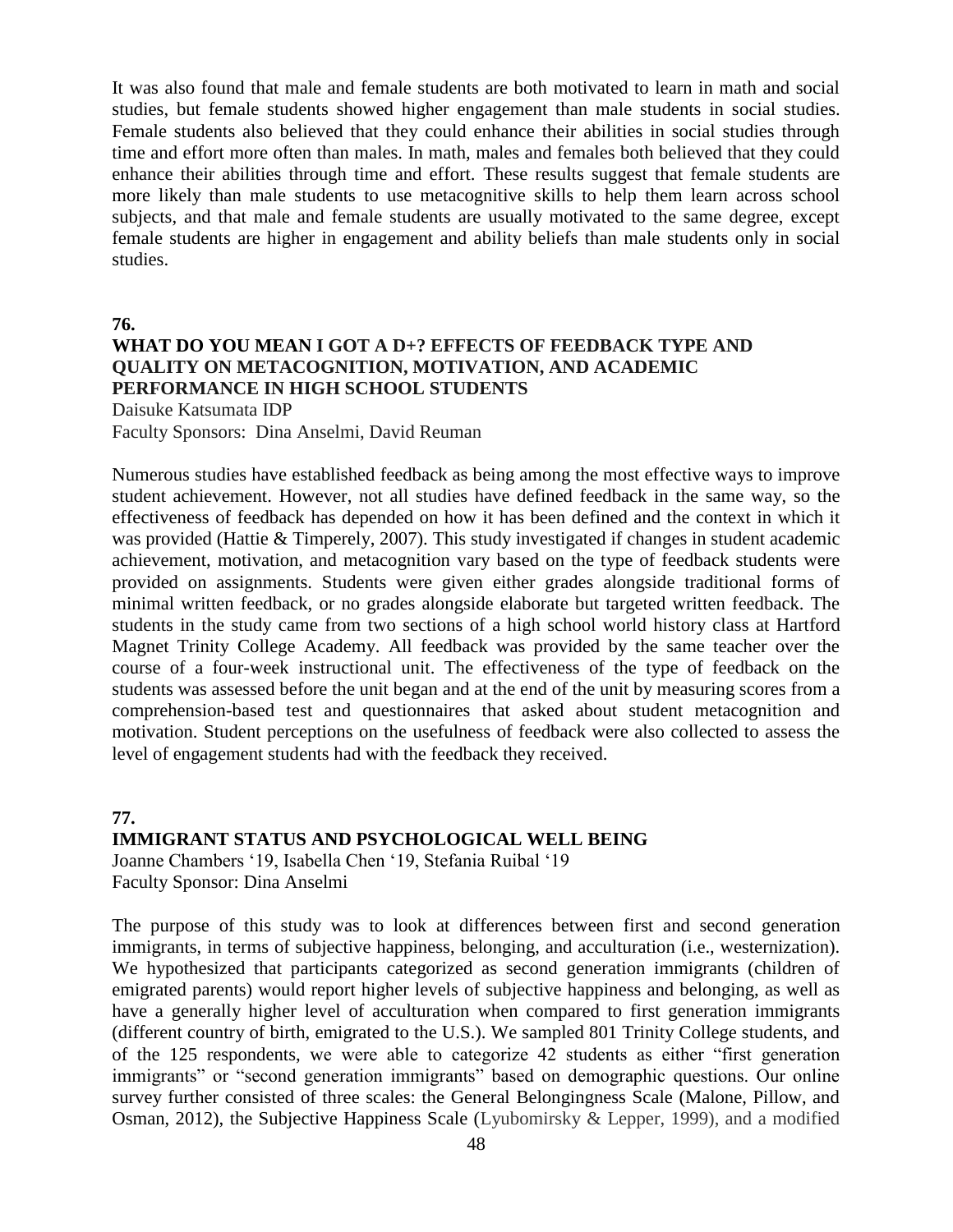It was also found that male and female students are both motivated to learn in math and social studies, but female students showed higher engagement than male students in social studies. Female students also believed that they could enhance their abilities in social studies through time and effort more often than males. In math, males and females both believed that they could enhance their abilities through time and effort. These results suggest that female students are more likely than male students to use metacognitive skills to help them learn across school subjects, and that male and female students are usually motivated to the same degree, except female students are higher in engagement and ability beliefs than male students only in social studies.

**76.**

**WHAT DO YOU MEAN I GOT A D+? EFFECTS OF FEEDBACK TYPE AND QUALITY ON METACOGNITION, MOTIVATION, AND ACADEMIC PERFORMANCE IN HIGH SCHOOL STUDENTS**

Daisuke Katsumata IDP
Faculty Sponsors: Dina Anselmi, David Reuman

Numerous studies have established feedback as being among the most effective ways to improve student achievement. However, not all studies have defined feedback in the same way, so the effectiveness of feedback has depended on how it has been defined and the context in which it was provided (Hattie & Timperely, 2007). This study investigated if changes in student academic achievement, motivation, and metacognition vary based on the type of feedback students were provided on assignments. Students were given either grades alongside traditional forms of minimal written feedback, or no grades alongside elaborate but targeted written feedback. The students in the study came from two sections of a high school world history class at Hartford Magnet Trinity College Academy. All feedback was provided by the same teacher over the course of a four-week instructional unit. The effectiveness of the type of feedback on the students was assessed before the unit began and at the end of the unit by measuring scores from a comprehension-based test and questionnaires that asked about student metacognition and motivation. Student perceptions on the usefulness of feedback were also collected to assess the level of engagement students had with the feedback they received.

**77.**

**IMMIGRANT STATUS AND PSYCHOLOGICAL WELL BEING**

Joanne Chambers '19, Isabella Chen '19, Stefania Ruibal '19
Faculty Sponsor: Dina Anselmi

The purpose of this study was to look at differences between first and second generation immigrants, in terms of subjective happiness, belonging, and acculturation (i.e., westernization). We hypothesized that participants categorized as second generation immigrants (children of emigrated parents) would report higher levels of subjective happiness and belonging, as well as have a generally higher level of acculturation when compared to first generation immigrants (different country of birth, emigrated to the U.S.). We sampled 801 Trinity College students, and of the 125 respondents, we were able to categorize 42 students as either "first generation immigrants" or "second generation immigrants" based on demographic questions. Our online survey further consisted of three scales: the General Belongingness Scale (Malone, Pillow, and Osman, 2012), the Subjective Happiness Scale (Lyubomirsky & Lepper, 1999), and a modified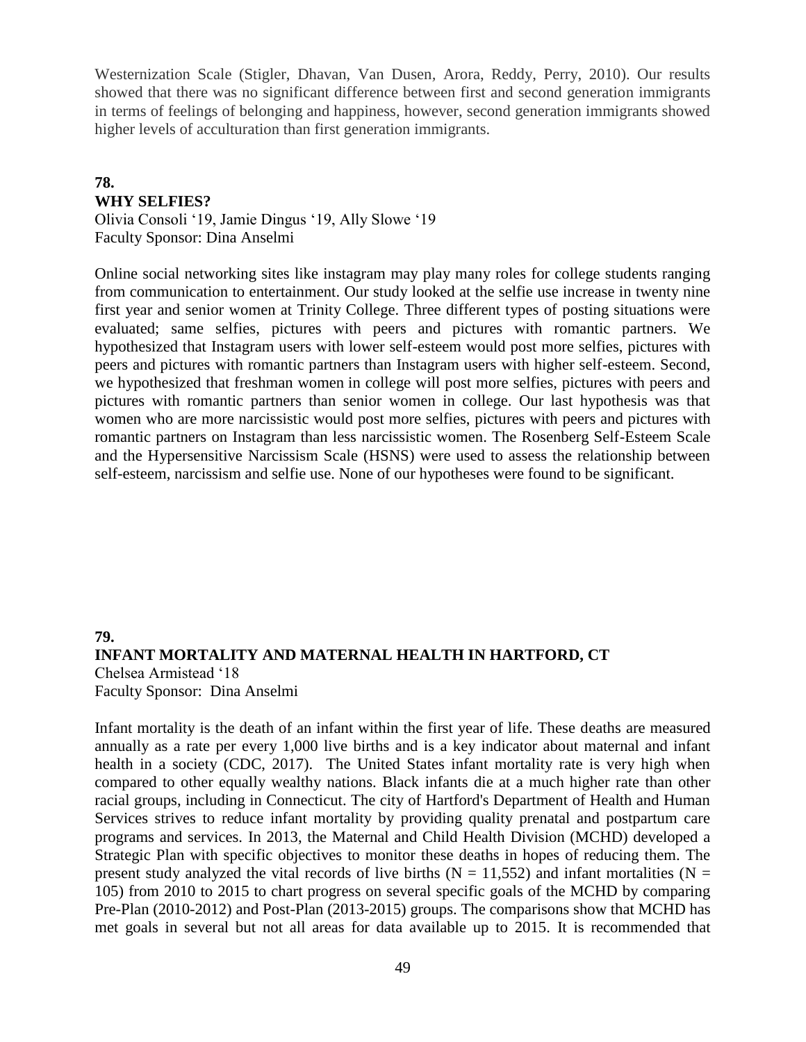Westernization Scale (Stigler, Dhavan, Van Dusen, Arora, Reddy, Perry, 2010). Our results showed that there was no significant difference between first and second generation immigrants in terms of feelings of belonging and happiness, however, second generation immigrants showed higher levels of acculturation than first generation immigrants.

**78.**

**WHY SELFIES?**

Olivia Consoli '19, Jamie Dingus '19, Ally Slowe '19
Faculty Sponsor: Dina Anselmi

Online social networking sites like instagram may play many roles for college students ranging from communication to entertainment. Our study looked at the selfie use increase in twenty nine first year and senior women at Trinity College. Three different types of posting situations were evaluated; same selfies, pictures with peers and pictures with romantic partners. We hypothesized that Instagram users with lower self-esteem would post more selfies, pictures with peers and pictures with romantic partners than Instagram users with higher self-esteem. Second, we hypothesized that freshman women in college will post more selfies, pictures with peers and pictures with romantic partners than senior women in college. Our last hypothesis was that women who are more narcissistic would post more selfies, pictures with peers and pictures with romantic partners on Instagram than less narcissistic women. The Rosenberg Self-Esteem Scale and the Hypersensitive Narcissism Scale (HSNS) were used to assess the relationship between self-esteem, narcissism and selfie use. None of our hypotheses were found to be significant.

**79.**

**INFANT MORTALITY AND MATERNAL HEALTH IN HARTFORD, CT**

Chelsea Armistead '18
Faculty Sponsor: Dina Anselmi

Infant mortality is the death of an infant within the first year of life. These deaths are measured annually as a rate per every 1,000 live births and is a key indicator about maternal and infant health in a society (CDC, 2017). The United States infant mortality rate is very high when compared to other equally wealthy nations. Black infants die at a much higher rate than other racial groups, including in Connecticut. The city of Hartford's Department of Health and Human Services strives to reduce infant mortality by providing quality prenatal and postpartum care programs and services. In 2013, the Maternal and Child Health Division (MCHD) developed a Strategic Plan with specific objectives to monitor these deaths in hopes of reducing them. The present study analyzed the vital records of live births ($N = 11,552$) and infant mortalities ($N = 105$) from 2010 to 2015 to chart progress on several specific goals of the MCHD by comparing Pre-Plan (2010-2012) and Post-Plan (2013-2015) groups. The comparisons show that MCHD has met goals in several but not all areas for data available up to 2015. It is recommended that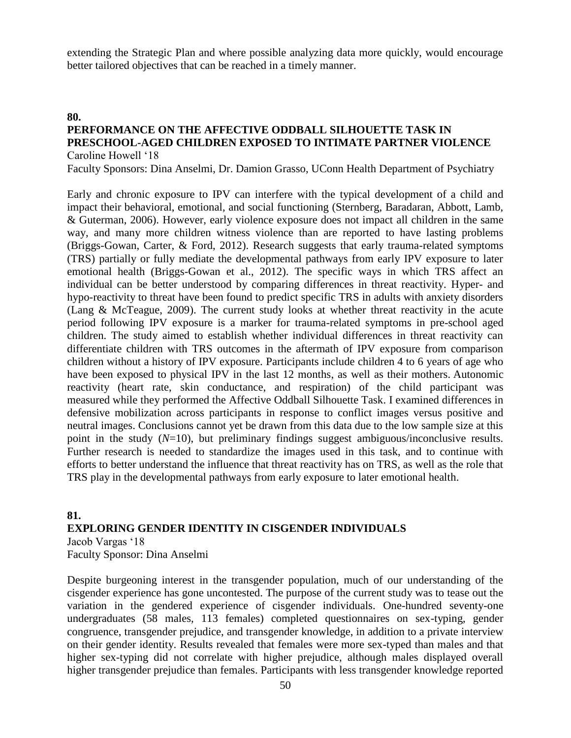extending the Strategic Plan and where possible analyzing data more quickly, would encourage better tailored objectives that can be reached in a timely manner.

**80.**

### PERFORMANCE ON THE AFFECTIVE ODDBALL SILHOUETTE TASK IN PRESCHOOL-AGED CHILDREN EXPOSED TO INTIMATE PARTNER VIOLENCE

Caroline Howell '18

Faculty Sponsors: Dina Anselmi, Dr. Damion Grasso, UConn Health Department of Psychiatry

Early and chronic exposure to IPV can interfere with the typical development of a child and impact their behavioral, emotional, and social functioning (Sternberg, Baradaran, Abbott, Lamb, & Guterman, 2006). However, early violence exposure does not impact all children in the same way, and many more children witness violence than are reported to have lasting problems (Briggs-Gowan, Carter, & Ford, 2012). Research suggests that early trauma-related symptoms (TRS) partially or fully mediate the developmental pathways from early IPV exposure to later emotional health (Briggs-Gowan et al., 2012). The specific ways in which TRS affect an individual can be better understood by comparing differences in threat reactivity. Hyper- and hypo-reactivity to threat have been found to predict specific TRS in adults with anxiety disorders (Lang & McTeague, 2009). The current study looks at whether threat reactivity in the acute period following IPV exposure is a marker for trauma-related symptoms in pre-school aged children. The study aimed to establish whether individual differences in threat reactivity can differentiate children with TRS outcomes in the aftermath of IPV exposure from comparison children without a history of IPV exposure. Participants include children 4 to 6 years of age who have been exposed to physical IPV in the last 12 months, as well as their mothers. Autonomic reactivity (heart rate, skin conductance, and respiration) of the child participant was measured while they performed the Affective Oddball Silhouette Task. I examined differences in defensive mobilization across participants in response to conflict images versus positive and neutral images. Conclusions cannot yet be drawn from this data due to the low sample size at this point in the study ($N$=10), but preliminary findings suggest ambiguous/inconclusive results. Further research is needed to standardize the images used in this task, and to continue with efforts to better understand the influence that threat reactivity has on TRS, as well as the role that TRS play in the developmental pathways from early exposure to later emotional health.

**81.**

### EXPLORING GENDER IDENTITY IN CISGENDER INDIVIDUALS

Jacob Vargas '18

Faculty Sponsor: Dina Anselmi

Despite burgeoning interest in the transgender population, much of our understanding of the cisgender experience has gone uncontested. The purpose of the current study was to tease out the variation in the gendered experience of cisgender individuals. One-hundred seventy-one undergraduates (58 males, 113 females) completed questionnaires on sex-typing, gender congruence, transgender prejudice, and transgender knowledge, in addition to a private interview on their gender identity. Results revealed that females were more sex-typed than males and that higher sex-typing did not correlate with higher prejudice, although males displayed overall higher transgender prejudice than females. Participants with less transgender knowledge reported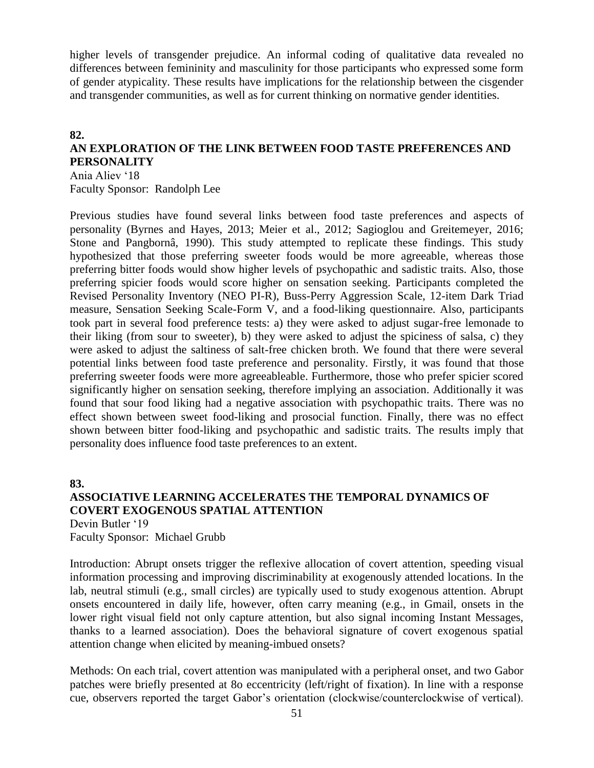higher levels of transgender prejudice. An informal coding of qualitative data revealed no differences between femininity and masculinity for those participants who expressed some form of gender atypicality. These results have implications for the relationship between the cisgender and transgender communities, as well as for current thinking on normative gender identities.

**82.**

## AN EXPLORATION OF THE LINK BETWEEN FOOD TASTE PREFERENCES AND PERSONALITY

Ania Aliev '18
Faculty Sponsor: Randolph Lee

Previous studies have found several links between food taste preferences and aspects of personality (Byrnes and Hayes, 2013; Meier et al., 2012; Sagioglou and Greitemeyer, 2016; Stone and Pangbornâ, 1990). This study attempted to replicate these findings. This study hypothesized that those preferring sweeter foods would be more agreeable, whereas those preferring bitter foods would show higher levels of psychopathic and sadistic traits. Also, those preferring spicier foods would score higher on sensation seeking. Participants completed the Revised Personality Inventory (NEO PI-R), Buss-Perry Aggression Scale, 12-item Dark Triad measure, Sensation Seeking Scale-Form V, and a food-liking questionnaire. Also, participants took part in several food preference tests: a) they were asked to adjust sugar-free lemonade to their liking (from sour to sweeter), b) they were asked to adjust the spiciness of salsa, c) they were asked to adjust the saltiness of salt-free chicken broth. We found that there were several potential links between food taste preference and personality. Firstly, it was found that those preferring sweeter foods were more agreeableable. Furthermore, those who prefer spicier scored significantly higher on sensation seeking, therefore implying an association. Additionally it was found that sour food liking had a negative association with psychopathic traits. There was no effect shown between sweet food-liking and prosocial function. Finally, there was no effect shown between bitter food-liking and psychopathic and sadistic traits. The results imply that personality does influence food taste preferences to an extent.

**83.**

## ASSOCIATIVE LEARNING ACCELERATES THE TEMPORAL DYNAMICS OF COVERT EXOGENOUS SPATIAL ATTENTION

Devin Butler '19
Faculty Sponsor: Michael Grubb

Introduction: Abrupt onsets trigger the reflexive allocation of covert attention, speeding visual information processing and improving discriminability at exogenously attended locations. In the lab, neutral stimuli (e.g., small circles) are typically used to study exogenous attention. Abrupt onsets encountered in daily life, however, often carry meaning (e.g., in Gmail, onsets in the lower right visual field not only capture attention, but also signal incoming Instant Messages, thanks to a learned association). Does the behavioral signature of covert exogenous spatial attention change when elicited by meaning-imbued onsets?

Methods: On each trial, covert attention was manipulated with a peripheral onset, and two Gabor patches were briefly presented at 8o eccentricity (left/right of fixation). In line with a response cue, observers reported the target Gabor's orientation (clockwise/counterclockwise of vertical).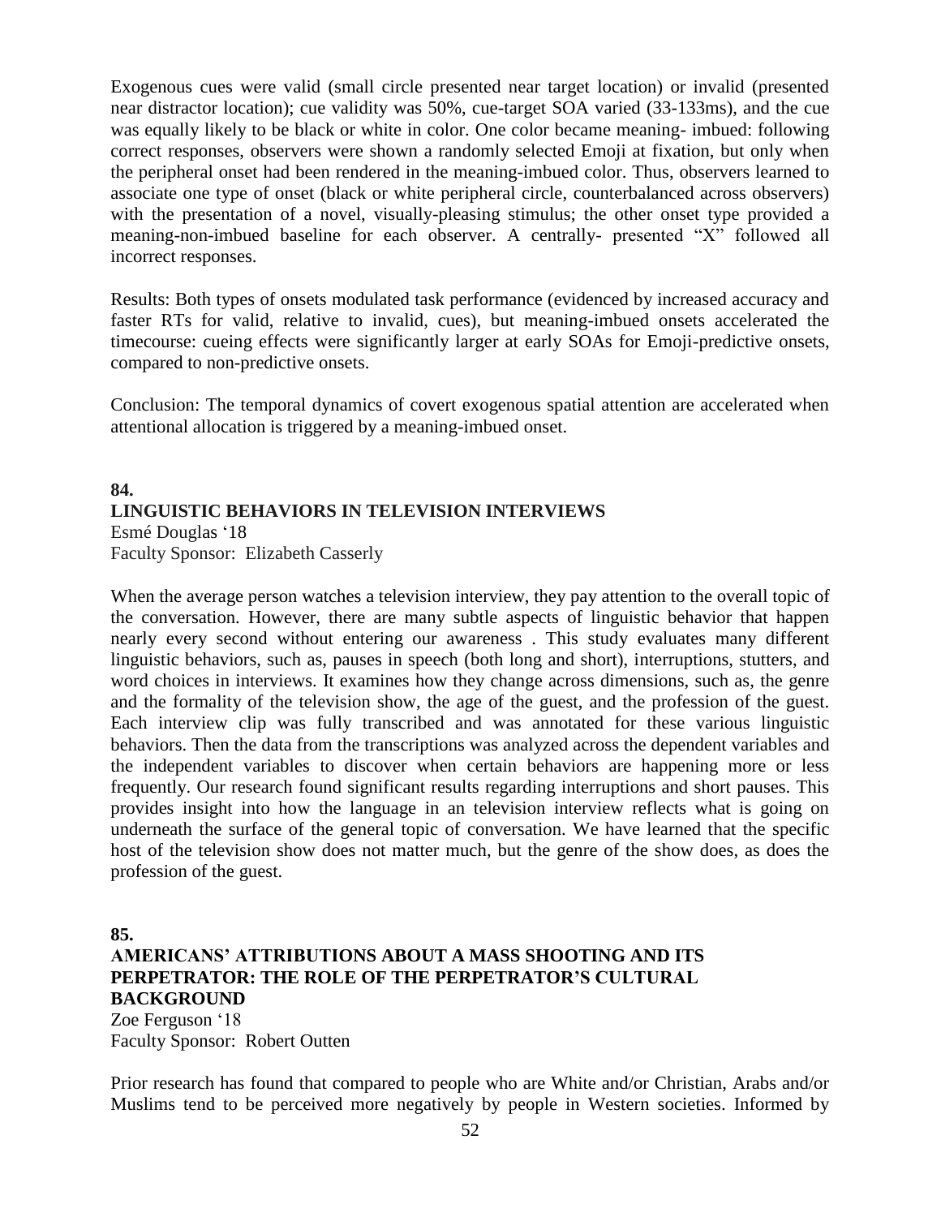Exogenous cues were valid (small circle presented near target location) or invalid (presented near distractor location); cue validity was 50%, cue-target SOA varied (33-133ms), and the cue was equally likely to be black or white in color. One color became meaning- imbued: following correct responses, observers were shown a randomly selected Emoji at fixation, but only when the peripheral onset had been rendered in the meaning-imbued color. Thus, observers learned to associate one type of onset (black or white peripheral circle, counterbalanced across observers) with the presentation of a novel, visually-pleasing stimulus; the other onset type provided a meaning-non-imbued baseline for each observer. A centrally- presented "X" followed all incorrect responses.

Results: Both types of onsets modulated task performance (evidenced by increased accuracy and faster RTs for valid, relative to invalid, cues), but meaning-imbued onsets accelerated the timecourse: cueing effects were significantly larger at early SOAs for Emoji-predictive onsets, compared to non-predictive onsets.

Conclusion: The temporal dynamics of covert exogenous spatial attention are accelerated when attentional allocation is triggered by a meaning-imbued onset.

**84.**

**LINGUISTIC BEHAVIORS IN TELEVISION INTERVIEWS**

Esmé Douglas '18

Faculty Sponsor: Elizabeth Casserly

When the average person watches a television interview, they pay attention to the overall topic of the conversation. However, there are many subtle aspects of linguistic behavior that happen nearly every second without entering our awareness . This study evaluates many different linguistic behaviors, such as, pauses in speech (both long and short), interruptions, stutters, and word choices in interviews. It examines how they change across dimensions, such as, the genre and the formality of the television show, the age of the guest, and the profession of the guest. Each interview clip was fully transcribed and was annotated for these various linguistic behaviors. Then the data from the transcriptions was analyzed across the dependent variables and the independent variables to discover when certain behaviors are happening more or less frequently. Our research found significant results regarding interruptions and short pauses. This provides insight into how the language in an television interview reflects what is going on underneath the surface of the general topic of conversation. We have learned that the specific host of the television show does not matter much, but the genre of the show does, as does the profession of the guest.

**85.**

**AMERICANS' ATTRIBUTIONS ABOUT A MASS SHOOTING AND ITS PERPETRATOR: THE ROLE OF THE PERPETRATOR'S CULTURAL BACKGROUND**

Zoe Ferguson '18

Faculty Sponsor: Robert Outten

Prior research has found that compared to people who are White and/or Christian, Arabs and/or Muslims tend to be perceived more negatively by people in Western societies. Informed by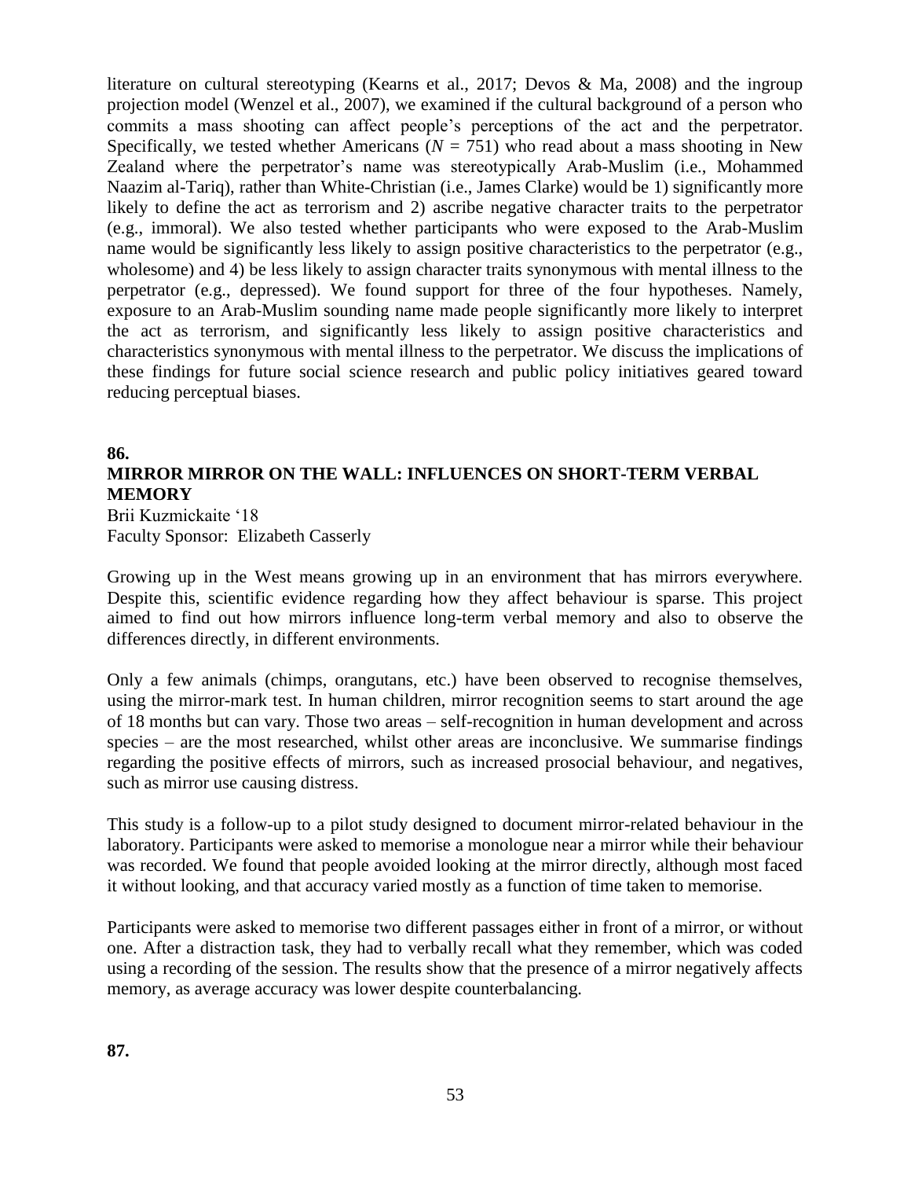literature on cultural stereotyping (Kearns et al., 2017; Devos & Ma, 2008) and the ingroup projection model (Wenzel et al., 2007), we examined if the cultural background of a person who commits a mass shooting can affect people's perceptions of the act and the perpetrator. Specifically, we tested whether Americans ($N$ = 751) who read about a mass shooting in New Zealand where the perpetrator's name was stereotypically Arab-Muslim (i.e., Mohammed Naazim al-Tariq), rather than White-Christian (i.e., James Clarke) would be 1) significantly more likely to define the act as terrorism and 2) ascribe negative character traits to the perpetrator (e.g., immoral). We also tested whether participants who were exposed to the Arab-Muslim name would be significantly less likely to assign positive characteristics to the perpetrator (e.g., wholesome) and 4) be less likely to assign character traits synonymous with mental illness to the perpetrator (e.g., depressed). We found support for three of the four hypotheses. Namely, exposure to an Arab-Muslim sounding name made people significantly more likely to interpret the act as terrorism, and significantly less likely to assign positive characteristics and characteristics synonymous with mental illness to the perpetrator. We discuss the implications of these findings for future social science research and public policy initiatives geared toward reducing perceptual biases.

**86.**

**MIRROR MIRROR ON THE WALL: INFLUENCES ON SHORT-TERM VERBAL MEMORY**

Brii Kuzmickaite '18
Faculty Sponsor: Elizabeth Casserly

Growing up in the West means growing up in an environment that has mirrors everywhere. Despite this, scientific evidence regarding how they affect behaviour is sparse. This project aimed to find out how mirrors influence long-term verbal memory and also to observe the differences directly, in different environments.

Only a few animals (chimps, orangutans, etc.) have been observed to recognise themselves, using the mirror-mark test. In human children, mirror recognition seems to start around the age of 18 months but can vary. Those two areas – self-recognition in human development and across species – are the most researched, whilst other areas are inconclusive. We summarise findings regarding the positive effects of mirrors, such as increased prosocial behaviour, and negatives, such as mirror use causing distress.

This study is a follow-up to a pilot study designed to document mirror-related behaviour in the laboratory. Participants were asked to memorise a monologue near a mirror while their behaviour was recorded. We found that people avoided looking at the mirror directly, although most faced it without looking, and that accuracy varied mostly as a function of time taken to memorise.

Participants were asked to memorise two different passages either in front of a mirror, or without one. After a distraction task, they had to verbally recall what they remember, which was coded using a recording of the session. The results show that the presence of a mirror negatively affects memory, as average accuracy was lower despite counterbalancing.

**87.**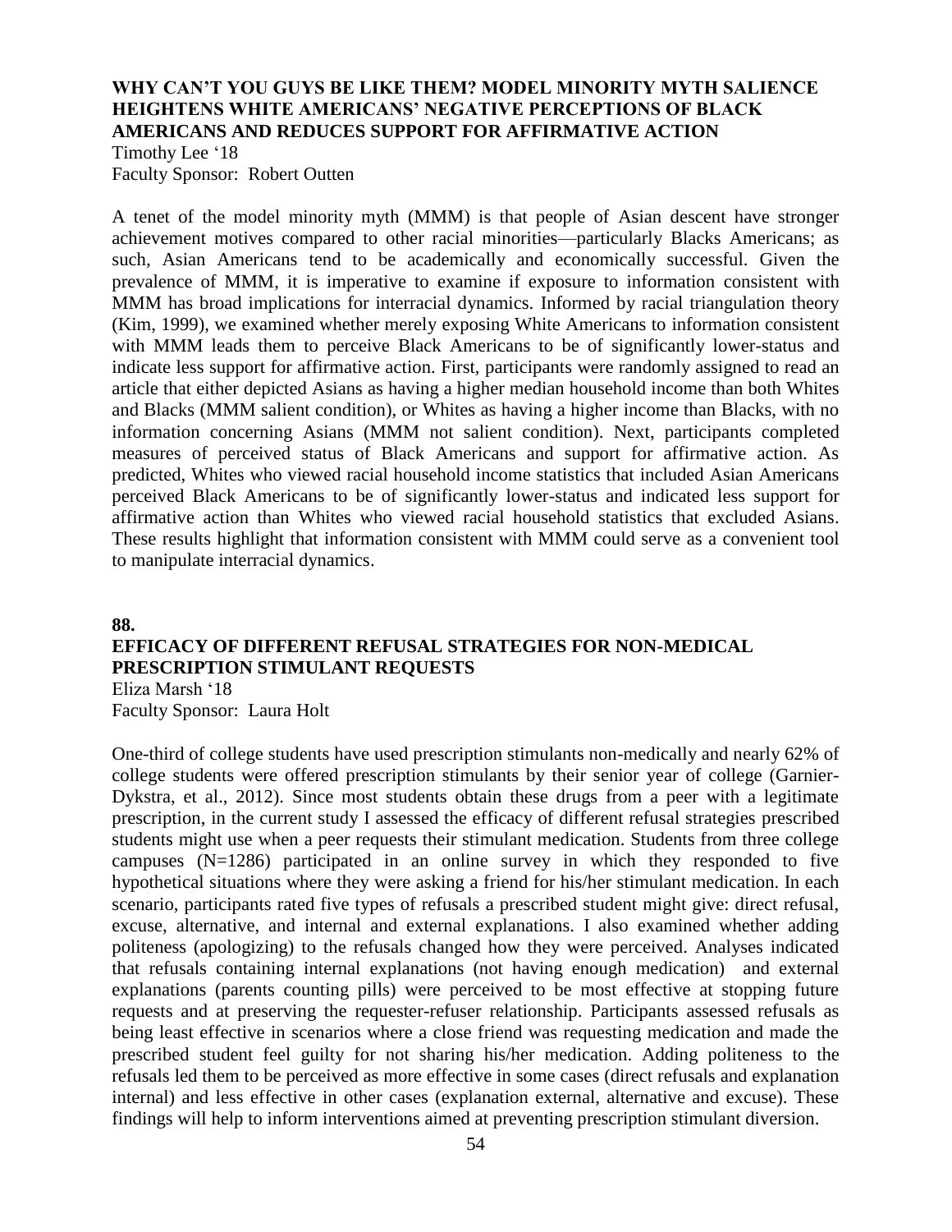### WHY CAN'T YOU GUYS BE LIKE THEM? MODEL MINORITY MYTH SALIENCE HEIGHTENS WHITE AMERICANS' NEGATIVE PERCEPTIONS OF BLACK AMERICANS AND REDUCES SUPPORT FOR AFFIRMATIVE ACTION

Timothy Lee '18
Faculty Sponsor: Robert Outten

A tenet of the model minority myth (MMM) is that people of Asian descent have stronger achievement motives compared to other racial minorities—particularly Blacks Americans; as such, Asian Americans tend to be academically and economically successful. Given the prevalence of MMM, it is imperative to examine if exposure to information consistent with MMM has broad implications for interracial dynamics. Informed by racial triangulation theory (Kim, 1999), we examined whether merely exposing White Americans to information consistent with MMM leads them to perceive Black Americans to be of significantly lower-status and indicate less support for affirmative action. First, participants were randomly assigned to read an article that either depicted Asians as having a higher median household income than both Whites and Blacks (MMM salient condition), or Whites as having a higher income than Blacks, with no information concerning Asians (MMM not salient condition). Next, participants completed measures of perceived status of Black Americans and support for affirmative action. As predicted, Whites who viewed racial household income statistics that included Asian Americans perceived Black Americans to be of significantly lower-status and indicated less support for affirmative action than Whites who viewed racial household statistics that excluded Asians. These results highlight that information consistent with MMM could serve as a convenient tool to manipulate interracial dynamics.

**88.**

### EFFICACY OF DIFFERENT REFUSAL STRATEGIES FOR NON-MEDICAL PRESCRIPTION STIMULANT REQUESTS

Eliza Marsh '18
Faculty Sponsor: Laura Holt

One-third of college students have used prescription stimulants non-medically and nearly 62% of college students were offered prescription stimulants by their senior year of college (Garnier-Dykstra, et al., 2012). Since most students obtain these drugs from a peer with a legitimate prescription, in the current study I assessed the efficacy of different refusal strategies prescribed students might use when a peer requests their stimulant medication. Students from three college campuses (N=1286) participated in an online survey in which they responded to five hypothetical situations where they were asking a friend for his/her stimulant medication. In each scenario, participants rated five types of refusals a prescribed student might give: direct refusal, excuse, alternative, and internal and external explanations. I also examined whether adding politeness (apologizing) to the refusals changed how they were perceived. Analyses indicated that refusals containing internal explanations (not having enough medication) and external explanations (parents counting pills) were perceived to be most effective at stopping future requests and at preserving the requester-refuser relationship. Participants assessed refusals as being least effective in scenarios where a close friend was requesting medication and made the prescribed student feel guilty for not sharing his/her medication. Adding politeness to the refusals led them to be perceived as more effective in some cases (direct refusals and explanation internal) and less effective in other cases (explanation external, alternative and excuse). These findings will help to inform interventions aimed at preventing prescription stimulant diversion.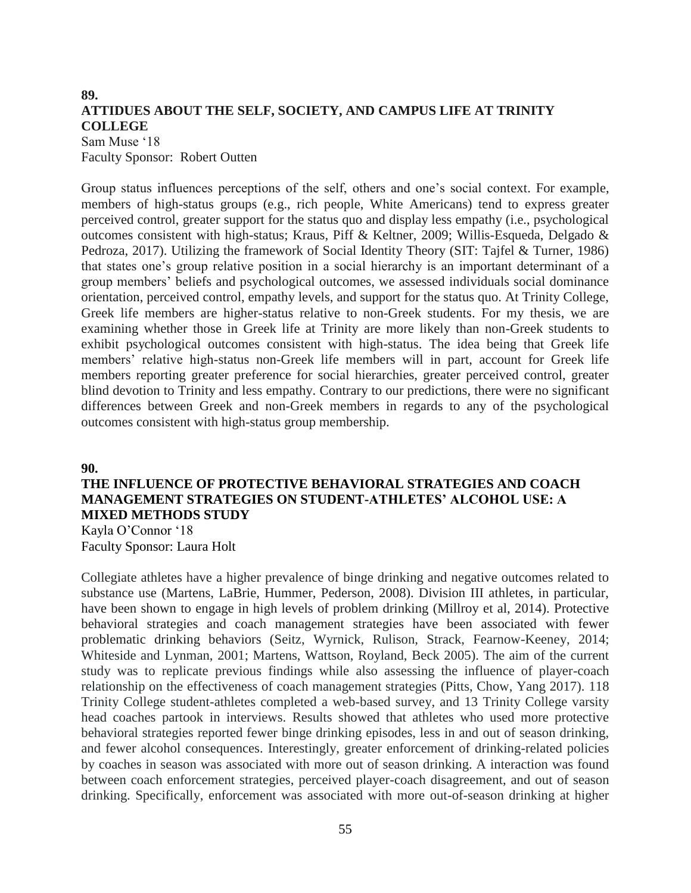**89.**

**ATTIDUES ABOUT THE SELF, SOCIETY, AND CAMPUS LIFE AT TRINITY COLLEGE**

Sam Muse '18
Faculty Sponsor: Robert Outten

Group status influences perceptions of the self, others and one's social context. For example, members of high-status groups (e.g., rich people, White Americans) tend to express greater perceived control, greater support for the status quo and display less empathy (i.e., psychological outcomes consistent with high-status; Kraus, Piff & Keltner, 2009; Willis-Esqueda, Delgado & Pedroza, 2017). Utilizing the framework of Social Identity Theory (SIT: Tajfel & Turner, 1986) that states one's group relative position in a social hierarchy is an important determinant of a group members' beliefs and psychological outcomes, we assessed individuals social dominance orientation, perceived control, empathy levels, and support for the status quo. At Trinity College, Greek life members are higher-status relative to non-Greek students. For my thesis, we are examining whether those in Greek life at Trinity are more likely than non-Greek students to exhibit psychological outcomes consistent with high-status. The idea being that Greek life members' relative high-status non-Greek life members will in part, account for Greek life members reporting greater preference for social hierarchies, greater perceived control, greater blind devotion to Trinity and less empathy. Contrary to our predictions, there were no significant differences between Greek and non-Greek members in regards to any of the psychological outcomes consistent with high-status group membership.

**90.**

**THE INFLUENCE OF PROTECTIVE BEHAVIORAL STRATEGIES AND COACH MANAGEMENT STRATEGIES ON STUDENT-ATHLETES' ALCOHOL USE: A MIXED METHODS STUDY**

Kayla O'Connor '18
Faculty Sponsor: Laura Holt

Collegiate athletes have a higher prevalence of binge drinking and negative outcomes related to substance use (Martens, LaBrie, Hummer, Pederson, 2008). Division III athletes, in particular, have been shown to engage in high levels of problem drinking (Millroy et al, 2014). Protective behavioral strategies and coach management strategies have been associated with fewer problematic drinking behaviors (Seitz, Wyrnick, Rulison, Strack, Fearnow-Keeney, 2014; Whiteside and Lynman, 2001; Martens, Wattson, Royland, Beck 2005). The aim of the current study was to replicate previous findings while also assessing the influence of player-coach relationship on the effectiveness of coach management strategies (Pitts, Chow, Yang 2017). 118 Trinity College student-athletes completed a web-based survey, and 13 Trinity College varsity head coaches partook in interviews. Results showed that athletes who used more protective behavioral strategies reported fewer binge drinking episodes, less in and out of season drinking, and fewer alcohol consequences. Interestingly, greater enforcement of drinking-related policies by coaches in season was associated with more out of season drinking. A interaction was found between coach enforcement strategies, perceived player-coach disagreement, and out of season drinking. Specifically, enforcement was associated with more out-of-season drinking at higher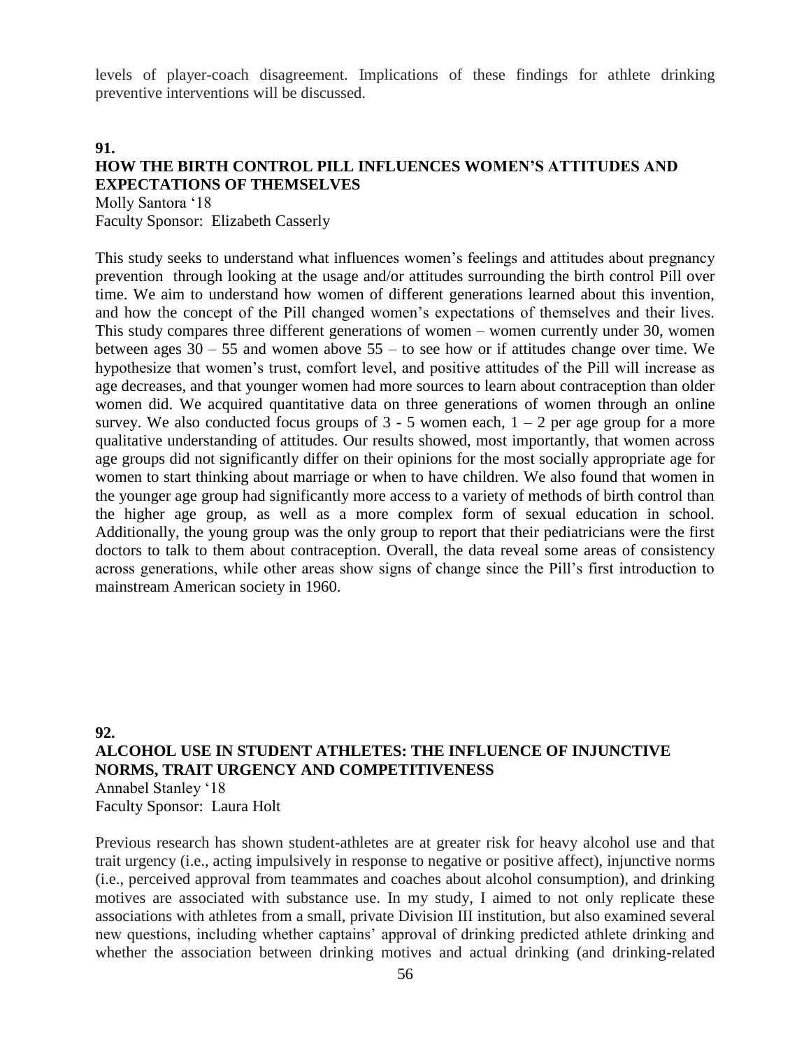levels of player-coach disagreement. Implications of these findings for athlete drinking preventive interventions will be discussed.

**91.**

## HOW THE BIRTH CONTROL PILL INFLUENCES WOMEN'S ATTITUDES AND EXPECTATIONS OF THEMSELVES

Molly Santora '18
Faculty Sponsor: Elizabeth Casserly

This study seeks to understand what influences women's feelings and attitudes about pregnancy prevention through looking at the usage and/or attitudes surrounding the birth control Pill over time. We aim to understand how women of different generations learned about this invention, and how the concept of the Pill changed women's expectations of themselves and their lives. This study compares three different generations of women – women currently under 30, women between ages 30 – 55 and women above 55 – to see how or if attitudes change over time. We hypothesize that women's trust, comfort level, and positive attitudes of the Pill will increase as age decreases, and that younger women had more sources to learn about contraception than older women did. We acquired quantitative data on three generations of women through an online survey. We also conducted focus groups of 3 - 5 women each, 1 – 2 per age group for a more qualitative understanding of attitudes. Our results showed, most importantly, that women across age groups did not significantly differ on their opinions for the most socially appropriate age for women to start thinking about marriage or when to have children. We also found that women in the younger age group had significantly more access to a variety of methods of birth control than the higher age group, as well as a more complex form of sexual education in school. Additionally, the young group was the only group to report that their pediatricians were the first doctors to talk to them about contraception. Overall, the data reveal some areas of consistency across generations, while other areas show signs of change since the Pill's first introduction to mainstream American society in 1960.

**92.**

## ALCOHOL USE IN STUDENT ATHLETES: THE INFLUENCE OF INJUNCTIVE NORMS, TRAIT URGENCY AND COMPETITIVENESS

Annabel Stanley '18
Faculty Sponsor: Laura Holt

Previous research has shown student-athletes are at greater risk for heavy alcohol use and that trait urgency (i.e., acting impulsively in response to negative or positive affect), injunctive norms (i.e., perceived approval from teammates and coaches about alcohol consumption), and drinking motives are associated with substance use. In my study, I aimed to not only replicate these associations with athletes from a small, private Division III institution, but also examined several new questions, including whether captains' approval of drinking predicted athlete drinking and whether the association between drinking motives and actual drinking (and drinking-related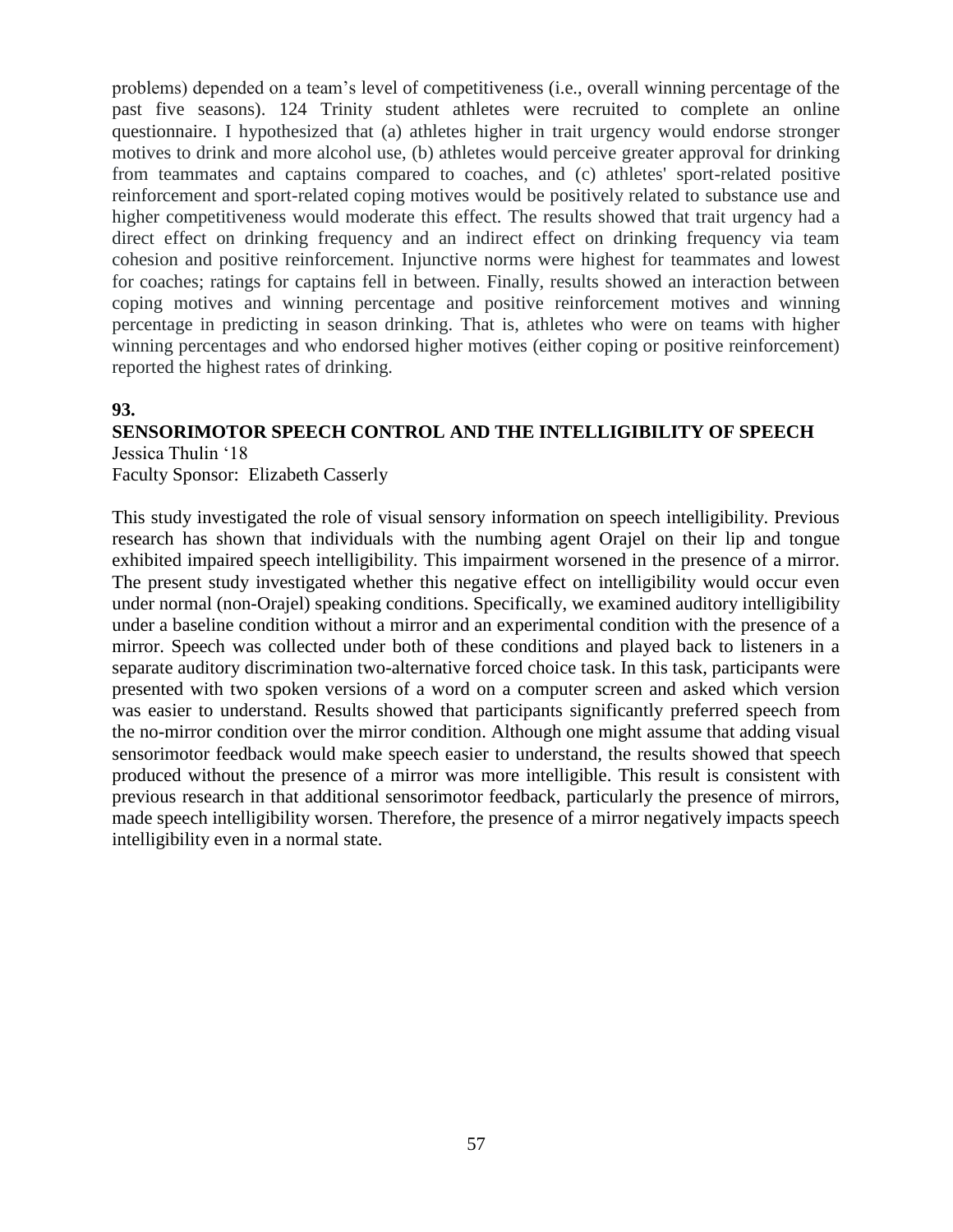problems) depended on a team's level of competitiveness (i.e., overall winning percentage of the past five seasons). 124 Trinity student athletes were recruited to complete an online questionnaire. I hypothesized that (a) athletes higher in trait urgency would endorse stronger motives to drink and more alcohol use, (b) athletes would perceive greater approval for drinking from teammates and captains compared to coaches, and (c) athletes' sport-related positive reinforcement and sport-related coping motives would be positively related to substance use and higher competitiveness would moderate this effect. The results showed that trait urgency had a direct effect on drinking frequency and an indirect effect on drinking frequency via team cohesion and positive reinforcement. Injunctive norms were highest for teammates and lowest for coaches; ratings for captains fell in between. Finally, results showed an interaction between coping motives and winning percentage and positive reinforcement motives and winning percentage in predicting in season drinking. That is, athletes who were on teams with higher winning percentages and who endorsed higher motives (either coping or positive reinforcement) reported the highest rates of drinking.

**93.**

**SENSORIMOTOR SPEECH CONTROL AND THE INTELLIGIBILITY OF SPEECH**

Jessica Thulin '18

Faculty Sponsor: Elizabeth Casserly

This study investigated the role of visual sensory information on speech intelligibility. Previous research has shown that individuals with the numbing agent Orajel on their lip and tongue exhibited impaired speech intelligibility. This impairment worsened in the presence of a mirror. The present study investigated whether this negative effect on intelligibility would occur even under normal (non-Orajel) speaking conditions. Specifically, we examined auditory intelligibility under a baseline condition without a mirror and an experimental condition with the presence of a mirror. Speech was collected under both of these conditions and played back to listeners in a separate auditory discrimination two-alternative forced choice task. In this task, participants were presented with two spoken versions of a word on a computer screen and asked which version was easier to understand. Results showed that participants significantly preferred speech from the no-mirror condition over the mirror condition. Although one might assume that adding visual sensorimotor feedback would make speech easier to understand, the results showed that speech produced without the presence of a mirror was more intelligible. This result is consistent with previous research in that additional sensorimotor feedback, particularly the presence of mirrors, made speech intelligibility worsen. Therefore, the presence of a mirror negatively impacts speech intelligibility even in a normal state.